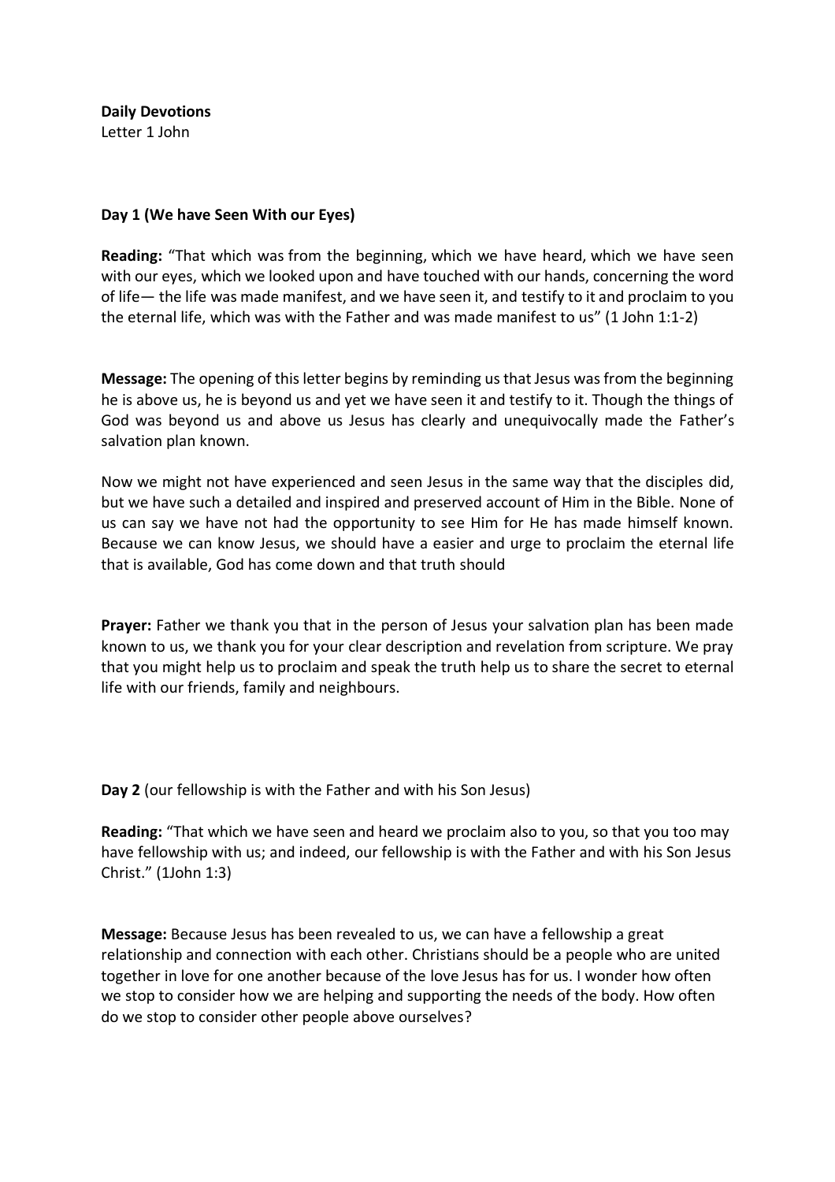**Daily Devotions**
Letter 1 John

**Day 1 (We have Seen With our Eyes)**

**Reading:** "That which was from the beginning, which we have heard, which we have seen with our eyes, which we looked upon and have touched with our hands, concerning the word of life— the life was made manifest, and we have seen it, and testify to it and proclaim to you the eternal life, which was with the Father and was made manifest to us" (1 John 1:1-2)

**Message:** The opening of this letter begins by reminding us that Jesus was from the beginning he is above us, he is beyond us and yet we have seen it and testify to it. Though the things of God was beyond us and above us Jesus has clearly and unequivocally made the Father's salvation plan known.

Now we might not have experienced and seen Jesus in the same way that the disciples did, but we have such a detailed and inspired and preserved account of Him in the Bible. None of us can say we have not had the opportunity to see Him for He has made himself known. Because we can know Jesus, we should have a easier and urge to proclaim the eternal life that is available, God has come down and that truth should

**Prayer:** Father we thank you that in the person of Jesus your salvation plan has been made known to us, we thank you for your clear description and revelation from scripture. We pray that you might help us to proclaim and speak the truth help us to share the secret to eternal life with our friends, family and neighbours.

**Day 2** (our fellowship is with the Father and with his Son Jesus)

**Reading:** "That which we have seen and heard we proclaim also to you, so that you too may have fellowship with us; and indeed, our fellowship is with the Father and with his Son Jesus Christ." (1John 1:3)

**Message:** Because Jesus has been revealed to us, we can have a fellowship a great relationship and connection with each other. Christians should be a people who are united together in love for one another because of the love Jesus has for us. I wonder how often we stop to consider how we are helping and supporting the needs of the body. How often do we stop to consider other people above ourselves?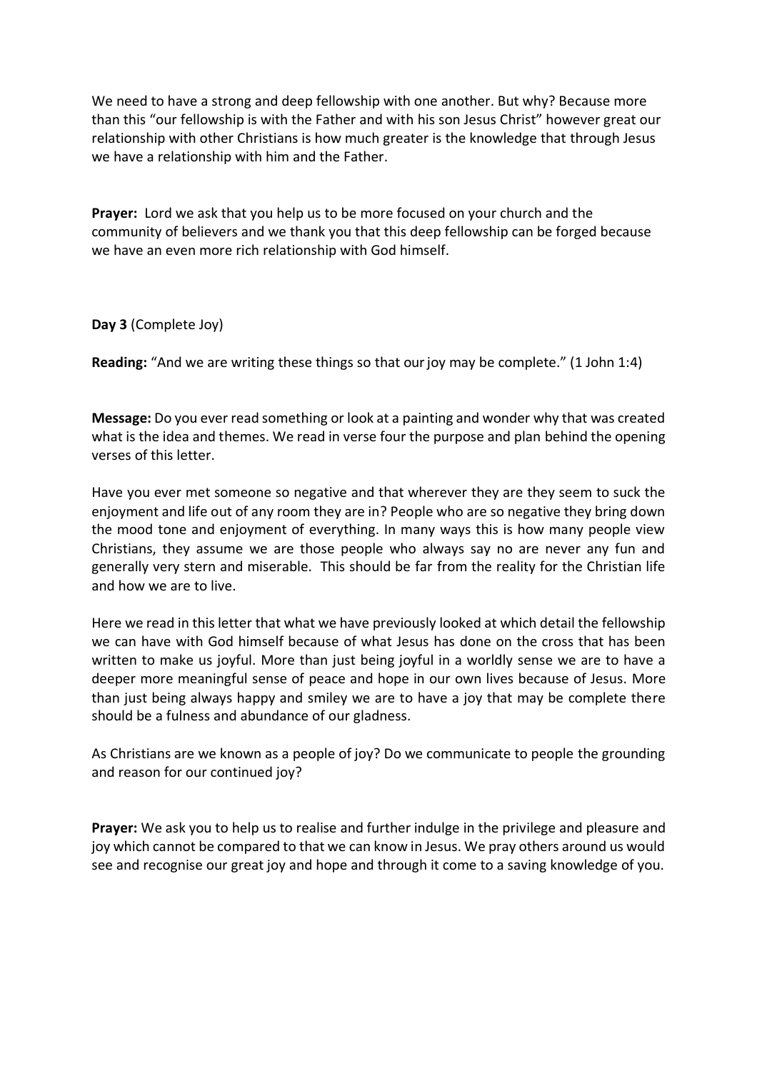We need to have a strong and deep fellowship with one another. But why? Because more than this "our fellowship is with the Father and with his son Jesus Christ" however great our relationship with other Christians is how much greater is the knowledge that through Jesus we have a relationship with him and the Father.

**Prayer:** Lord we ask that you help us to be more focused on your church and the community of believers and we thank you that this deep fellowship can be forged because we have an even more rich relationship with God himself.

**Day 3** (Complete Joy)

**Reading:** "And we are writing these things so that our joy may be complete." (1 John 1:4)

**Message:** Do you ever read something or look at a painting and wonder why that was created what is the idea and themes. We read in verse four the purpose and plan behind the opening verses of this letter.

Have you ever met someone so negative and that wherever they are they seem to suck the enjoyment and life out of any room they are in? People who are so negative they bring down the mood tone and enjoyment of everything. In many ways this is how many people view Christians, they assume we are those people who always say no are never any fun and generally very stern and miserable. This should be far from the reality for the Christian life and how we are to live.

Here we read in this letter that what we have previously looked at which detail the fellowship we can have with God himself because of what Jesus has done on the cross that has been written to make us joyful. More than just being joyful in a worldly sense we are to have a deeper more meaningful sense of peace and hope in our own lives because of Jesus. More than just being always happy and smiley we are to have a joy that may be complete there should be a fulness and abundance of our gladness.

As Christians are we known as a people of joy? Do we communicate to people the grounding and reason for our continued joy?

**Prayer:** We ask you to help us to realise and further indulge in the privilege and pleasure and joy which cannot be compared to that we can know in Jesus. We pray others around us would see and recognise our great joy and hope and through it come to a saving knowledge of you.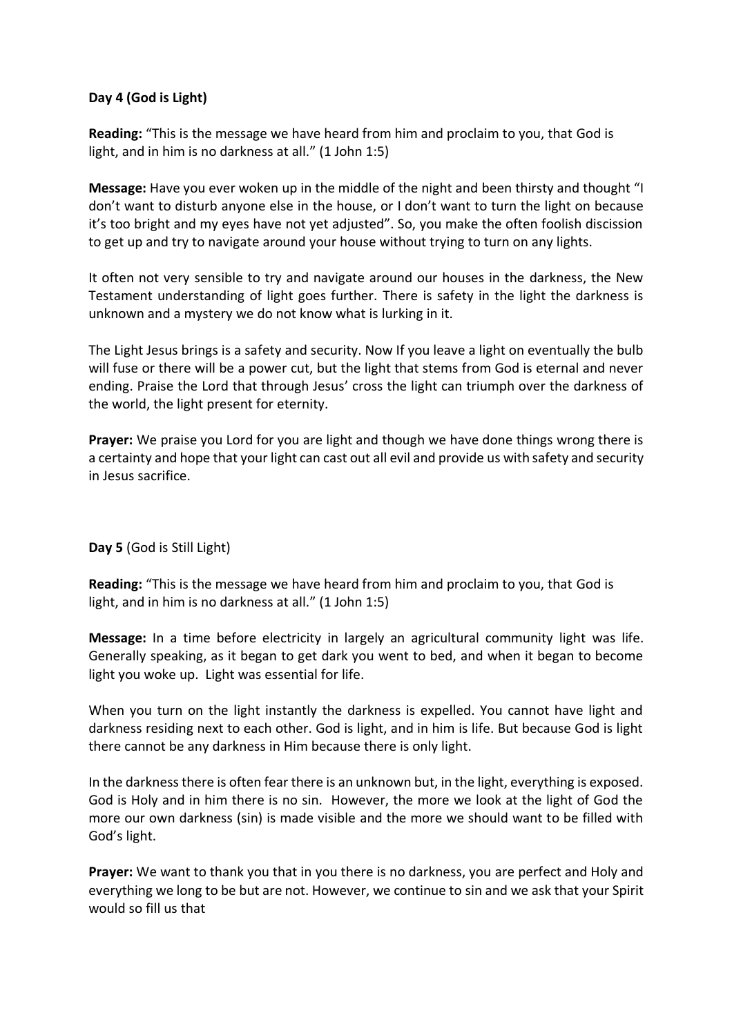**Day 4 (God is Light)**

**Reading:** "This is the message we have heard from him and proclaim to you, that God is light, and in him is no darkness at all." (1 John 1:5)

**Message:** Have you ever woken up in the middle of the night and been thirsty and thought "I don't want to disturb anyone else in the house, or I don't want to turn the light on because it's too bright and my eyes have not yet adjusted". So, you make the often foolish discission to get up and try to navigate around your house without trying to turn on any lights.

It often not very sensible to try and navigate around our houses in the darkness, the New Testament understanding of light goes further. There is safety in the light the darkness is unknown and a mystery we do not know what is lurking in it.

The Light Jesus brings is a safety and security. Now If you leave a light on eventually the bulb will fuse or there will be a power cut, but the light that stems from God is eternal and never ending. Praise the Lord that through Jesus' cross the light can triumph over the darkness of the world, the light present for eternity.

**Prayer:** We praise you Lord for you are light and though we have done things wrong there is a certainty and hope that your light can cast out all evil and provide us with safety and security in Jesus sacrifice.

**Day 5** (God is Still Light)

**Reading:** "This is the message we have heard from him and proclaim to you, that God is light, and in him is no darkness at all." (1 John 1:5)

**Message:** In a time before electricity in largely an agricultural community light was life. Generally speaking, as it began to get dark you went to bed, and when it began to become light you woke up. Light was essential for life.

When you turn on the light instantly the darkness is expelled. You cannot have light and darkness residing next to each other. God is light, and in him is life. But because God is light there cannot be any darkness in Him because there is only light.

In the darkness there is often fear there is an unknown but, in the light, everything is exposed. God is Holy and in him there is no sin. However, the more we look at the light of God the more our own darkness (sin) is made visible and the more we should want to be filled with God's light.

**Prayer:** We want to thank you that in you there is no darkness, you are perfect and Holy and everything we long to be but are not. However, we continue to sin and we ask that your Spirit would so fill us that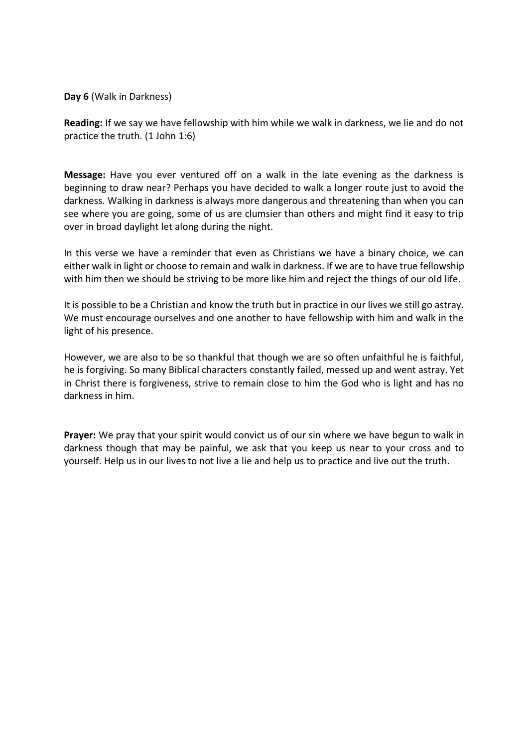**Day 6** (Walk in Darkness)

**Reading:** If we say we have fellowship with him while we walk in darkness, we lie and do not practice the truth. (1 John 1:6)

**Message:** Have you ever ventured off on a walk in the late evening as the darkness is beginning to draw near? Perhaps you have decided to walk a longer route just to avoid the darkness. Walking in darkness is always more dangerous and threatening than when you can see where you are going, some of us are clumsier than others and might find it easy to trip over in broad daylight let along during the night.

In this verse we have a reminder that even as Christians we have a binary choice, we can either walk in light or choose to remain and walk in darkness. If we are to have true fellowship with him then we should be striving to be more like him and reject the things of our old life.

It is possible to be a Christian and know the truth but in practice in our lives we still go astray. We must encourage ourselves and one another to have fellowship with him and walk in the light of his presence.

However, we are also to be so thankful that though we are so often unfaithful he is faithful, he is forgiving. So many Biblical characters constantly failed, messed up and went astray. Yet in Christ there is forgiveness, strive to remain close to him the God who is light and has no darkness in him.

**Prayer:** We pray that your spirit would convict us of our sin where we have begun to walk in darkness though that may be painful, we ask that you keep us near to your cross and to yourself. Help us in our lives to not live a lie and help us to practice and live out the truth.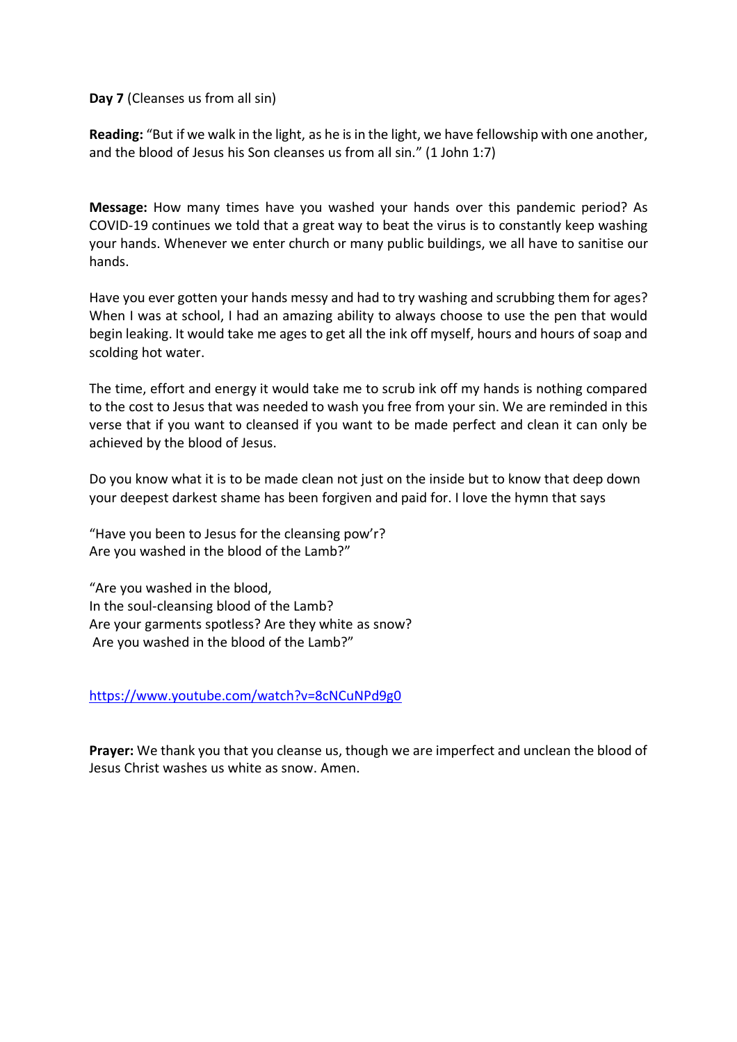**Day 7** (Cleanses us from all sin)

**Reading:** "But if we walk in the light, as he is in the light, we have fellowship with one another, and the blood of Jesus his Son cleanses us from all sin." (1 John 1:7)

**Message:** How many times have you washed your hands over this pandemic period? As COVID-19 continues we told that a great way to beat the virus is to constantly keep washing your hands. Whenever we enter church or many public buildings, we all have to sanitise our hands.

Have you ever gotten your hands messy and had to try washing and scrubbing them for ages? When I was at school, I had an amazing ability to always choose to use the pen that would begin leaking. It would take me ages to get all the ink off myself, hours and hours of soap and scolding hot water.

The time, effort and energy it would take me to scrub ink off my hands is nothing compared to the cost to Jesus that was needed to wash you free from your sin. We are reminded in this verse that if you want to cleansed if you want to be made perfect and clean it can only be achieved by the blood of Jesus.

Do you know what it is to be made clean not just on the inside but to know that deep down your deepest darkest shame has been forgiven and paid for. I love the hymn that says

"Have you been to Jesus for the cleansing pow'r?
Are you washed in the blood of the Lamb?"

"Are you washed in the blood,
In the soul-cleansing blood of the Lamb?
Are your garments spotless? Are they white as snow?
Are you washed in the blood of the Lamb?"

https://www.youtube.com/watch?v=8cNCuNPd9g0

**Prayer:** We thank you that you cleanse us, though we are imperfect and unclean the blood of Jesus Christ washes us white as snow. Amen.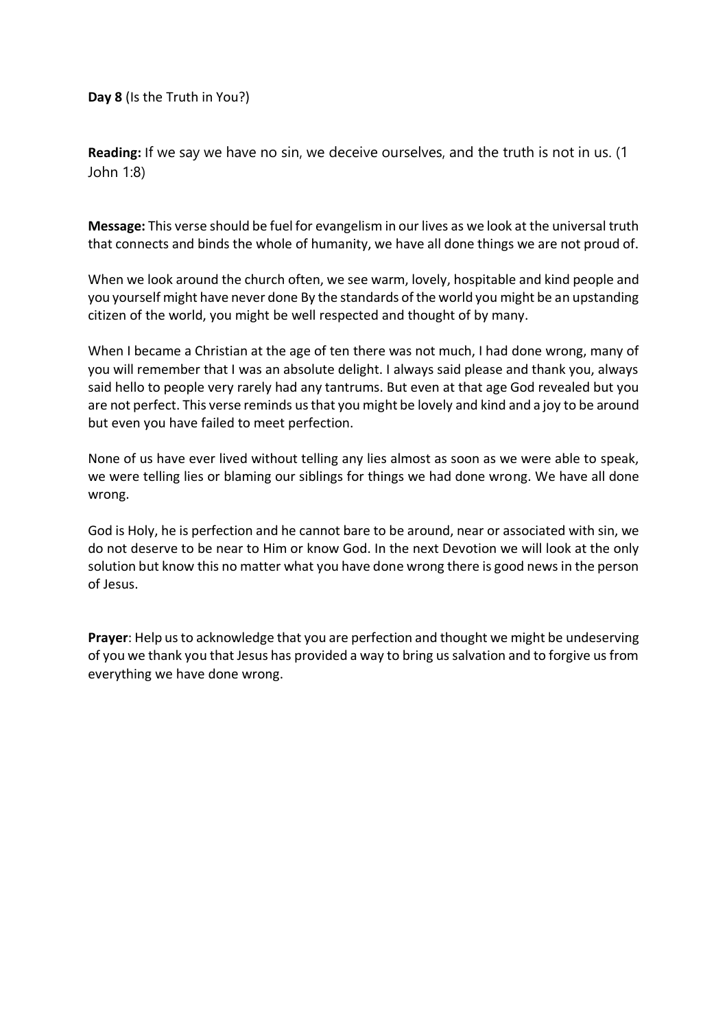**Day 8** (Is the Truth in You?)

**Reading:** If we say we have no sin, we deceive ourselves, and the truth is not in us. (1 John 1:8)

**Message:** This verse should be fuel for evangelism in our lives as we look at the universal truth that connects and binds the whole of humanity, we have all done things we are not proud of.

When we look around the church often, we see warm, lovely, hospitable and kind people and you yourself might have never done By the standards of the world you might be an upstanding citizen of the world, you might be well respected and thought of by many.

When I became a Christian at the age of ten there was not much, I had done wrong, many of you will remember that I was an absolute delight. I always said please and thank you, always said hello to people very rarely had any tantrums. But even at that age God revealed but you are not perfect. This verse reminds us that you might be lovely and kind and a joy to be around but even you have failed to meet perfection.

None of us have ever lived without telling any lies almost as soon as we were able to speak, we were telling lies or blaming our siblings for things we had done wrong. We have all done wrong.

God is Holy, he is perfection and he cannot bare to be around, near or associated with sin, we do not deserve to be near to Him or know God. In the next Devotion we will look at the only solution but know this no matter what you have done wrong there is good news in the person of Jesus.

**Prayer**: Help us to acknowledge that you are perfection and thought we might be undeserving of you we thank you that Jesus has provided a way to bring us salvation and to forgive us from everything we have done wrong.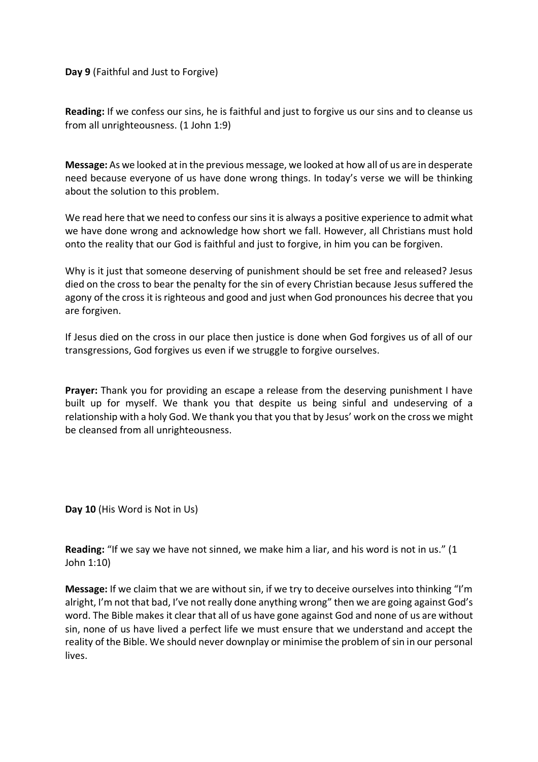**Day 9** (Faithful and Just to Forgive)

**Reading:** If we confess our sins, he is faithful and just to forgive us our sins and to cleanse us from all unrighteousness. (1 John 1:9)

**Message:** As we looked at in the previous message, we looked at how all of us are in desperate need because everyone of us have done wrong things. In today's verse we will be thinking about the solution to this problem.

We read here that we need to confess our sins it is always a positive experience to admit what we have done wrong and acknowledge how short we fall. However, all Christians must hold onto the reality that our God is faithful and just to forgive, in him you can be forgiven.

Why is it just that someone deserving of punishment should be set free and released? Jesus died on the cross to bear the penalty for the sin of every Christian because Jesus suffered the agony of the cross it is righteous and good and just when God pronounces his decree that you are forgiven.

If Jesus died on the cross in our place then justice is done when God forgives us of all of our transgressions, God forgives us even if we struggle to forgive ourselves.

**Prayer:** Thank you for providing an escape a release from the deserving punishment I have built up for myself. We thank you that despite us being sinful and undeserving of a relationship with a holy God. We thank you that you that by Jesus' work on the cross we might be cleansed from all unrighteousness.

**Day 10** (His Word is Not in Us)

**Reading:** "If we say we have not sinned, we make him a liar, and his word is not in us." (1 John 1:10)

**Message:** If we claim that we are without sin, if we try to deceive ourselves into thinking "I'm alright, I'm not that bad, I've not really done anything wrong" then we are going against God's word. The Bible makes it clear that all of us have gone against God and none of us are without sin, none of us have lived a perfect life we must ensure that we understand and accept the reality of the Bible. We should never downplay or minimise the problem of sin in our personal lives.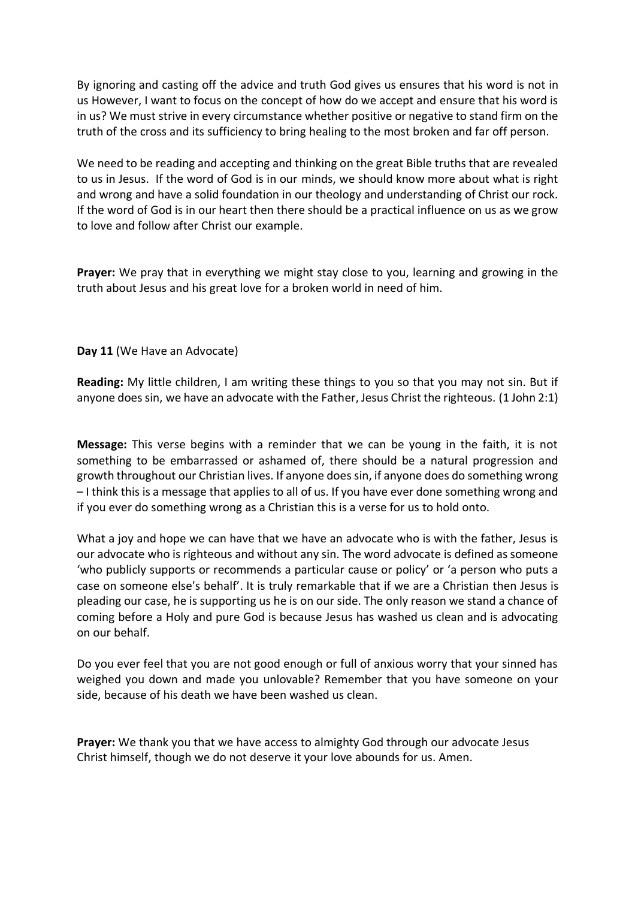By ignoring and casting off the advice and truth God gives us ensures that his word is not in us However, I want to focus on the concept of how do we accept and ensure that his word is in us? We must strive in every circumstance whether positive or negative to stand firm on the truth of the cross and its sufficiency to bring healing to the most broken and far off person.

We need to be reading and accepting and thinking on the great Bible truths that are revealed to us in Jesus. If the word of God is in our minds, we should know more about what is right and wrong and have a solid foundation in our theology and understanding of Christ our rock. If the word of God is in our heart then there should be a practical influence on us as we grow to love and follow after Christ our example.

**Prayer:** We pray that in everything we might stay close to you, learning and growing in the truth about Jesus and his great love for a broken world in need of him.

**Day 11** (We Have an Advocate)

**Reading:** My little children, I am writing these things to you so that you may not sin. But if anyone does sin, we have an advocate with the Father, Jesus Christ the righteous. (1 John 2:1)

**Message:** This verse begins with a reminder that we can be young in the faith, it is not something to be embarrassed or ashamed of, there should be a natural progression and growth throughout our Christian lives. If anyone does sin, if anyone does do something wrong – I think this is a message that applies to all of us. If you have ever done something wrong and if you ever do something wrong as a Christian this is a verse for us to hold onto.

What a joy and hope we can have that we have an advocate who is with the father, Jesus is our advocate who is righteous and without any sin. The word advocate is defined as someone 'who publicly supports or recommends a particular cause or policy' or 'a person who puts a case on someone else's behalf'. It is truly remarkable that if we are a Christian then Jesus is pleading our case, he is supporting us he is on our side. The only reason we stand a chance of coming before a Holy and pure God is because Jesus has washed us clean and is advocating on our behalf.

Do you ever feel that you are not good enough or full of anxious worry that your sinned has weighed you down and made you unlovable? Remember that you have someone on your side, because of his death we have been washed us clean.

**Prayer:** We thank you that we have access to almighty God through our advocate Jesus Christ himself, though we do not deserve it your love abounds for us. Amen.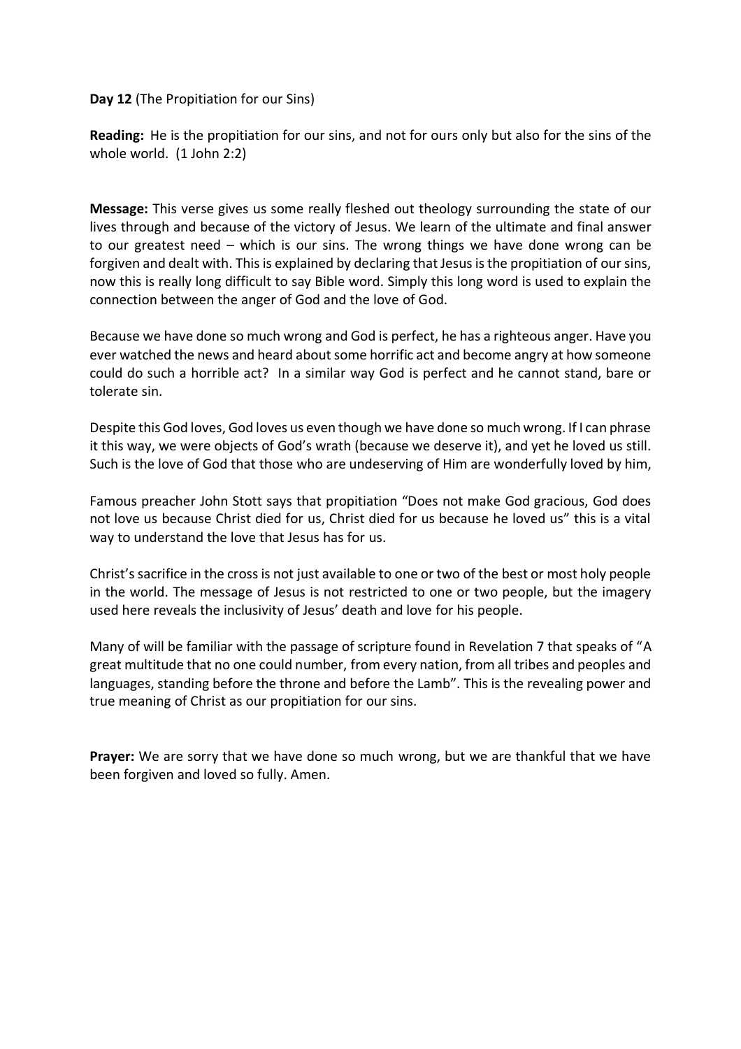**Day 12** (The Propitiation for our Sins)

**Reading:** He is the propitiation for our sins, and not for ours only but also for the sins of the whole world. (1 John 2:2)

**Message:** This verse gives us some really fleshed out theology surrounding the state of our lives through and because of the victory of Jesus. We learn of the ultimate and final answer to our greatest need – which is our sins. The wrong things we have done wrong can be forgiven and dealt with. This is explained by declaring that Jesus is the propitiation of our sins, now this is really long difficult to say Bible word. Simply this long word is used to explain the connection between the anger of God and the love of God.

Because we have done so much wrong and God is perfect, he has a righteous anger. Have you ever watched the news and heard about some horrific act and become angry at how someone could do such a horrible act? In a similar way God is perfect and he cannot stand, bare or tolerate sin.

Despite this God loves, God loves us even though we have done so much wrong. If I can phrase it this way, we were objects of God's wrath (because we deserve it), and yet he loved us still. Such is the love of God that those who are undeserving of Him are wonderfully loved by him,

Famous preacher John Stott says that propitiation "Does not make God gracious, God does not love us because Christ died for us, Christ died for us because he loved us" this is a vital way to understand the love that Jesus has for us.

Christ's sacrifice in the cross is not just available to one or two of the best or most holy people in the world. The message of Jesus is not restricted to one or two people, but the imagery used here reveals the inclusivity of Jesus' death and love for his people.

Many of will be familiar with the passage of scripture found in Revelation 7 that speaks of "A great multitude that no one could number, from every nation, from all tribes and peoples and languages, standing before the throne and before the Lamb". This is the revealing power and true meaning of Christ as our propitiation for our sins.

**Prayer:** We are sorry that we have done so much wrong, but we are thankful that we have been forgiven and loved so fully. Amen.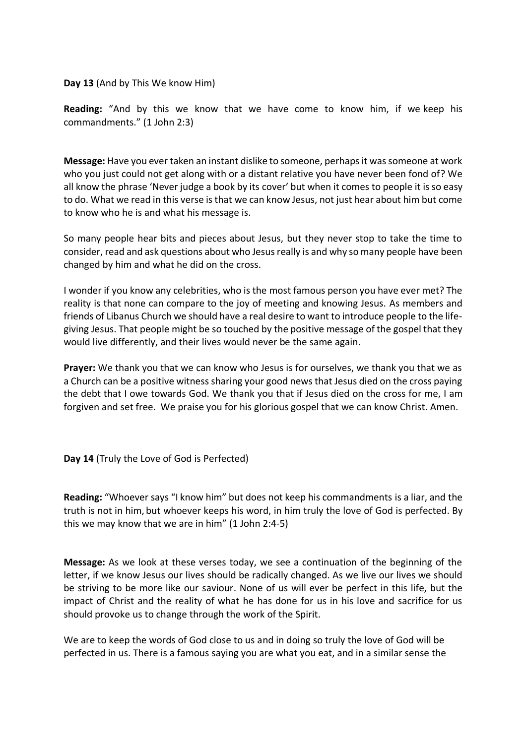**Day 13** (And by This We know Him)

**Reading:** "And by this we know that we have come to know him, if we keep his commandments." (1 John 2:3)

**Message:** Have you ever taken an instant dislike to someone, perhaps it was someone at work who you just could not get along with or a distant relative you have never been fond of? We all know the phrase 'Never judge a book by its cover' but when it comes to people it is so easy to do. What we read in this verse is that we can know Jesus, not just hear about him but come to know who he is and what his message is.

So many people hear bits and pieces about Jesus, but they never stop to take the time to consider, read and ask questions about who Jesus really is and why so many people have been changed by him and what he did on the cross.

I wonder if you know any celebrities, who is the most famous person you have ever met? The reality is that none can compare to the joy of meeting and knowing Jesus. As members and friends of Libanus Church we should have a real desire to want to introduce people to the life-giving Jesus. That people might be so touched by the positive message of the gospel that they would live differently, and their lives would never be the same again.

**Prayer:** We thank you that we can know who Jesus is for ourselves, we thank you that we as a Church can be a positive witness sharing your good news that Jesus died on the cross paying the debt that I owe towards God. We thank you that if Jesus died on the cross for me, I am forgiven and set free. We praise you for his glorious gospel that we can know Christ. Amen.

**Day 14** (Truly the Love of God is Perfected)

**Reading:** "Whoever says "I know him" but does not keep his commandments is a liar, and the truth is not in him, but whoever keeps his word, in him truly the love of God is perfected. By this we may know that we are in him" (1 John 2:4-5)

**Message:** As we look at these verses today, we see a continuation of the beginning of the letter, if we know Jesus our lives should be radically changed. As we live our lives we should be striving to be more like our saviour. None of us will ever be perfect in this life, but the impact of Christ and the reality of what he has done for us in his love and sacrifice for us should provoke us to change through the work of the Spirit.

We are to keep the words of God close to us and in doing so truly the love of God will be perfected in us. There is a famous saying you are what you eat, and in a similar sense the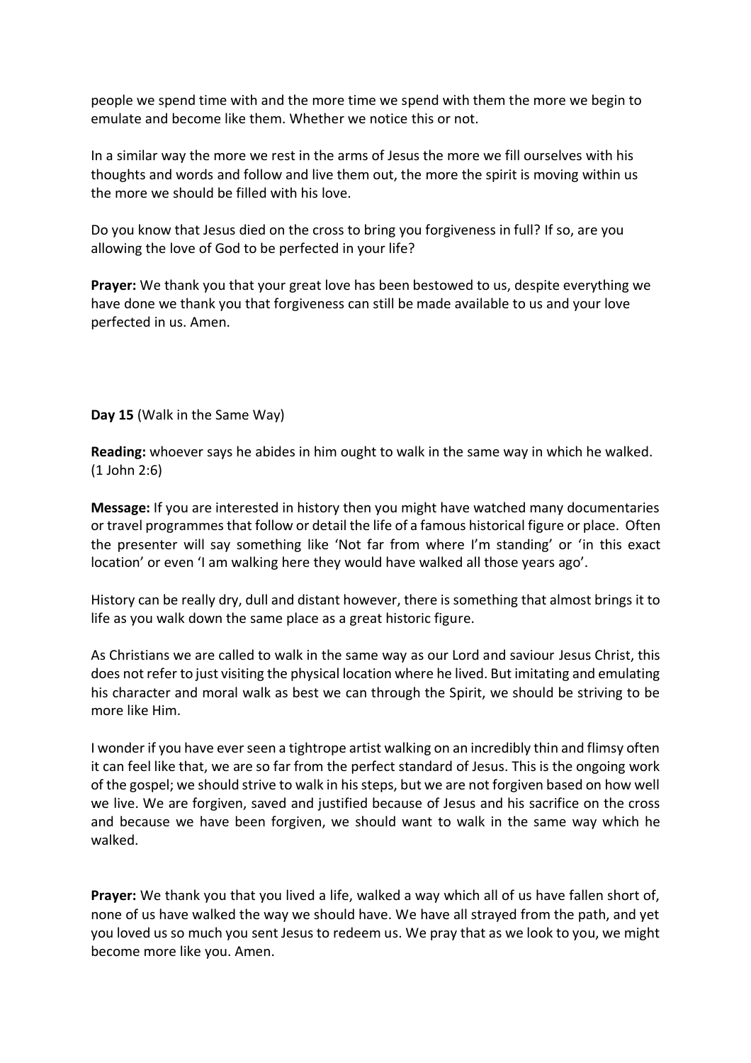people we spend time with and the more time we spend with them the more we begin to emulate and become like them. Whether we notice this or not.

In a similar way the more we rest in the arms of Jesus the more we fill ourselves with his thoughts and words and follow and live them out, the more the spirit is moving within us the more we should be filled with his love.

Do you know that Jesus died on the cross to bring you forgiveness in full? If so, are you allowing the love of God to be perfected in your life?

**Prayer:** We thank you that your great love has been bestowed to us, despite everything we have done we thank you that forgiveness can still be made available to us and your love perfected in us. Amen.

**Day 15** (Walk in the Same Way)

**Reading:** whoever says he abides in him ought to walk in the same way in which he walked. (1 John 2:6)

**Message:** If you are interested in history then you might have watched many documentaries or travel programmes that follow or detail the life of a famous historical figure or place. Often the presenter will say something like 'Not far from where I'm standing' or 'in this exact location' or even 'I am walking here they would have walked all those years ago'.

History can be really dry, dull and distant however, there is something that almost brings it to life as you walk down the same place as a great historic figure.

As Christians we are called to walk in the same way as our Lord and saviour Jesus Christ, this does not refer to just visiting the physical location where he lived. But imitating and emulating his character and moral walk as best we can through the Spirit, we should be striving to be more like Him.

I wonder if you have ever seen a tightrope artist walking on an incredibly thin and flimsy often it can feel like that, we are so far from the perfect standard of Jesus. This is the ongoing work of the gospel; we should strive to walk in his steps, but we are not forgiven based on how well we live. We are forgiven, saved and justified because of Jesus and his sacrifice on the cross and because we have been forgiven, we should want to walk in the same way which he walked.

**Prayer:** We thank you that you lived a life, walked a way which all of us have fallen short of, none of us have walked the way we should have. We have all strayed from the path, and yet you loved us so much you sent Jesus to redeem us. We pray that as we look to you, we might become more like you. Amen.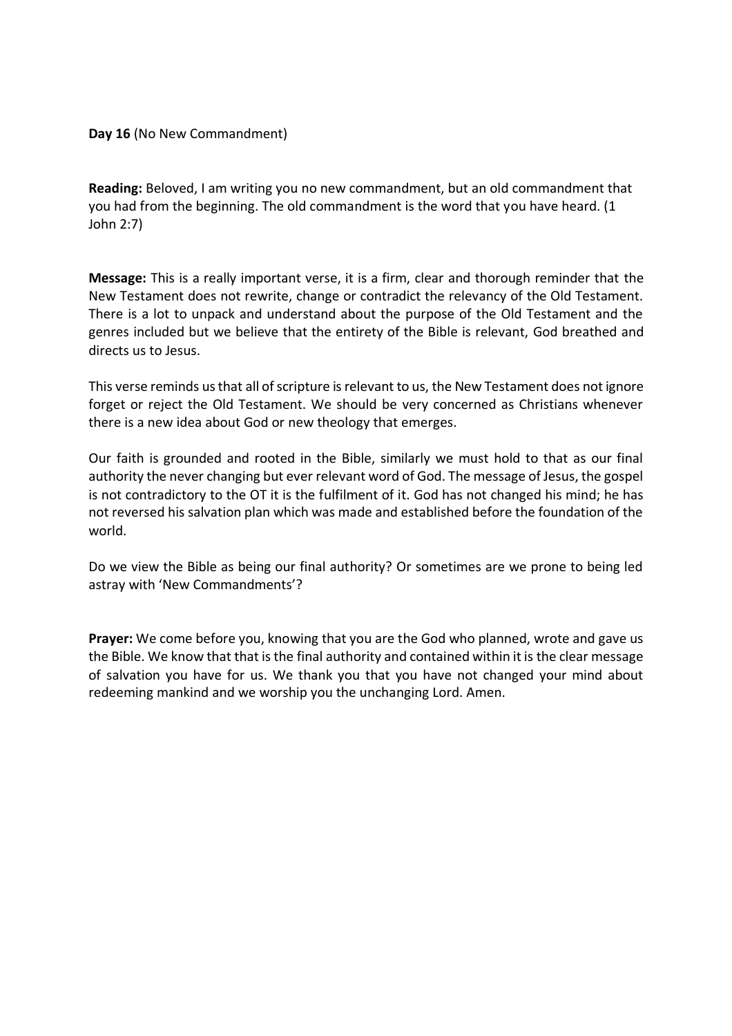**Day 16** (No New Commandment)

**Reading:** Beloved, I am writing you no new commandment, but an old commandment that you had from the beginning. The old commandment is the word that you have heard. (1 John 2:7)

**Message:** This is a really important verse, it is a firm, clear and thorough reminder that the New Testament does not rewrite, change or contradict the relevancy of the Old Testament. There is a lot to unpack and understand about the purpose of the Old Testament and the genres included but we believe that the entirety of the Bible is relevant, God breathed and directs us to Jesus.

This verse reminds us that all of scripture is relevant to us, the New Testament does not ignore forget or reject the Old Testament. We should be very concerned as Christians whenever there is a new idea about God or new theology that emerges.

Our faith is grounded and rooted in the Bible, similarly we must hold to that as our final authority the never changing but ever relevant word of God. The message of Jesus, the gospel is not contradictory to the OT it is the fulfilment of it. God has not changed his mind; he has not reversed his salvation plan which was made and established before the foundation of the world.

Do we view the Bible as being our final authority? Or sometimes are we prone to being led astray with 'New Commandments'?

**Prayer:** We come before you, knowing that you are the God who planned, wrote and gave us the Bible. We know that that is the final authority and contained within it is the clear message of salvation you have for us. We thank you that you have not changed your mind about redeeming mankind and we worship you the unchanging Lord. Amen.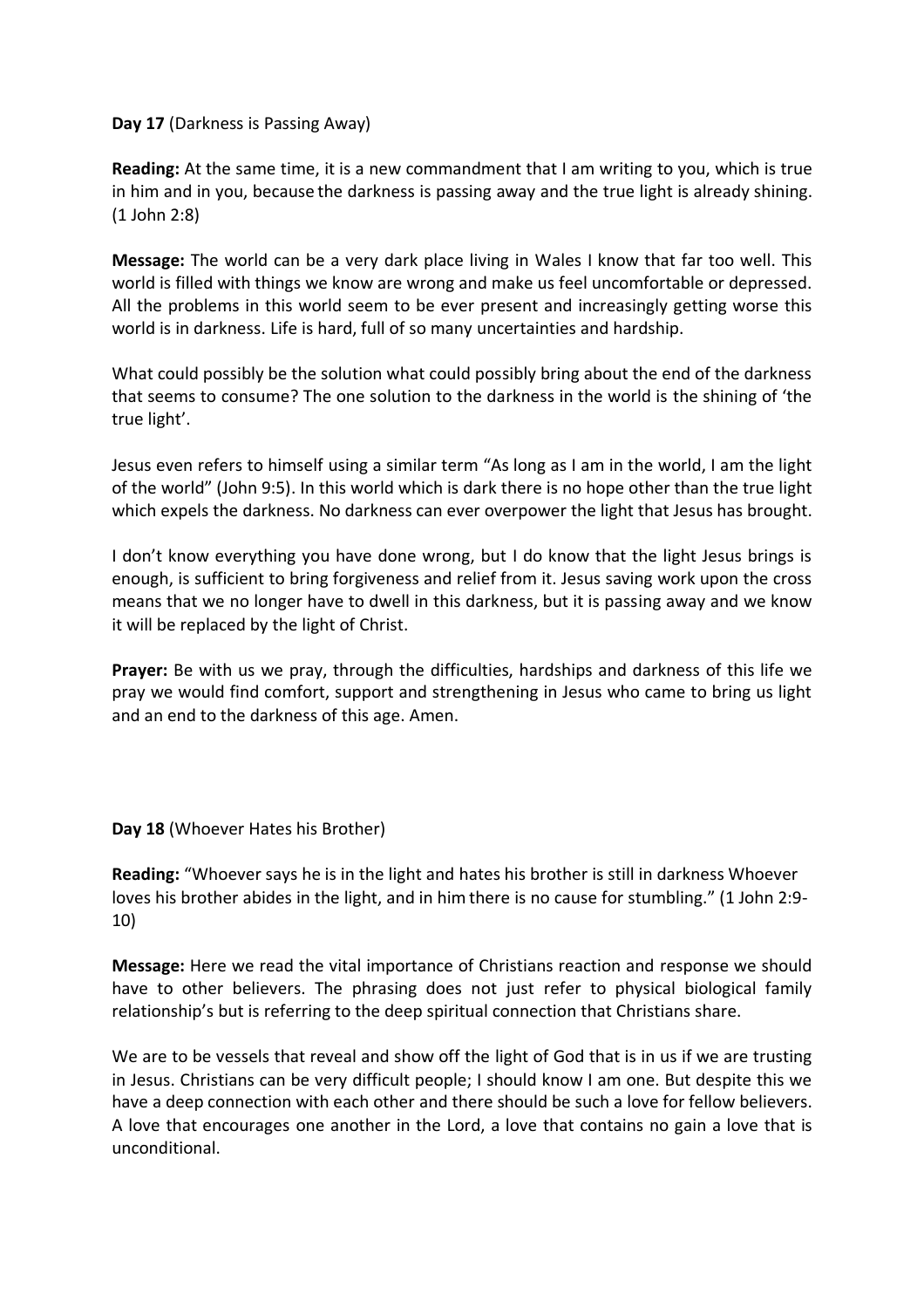**Day 17** (Darkness is Passing Away)

**Reading:** At the same time, it is a new commandment that I am writing to you, which is true in him and in you, because the darkness is passing away and the true light is already shining. (1 John 2:8)

**Message:** The world can be a very dark place living in Wales I know that far too well. This world is filled with things we know are wrong and make us feel uncomfortable or depressed. All the problems in this world seem to be ever present and increasingly getting worse this world is in darkness. Life is hard, full of so many uncertainties and hardship.

What could possibly be the solution what could possibly bring about the end of the darkness that seems to consume? The one solution to the darkness in the world is the shining of 'the true light'.

Jesus even refers to himself using a similar term "As long as I am in the world, I am the light of the world" (John 9:5). In this world which is dark there is no hope other than the true light which expels the darkness. No darkness can ever overpower the light that Jesus has brought.

I don't know everything you have done wrong, but I do know that the light Jesus brings is enough, is sufficient to bring forgiveness and relief from it. Jesus saving work upon the cross means that we no longer have to dwell in this darkness, but it is passing away and we know it will be replaced by the light of Christ.

**Prayer:** Be with us we pray, through the difficulties, hardships and darkness of this life we pray we would find comfort, support and strengthening in Jesus who came to bring us light and an end to the darkness of this age. Amen.

**Day 18** (Whoever Hates his Brother)

**Reading:** "Whoever says he is in the light and hates his brother is still in darkness Whoever loves his brother abides in the light, and in him there is no cause for stumbling." (1 John 2:9-10)

**Message:** Here we read the vital importance of Christians reaction and response we should have to other believers. The phrasing does not just refer to physical biological family relationship's but is referring to the deep spiritual connection that Christians share.

We are to be vessels that reveal and show off the light of God that is in us if we are trusting in Jesus. Christians can be very difficult people; I should know I am one. But despite this we have a deep connection with each other and there should be such a love for fellow believers. A love that encourages one another in the Lord, a love that contains no gain a love that is unconditional.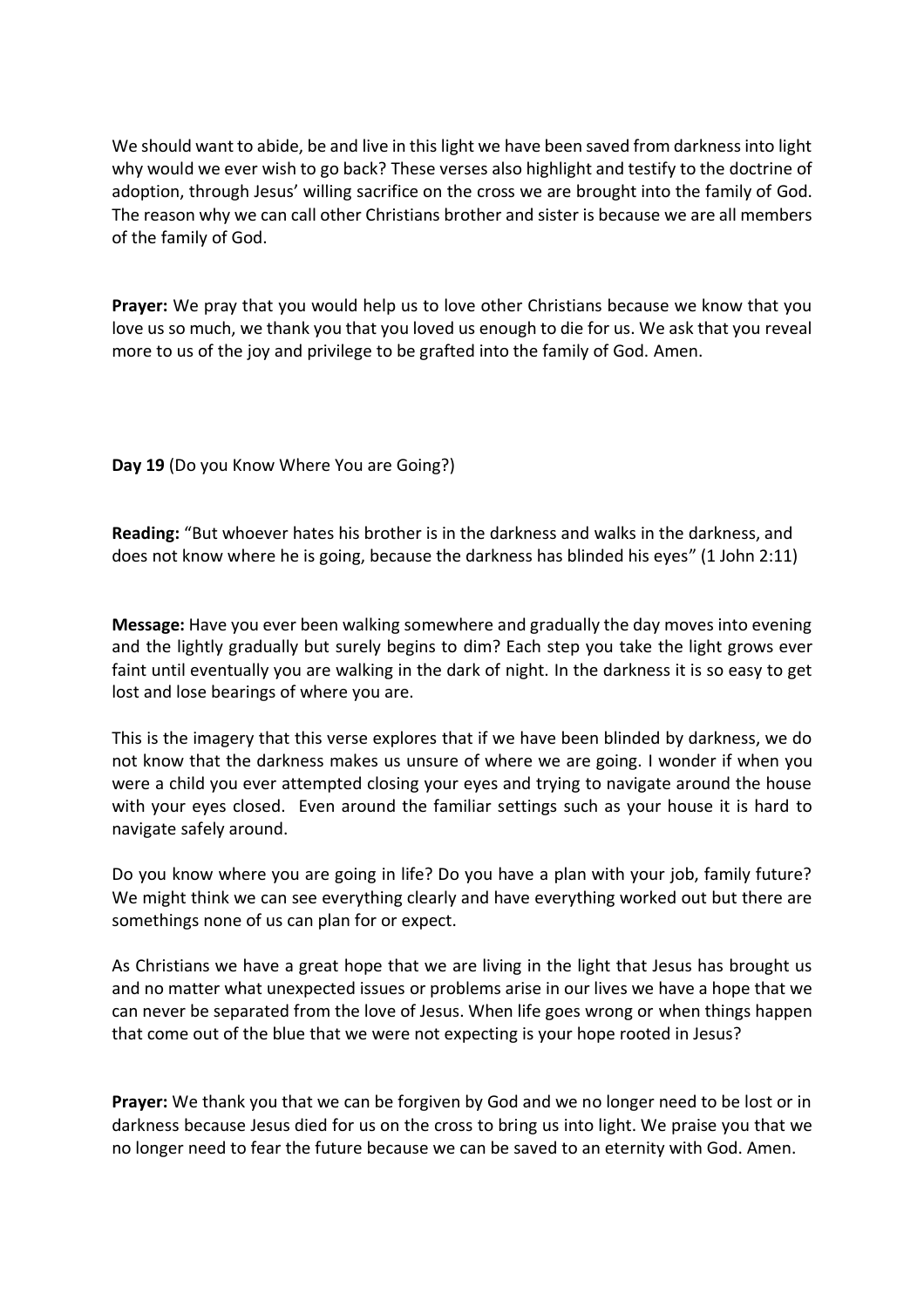We should want to abide, be and live in this light we have been saved from darkness into light why would we ever wish to go back? These verses also highlight and testify to the doctrine of adoption, through Jesus' willing sacrifice on the cross we are brought into the family of God. The reason why we can call other Christians brother and sister is because we are all members of the family of God.

**Prayer:** We pray that you would help us to love other Christians because we know that you love us so much, we thank you that you loved us enough to die for us. We ask that you reveal more to us of the joy and privilege to be grafted into the family of God. Amen.

**Day 19** (Do you Know Where You are Going?)

**Reading:** "But whoever hates his brother is in the darkness and walks in the darkness, and does not know where he is going, because the darkness has blinded his eyes" (1 John 2:11)

**Message:** Have you ever been walking somewhere and gradually the day moves into evening and the lightly gradually but surely begins to dim? Each step you take the light grows ever faint until eventually you are walking in the dark of night. In the darkness it is so easy to get lost and lose bearings of where you are.

This is the imagery that this verse explores that if we have been blinded by darkness, we do not know that the darkness makes us unsure of where we are going. I wonder if when you were a child you ever attempted closing your eyes and trying to navigate around the house with your eyes closed. Even around the familiar settings such as your house it is hard to navigate safely around.

Do you know where you are going in life? Do you have a plan with your job, family future? We might think we can see everything clearly and have everything worked out but there are somethings none of us can plan for or expect.

As Christians we have a great hope that we are living in the light that Jesus has brought us and no matter what unexpected issues or problems arise in our lives we have a hope that we can never be separated from the love of Jesus. When life goes wrong or when things happen that come out of the blue that we were not expecting is your hope rooted in Jesus?

**Prayer:** We thank you that we can be forgiven by God and we no longer need to be lost or in darkness because Jesus died for us on the cross to bring us into light. We praise you that we no longer need to fear the future because we can be saved to an eternity with God. Amen.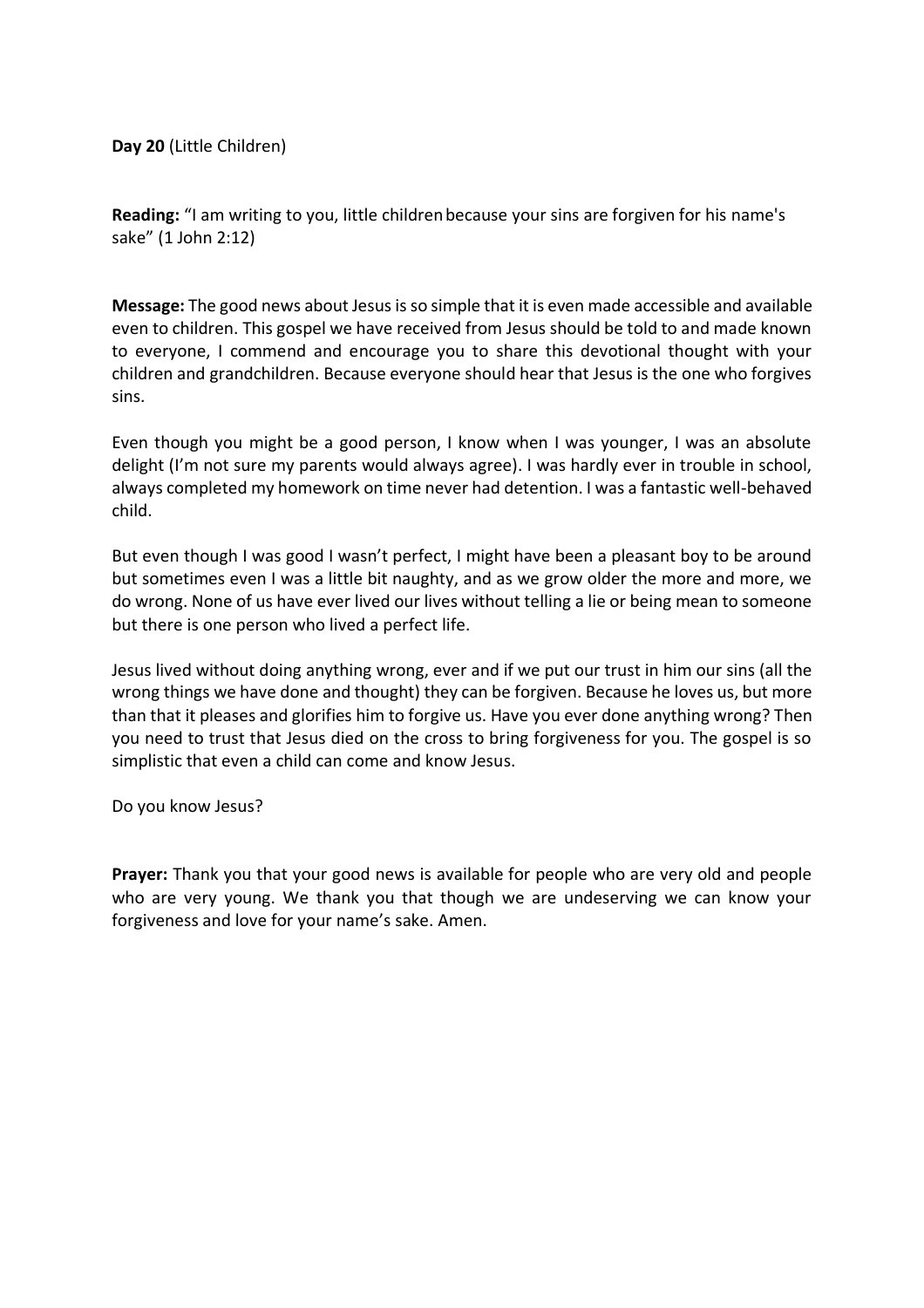**Day 20** (Little Children)

**Reading:** "I am writing to you, little children because your sins are forgiven for his name's sake" (1 John 2:12)

**Message:** The good news about Jesus is so simple that it is even made accessible and available even to children. This gospel we have received from Jesus should be told to and made known to everyone, I commend and encourage you to share this devotional thought with your children and grandchildren. Because everyone should hear that Jesus is the one who forgives sins.

Even though you might be a good person, I know when I was younger, I was an absolute delight (I'm not sure my parents would always agree). I was hardly ever in trouble in school, always completed my homework on time never had detention. I was a fantastic well-behaved child.

But even though I was good I wasn't perfect, I might have been a pleasant boy to be around but sometimes even I was a little bit naughty, and as we grow older the more and more, we do wrong. None of us have ever lived our lives without telling a lie or being mean to someone but there is one person who lived a perfect life.

Jesus lived without doing anything wrong, ever and if we put our trust in him our sins (all the wrong things we have done and thought) they can be forgiven. Because he loves us, but more than that it pleases and glorifies him to forgive us. Have you ever done anything wrong? Then you need to trust that Jesus died on the cross to bring forgiveness for you. The gospel is so simplistic that even a child can come and know Jesus.

Do you know Jesus?

**Prayer:** Thank you that your good news is available for people who are very old and people who are very young. We thank you that though we are undeserving we can know your forgiveness and love for your name's sake. Amen.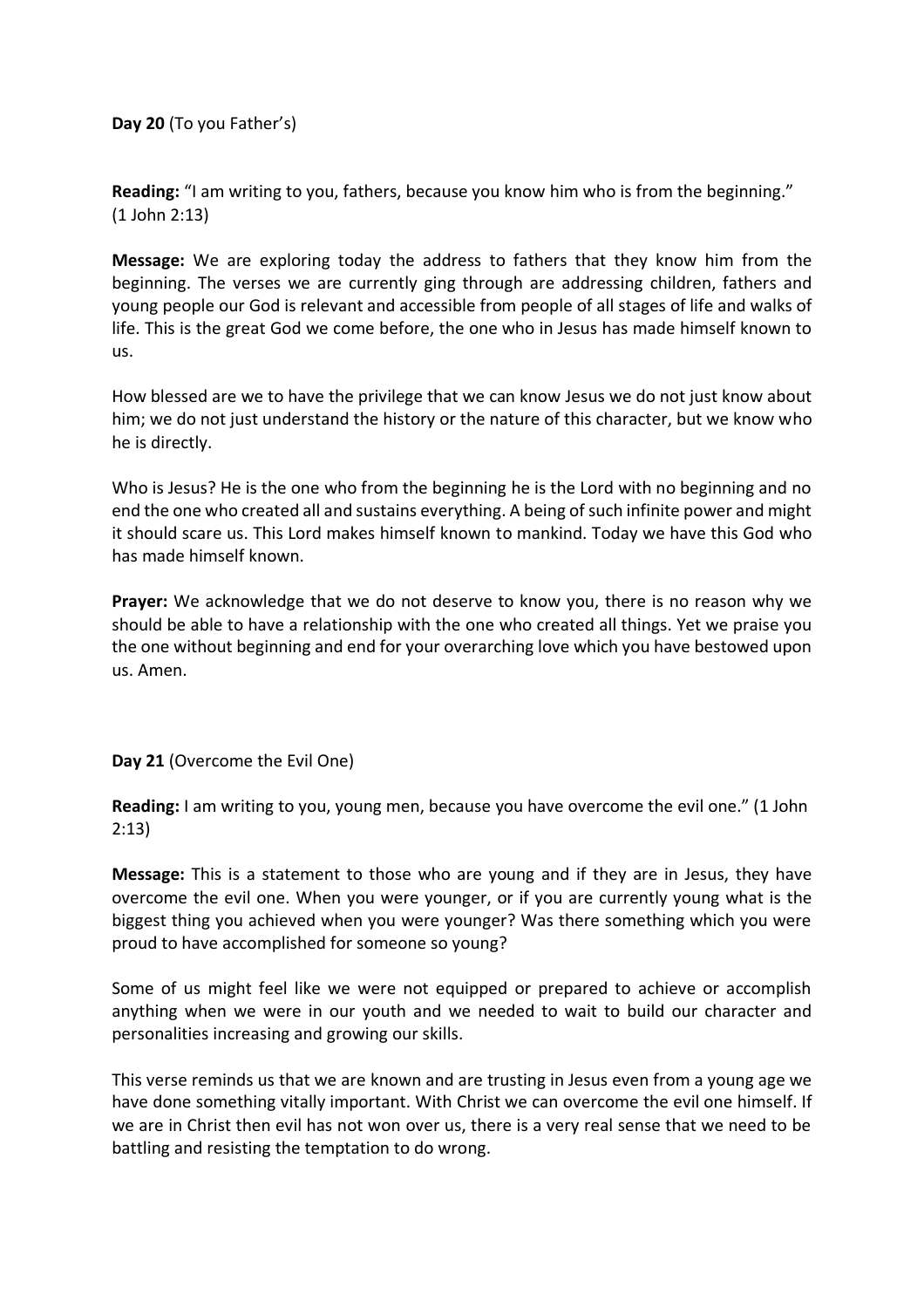**Day 20** (To you Father's)

**Reading:** "I am writing to you, fathers, because you know him who is from the beginning." (1 John 2:13)

**Message:** We are exploring today the address to fathers that they know him from the beginning. The verses we are currently ging through are addressing children, fathers and young people our God is relevant and accessible from people of all stages of life and walks of life. This is the great God we come before, the one who in Jesus has made himself known to us.

How blessed are we to have the privilege that we can know Jesus we do not just know about him; we do not just understand the history or the nature of this character, but we know who he is directly.

Who is Jesus? He is the one who from the beginning he is the Lord with no beginning and no end the one who created all and sustains everything. A being of such infinite power and might it should scare us. This Lord makes himself known to mankind. Today we have this God who has made himself known.

**Prayer:** We acknowledge that we do not deserve to know you, there is no reason why we should be able to have a relationship with the one who created all things. Yet we praise you the one without beginning and end for your overarching love which you have bestowed upon us. Amen.

**Day 21** (Overcome the Evil One)

**Reading:** I am writing to you, young men, because you have overcome the evil one." (1 John 2:13)

**Message:** This is a statement to those who are young and if they are in Jesus, they have overcome the evil one. When you were younger, or if you are currently young what is the biggest thing you achieved when you were younger? Was there something which you were proud to have accomplished for someone so young?

Some of us might feel like we were not equipped or prepared to achieve or accomplish anything when we were in our youth and we needed to wait to build our character and personalities increasing and growing our skills.

This verse reminds us that we are known and are trusting in Jesus even from a young age we have done something vitally important. With Christ we can overcome the evil one himself. If we are in Christ then evil has not won over us, there is a very real sense that we need to be battling and resisting the temptation to do wrong.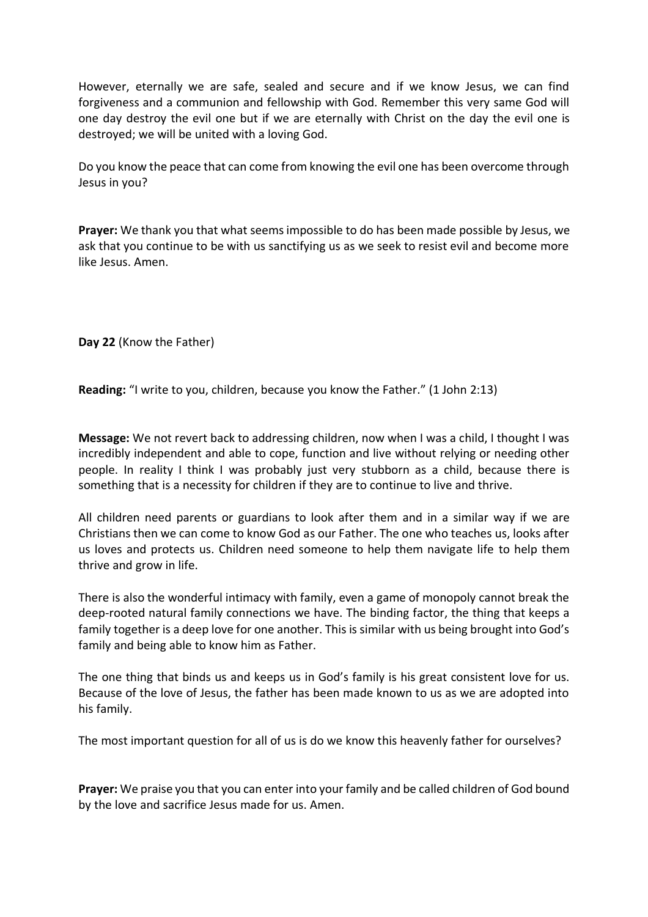However, eternally we are safe, sealed and secure and if we know Jesus, we can find forgiveness and a communion and fellowship with God. Remember this very same God will one day destroy the evil one but if we are eternally with Christ on the day the evil one is destroyed; we will be united with a loving God.

Do you know the peace that can come from knowing the evil one has been overcome through Jesus in you?

**Prayer:** We thank you that what seems impossible to do has been made possible by Jesus, we ask that you continue to be with us sanctifying us as we seek to resist evil and become more like Jesus. Amen.

**Day 22** (Know the Father)

**Reading:** "I write to you, children, because you know the Father." (1 John 2:13)

**Message:** We not revert back to addressing children, now when I was a child, I thought I was incredibly independent and able to cope, function and live without relying or needing other people. In reality I think I was probably just very stubborn as a child, because there is something that is a necessity for children if they are to continue to live and thrive.

All children need parents or guardians to look after them and in a similar way if we are Christians then we can come to know God as our Father. The one who teaches us, looks after us loves and protects us. Children need someone to help them navigate life to help them thrive and grow in life.

There is also the wonderful intimacy with family, even a game of monopoly cannot break the deep-rooted natural family connections we have. The binding factor, the thing that keeps a family together is a deep love for one another. This is similar with us being brought into God's family and being able to know him as Father.

The one thing that binds us and keeps us in God's family is his great consistent love for us. Because of the love of Jesus, the father has been made known to us as we are adopted into his family.

The most important question for all of us is do we know this heavenly father for ourselves?

**Prayer:** We praise you that you can enter into your family and be called children of God bound by the love and sacrifice Jesus made for us. Amen.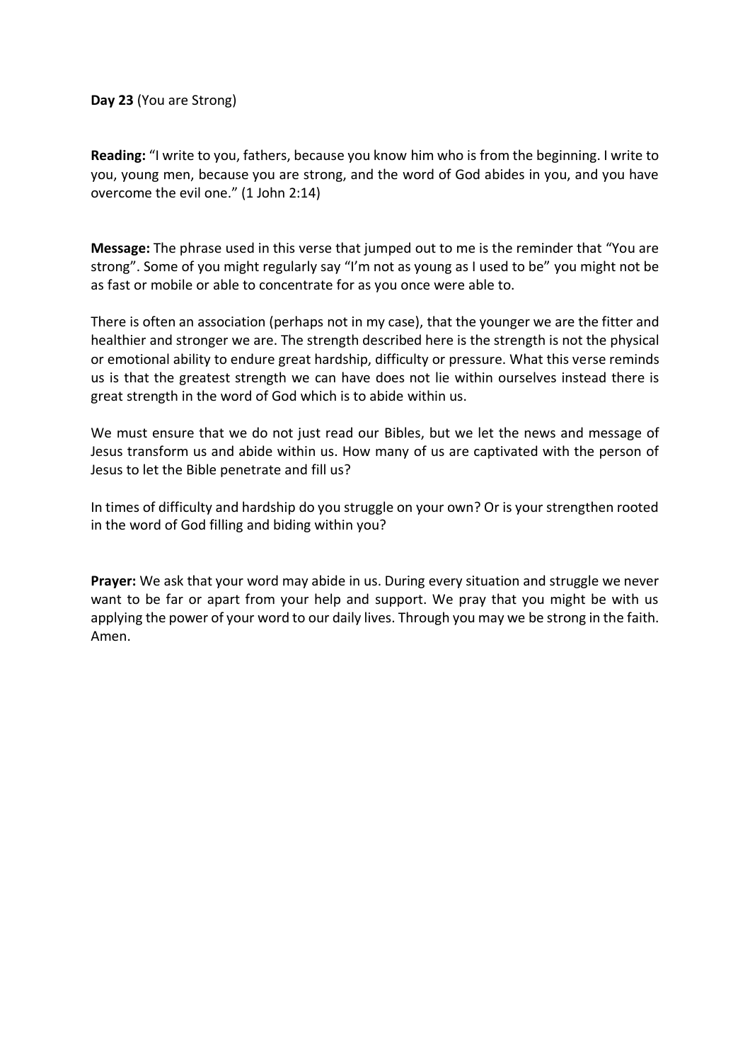**Day 23** (You are Strong)

**Reading:** "I write to you, fathers, because you know him who is from the beginning. I write to you, young men, because you are strong, and the word of God abides in you, and you have overcome the evil one." (1 John 2:14)

**Message:** The phrase used in this verse that jumped out to me is the reminder that "You are strong". Some of you might regularly say "I'm not as young as I used to be" you might not be as fast or mobile or able to concentrate for as you once were able to.

There is often an association (perhaps not in my case), that the younger we are the fitter and healthier and stronger we are. The strength described here is the strength is not the physical or emotional ability to endure great hardship, difficulty or pressure. What this verse reminds us is that the greatest strength we can have does not lie within ourselves instead there is great strength in the word of God which is to abide within us.

We must ensure that we do not just read our Bibles, but we let the news and message of Jesus transform us and abide within us. How many of us are captivated with the person of Jesus to let the Bible penetrate and fill us?

In times of difficulty and hardship do you struggle on your own? Or is your strengthen rooted in the word of God filling and biding within you?

**Prayer:** We ask that your word may abide in us. During every situation and struggle we never want to be far or apart from your help and support. We pray that you might be with us applying the power of your word to our daily lives. Through you may we be strong in the faith. Amen.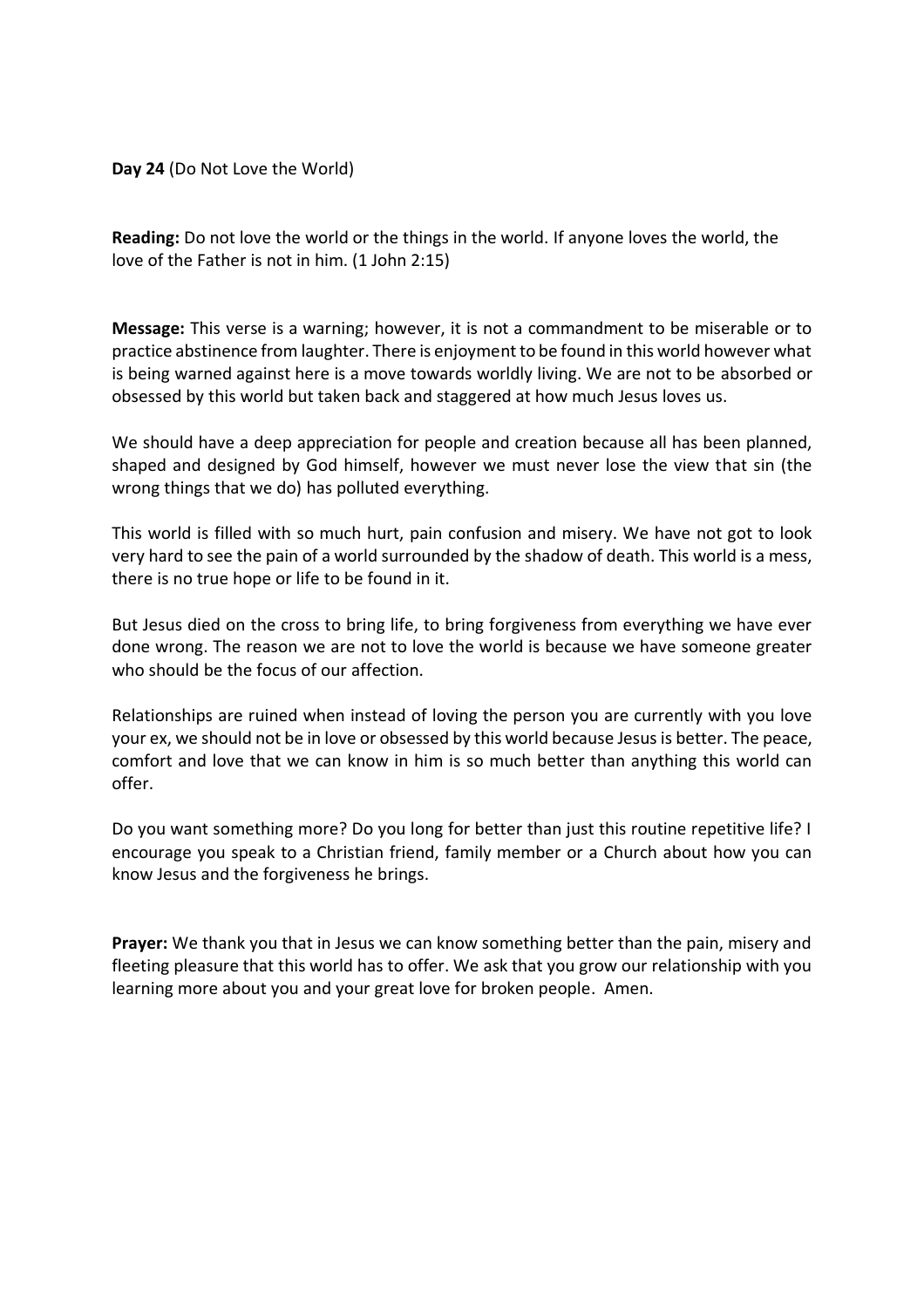**Day 24** (Do Not Love the World)

**Reading:** Do not love the world or the things in the world. If anyone loves the world, the love of the Father is not in him. (1 John 2:15)

**Message:** This verse is a warning; however, it is not a commandment to be miserable or to practice abstinence from laughter. There is enjoyment to be found in this world however what is being warned against here is a move towards worldly living. We are not to be absorbed or obsessed by this world but taken back and staggered at how much Jesus loves us.

We should have a deep appreciation for people and creation because all has been planned, shaped and designed by God himself, however we must never lose the view that sin (the wrong things that we do) has polluted everything.

This world is filled with so much hurt, pain confusion and misery. We have not got to look very hard to see the pain of a world surrounded by the shadow of death. This world is a mess, there is no true hope or life to be found in it.

But Jesus died on the cross to bring life, to bring forgiveness from everything we have ever done wrong. The reason we are not to love the world is because we have someone greater who should be the focus of our affection.

Relationships are ruined when instead of loving the person you are currently with you love your ex, we should not be in love or obsessed by this world because Jesus is better. The peace, comfort and love that we can know in him is so much better than anything this world can offer.

Do you want something more? Do you long for better than just this routine repetitive life? I encourage you speak to a Christian friend, family member or a Church about how you can know Jesus and the forgiveness he brings.

**Prayer:** We thank you that in Jesus we can know something better than the pain, misery and fleeting pleasure that this world has to offer. We ask that you grow our relationship with you learning more about you and your great love for broken people. Amen.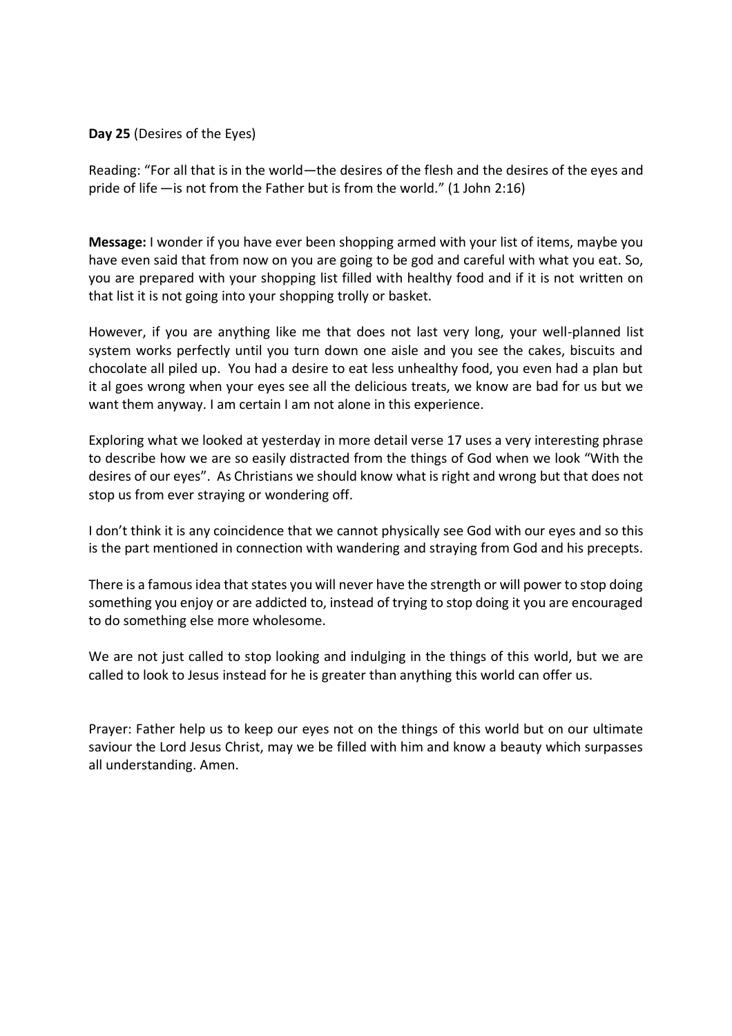**Day 25** (Desires of the Eyes)

Reading: "For all that is in the world—the desires of the flesh and the desires of the eyes and pride of life —is not from the Father but is from the world." (1 John 2:16)

**Message:** I wonder if you have ever been shopping armed with your list of items, maybe you have even said that from now on you are going to be god and careful with what you eat. So, you are prepared with your shopping list filled with healthy food and if it is not written on that list it is not going into your shopping trolly or basket.

However, if you are anything like me that does not last very long, your well-planned list system works perfectly until you turn down one aisle and you see the cakes, biscuits and chocolate all piled up. You had a desire to eat less unhealthy food, you even had a plan but it al goes wrong when your eyes see all the delicious treats, we know are bad for us but we want them anyway. I am certain I am not alone in this experience.

Exploring what we looked at yesterday in more detail verse 17 uses a very interesting phrase to describe how we are so easily distracted from the things of God when we look "With the desires of our eyes". As Christians we should know what is right and wrong but that does not stop us from ever straying or wondering off.

I don't think it is any coincidence that we cannot physically see God with our eyes and so this is the part mentioned in connection with wandering and straying from God and his precepts.

There is a famous idea that states you will never have the strength or will power to stop doing something you enjoy or are addicted to, instead of trying to stop doing it you are encouraged to do something else more wholesome.

We are not just called to stop looking and indulging in the things of this world, but we are called to look to Jesus instead for he is greater than anything this world can offer us.

Prayer: Father help us to keep our eyes not on the things of this world but on our ultimate saviour the Lord Jesus Christ, may we be filled with him and know a beauty which surpasses all understanding. Amen.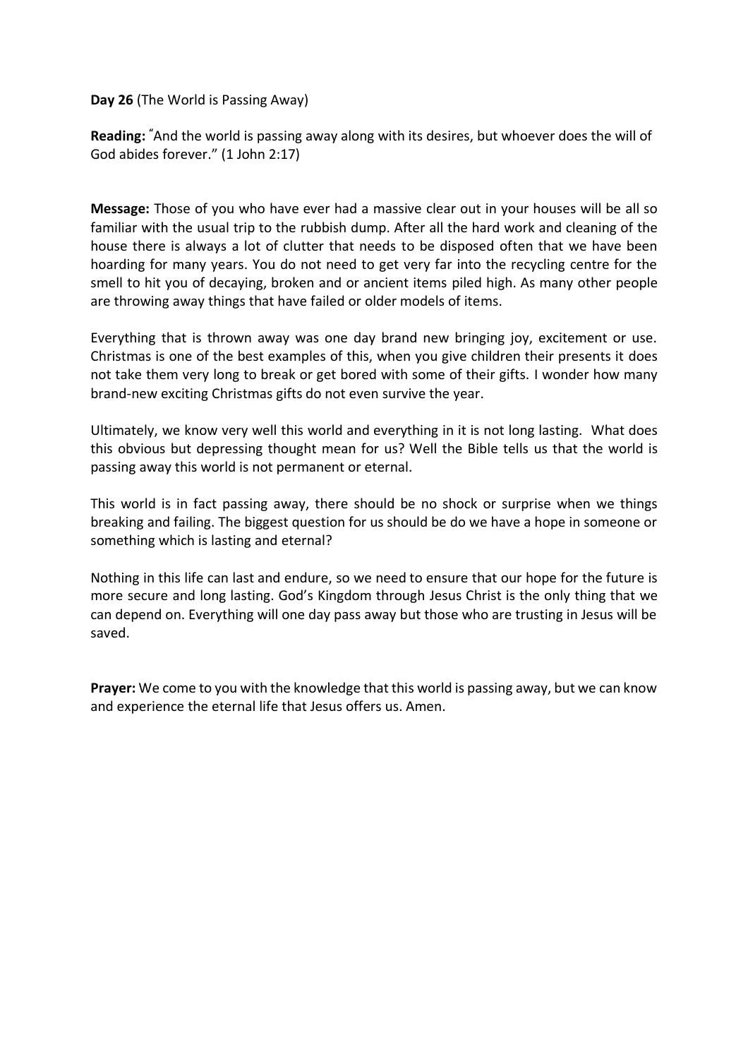**Day 26** (The World is Passing Away)

**Reading:** "And the world is passing away along with its desires, but whoever does the will of God abides forever." (1 John 2:17)

**Message:** Those of you who have ever had a massive clear out in your houses will be all so familiar with the usual trip to the rubbish dump. After all the hard work and cleaning of the house there is always a lot of clutter that needs to be disposed often that we have been hoarding for many years. You do not need to get very far into the recycling centre for the smell to hit you of decaying, broken and or ancient items piled high. As many other people are throwing away things that have failed or older models of items.

Everything that is thrown away was one day brand new bringing joy, excitement or use. Christmas is one of the best examples of this, when you give children their presents it does not take them very long to break or get bored with some of their gifts. I wonder how many brand-new exciting Christmas gifts do not even survive the year.

Ultimately, we know very well this world and everything in it is not long lasting. What does this obvious but depressing thought mean for us? Well the Bible tells us that the world is passing away this world is not permanent or eternal.

This world is in fact passing away, there should be no shock or surprise when we things breaking and failing. The biggest question for us should be do we have a hope in someone or something which is lasting and eternal?

Nothing in this life can last and endure, so we need to ensure that our hope for the future is more secure and long lasting. God's Kingdom through Jesus Christ is the only thing that we can depend on. Everything will one day pass away but those who are trusting in Jesus will be saved.

**Prayer:** We come to you with the knowledge that this world is passing away, but we can know and experience the eternal life that Jesus offers us. Amen.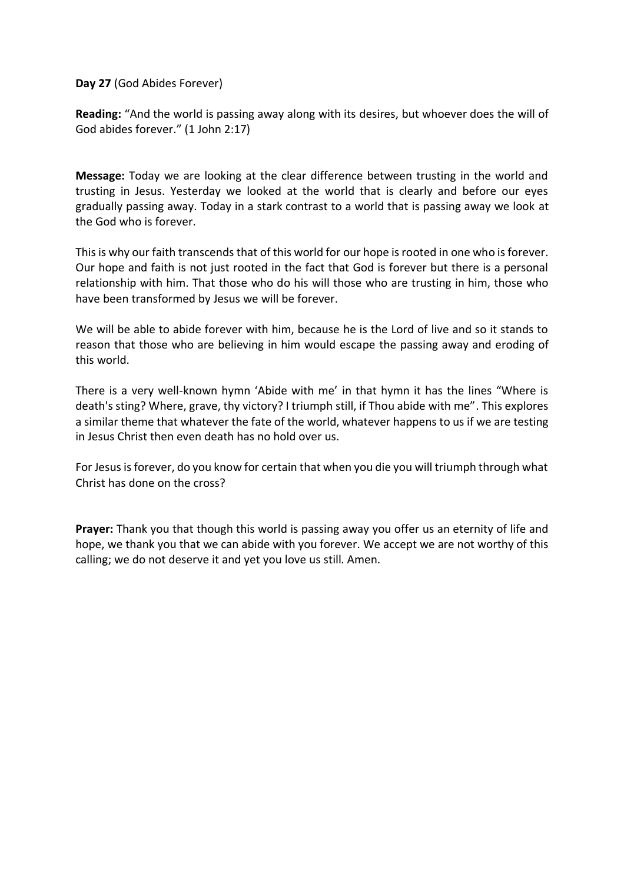**Day 27** (God Abides Forever)

**Reading:** "And the world is passing away along with its desires, but whoever does the will of God abides forever." (1 John 2:17)

**Message:** Today we are looking at the clear difference between trusting in the world and trusting in Jesus. Yesterday we looked at the world that is clearly and before our eyes gradually passing away. Today in a stark contrast to a world that is passing away we look at the God who is forever.

This is why our faith transcends that of this world for our hope is rooted in one who is forever. Our hope and faith is not just rooted in the fact that God is forever but there is a personal relationship with him. That those who do his will those who are trusting in him, those who have been transformed by Jesus we will be forever.

We will be able to abide forever with him, because he is the Lord of live and so it stands to reason that those who are believing in him would escape the passing away and eroding of this world.

There is a very well-known hymn 'Abide with me' in that hymn it has the lines "Where is death's sting? Where, grave, thy victory? I triumph still, if Thou abide with me". This explores a similar theme that whatever the fate of the world, whatever happens to us if we are testing in Jesus Christ then even death has no hold over us.

For Jesus is forever, do you know for certain that when you die you will triumph through what Christ has done on the cross?

**Prayer:** Thank you that though this world is passing away you offer us an eternity of life and hope, we thank you that we can abide with you forever. We accept we are not worthy of this calling; we do not deserve it and yet you love us still. Amen.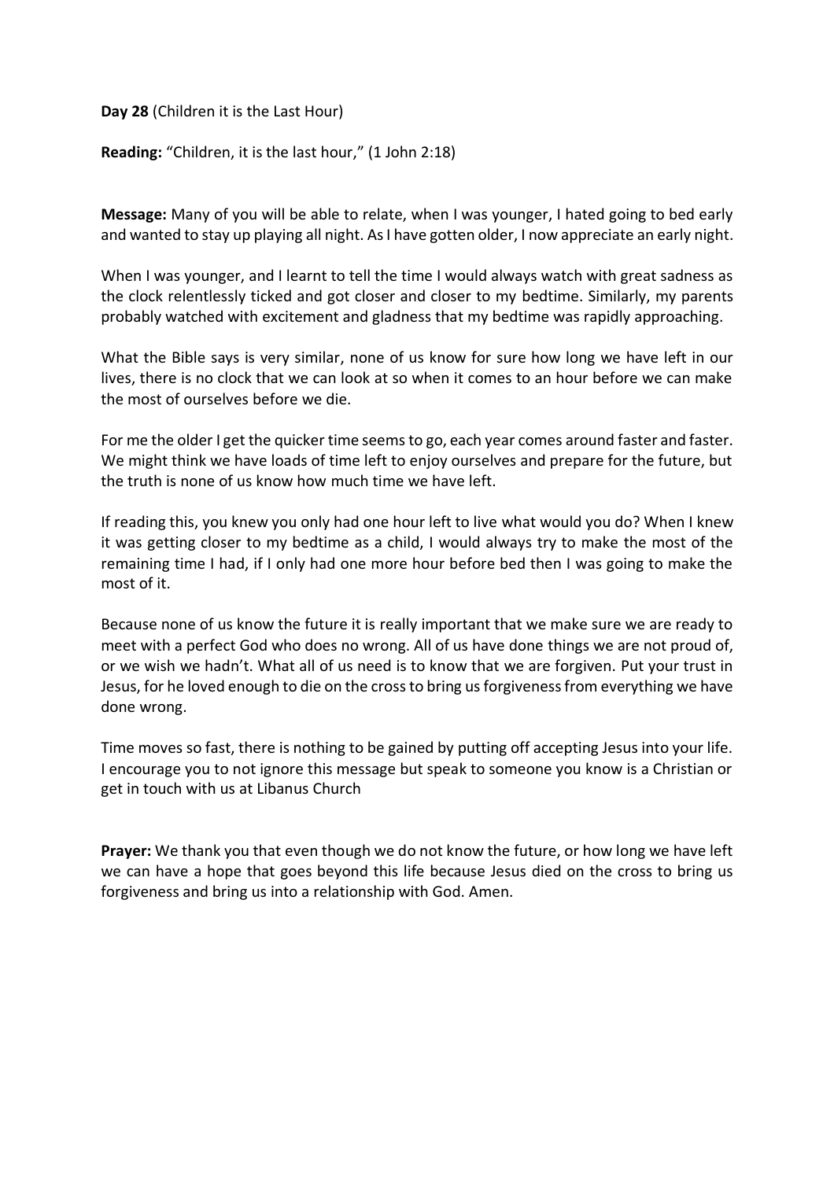**Day 28** (Children it is the Last Hour)

**Reading:** "Children, it is the last hour," (1 John 2:18)

**Message:** Many of you will be able to relate, when I was younger, I hated going to bed early and wanted to stay up playing all night. As I have gotten older, I now appreciate an early night.

When I was younger, and I learnt to tell the time I would always watch with great sadness as the clock relentlessly ticked and got closer and closer to my bedtime. Similarly, my parents probably watched with excitement and gladness that my bedtime was rapidly approaching.

What the Bible says is very similar, none of us know for sure how long we have left in our lives, there is no clock that we can look at so when it comes to an hour before we can make the most of ourselves before we die.

For me the older I get the quicker time seems to go, each year comes around faster and faster. We might think we have loads of time left to enjoy ourselves and prepare for the future, but the truth is none of us know how much time we have left.

If reading this, you knew you only had one hour left to live what would you do? When I knew it was getting closer to my bedtime as a child, I would always try to make the most of the remaining time I had, if I only had one more hour before bed then I was going to make the most of it.

Because none of us know the future it is really important that we make sure we are ready to meet with a perfect God who does no wrong. All of us have done things we are not proud of, or we wish we hadn't. What all of us need is to know that we are forgiven. Put your trust in Jesus, for he loved enough to die on the cross to bring us forgiveness from everything we have done wrong.

Time moves so fast, there is nothing to be gained by putting off accepting Jesus into your life. I encourage you to not ignore this message but speak to someone you know is a Christian or get in touch with us at Libanus Church

**Prayer:** We thank you that even though we do not know the future, or how long we have left we can have a hope that goes beyond this life because Jesus died on the cross to bring us forgiveness and bring us into a relationship with God. Amen.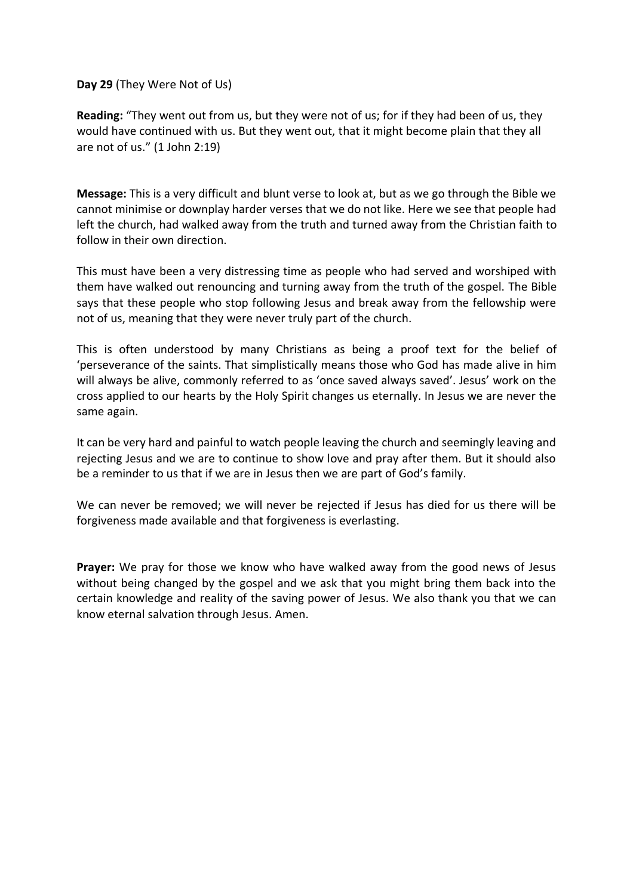**Day 29** (They Were Not of Us)

**Reading:** “They went out from us, but they were not of us; for if they had been of us, they would have continued with us. But they went out, that it might become plain that they all are not of us.” (1 John 2:19)

**Message:** This is a very difficult and blunt verse to look at, but as we go through the Bible we cannot minimise or downplay harder verses that we do not like. Here we see that people had left the church, had walked away from the truth and turned away from the Christian faith to follow in their own direction.

This must have been a very distressing time as people who had served and worshiped with them have walked out renouncing and turning away from the truth of the gospel. The Bible says that these people who stop following Jesus and break away from the fellowship were not of us, meaning that they were never truly part of the church.

This is often understood by many Christians as being a proof text for the belief of ‘perseverance of the saints. That simplistically means those who God has made alive in him will always be alive, commonly referred to as ‘once saved always saved’. Jesus’ work on the cross applied to our hearts by the Holy Spirit changes us eternally. In Jesus we are never the same again.

It can be very hard and painful to watch people leaving the church and seemingly leaving and rejecting Jesus and we are to continue to show love and pray after them. But it should also be a reminder to us that if we are in Jesus then we are part of God’s family.

We can never be removed; we will never be rejected if Jesus has died for us there will be forgiveness made available and that forgiveness is everlasting.

**Prayer:** We pray for those we know who have walked away from the good news of Jesus without being changed by the gospel and we ask that you might bring them back into the certain knowledge and reality of the saving power of Jesus. We also thank you that we can know eternal salvation through Jesus. Amen.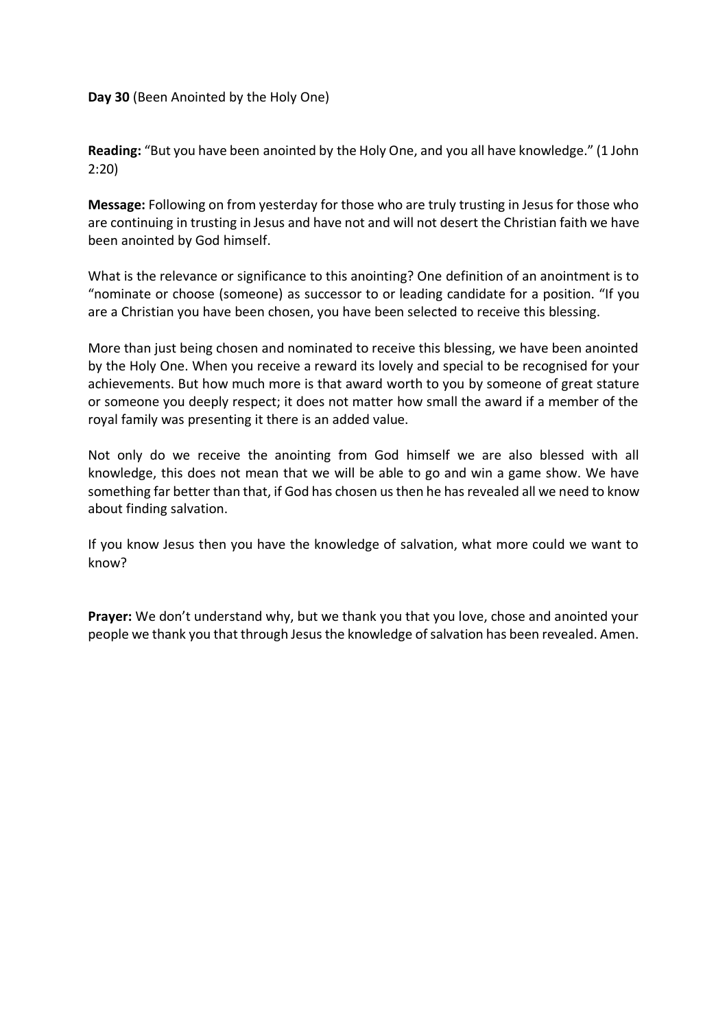**Day 30** (Been Anointed by the Holy One)

**Reading:** "But you have been anointed by the Holy One, and you all have knowledge." (1 John 2:20)

**Message:** Following on from yesterday for those who are truly trusting in Jesus for those who are continuing in trusting in Jesus and have not and will not desert the Christian faith we have been anointed by God himself.

What is the relevance or significance to this anointing? One definition of an anointment is to "nominate or choose (someone) as successor to or leading candidate for a position. "If you are a Christian you have been chosen, you have been selected to receive this blessing.

More than just being chosen and nominated to receive this blessing, we have been anointed by the Holy One. When you receive a reward its lovely and special to be recognised for your achievements. But how much more is that award worth to you by someone of great stature or someone you deeply respect; it does not matter how small the award if a member of the royal family was presenting it there is an added value.

Not only do we receive the anointing from God himself we are also blessed with all knowledge, this does not mean that we will be able to go and win a game show. We have something far better than that, if God has chosen us then he has revealed all we need to know about finding salvation.

If you know Jesus then you have the knowledge of salvation, what more could we want to know?

**Prayer:** We don't understand why, but we thank you that you love, chose and anointed your people we thank you that through Jesus the knowledge of salvation has been revealed. Amen.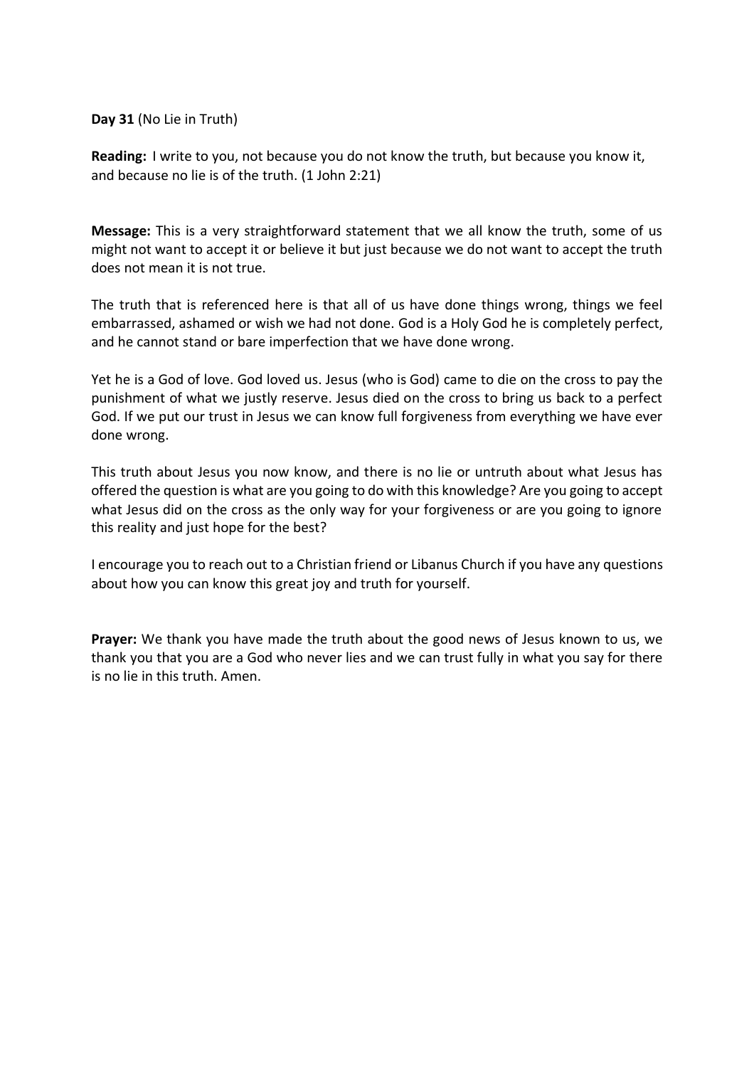**Day 31** (No Lie in Truth)

**Reading:** I write to you, not because you do not know the truth, but because you know it, and because no lie is of the truth. (1 John 2:21)

**Message:** This is a very straightforward statement that we all know the truth, some of us might not want to accept it or believe it but just because we do not want to accept the truth does not mean it is not true.

The truth that is referenced here is that all of us have done things wrong, things we feel embarrassed, ashamed or wish we had not done. God is a Holy God he is completely perfect, and he cannot stand or bare imperfection that we have done wrong.

Yet he is a God of love. God loved us. Jesus (who is God) came to die on the cross to pay the punishment of what we justly reserve. Jesus died on the cross to bring us back to a perfect God. If we put our trust in Jesus we can know full forgiveness from everything we have ever done wrong.

This truth about Jesus you now know, and there is no lie or untruth about what Jesus has offered the question is what are you going to do with this knowledge? Are you going to accept what Jesus did on the cross as the only way for your forgiveness or are you going to ignore this reality and just hope for the best?

I encourage you to reach out to a Christian friend or Libanus Church if you have any questions about how you can know this great joy and truth for yourself.

**Prayer:** We thank you have made the truth about the good news of Jesus known to us, we thank you that you are a God who never lies and we can trust fully in what you say for there is no lie in this truth. Amen.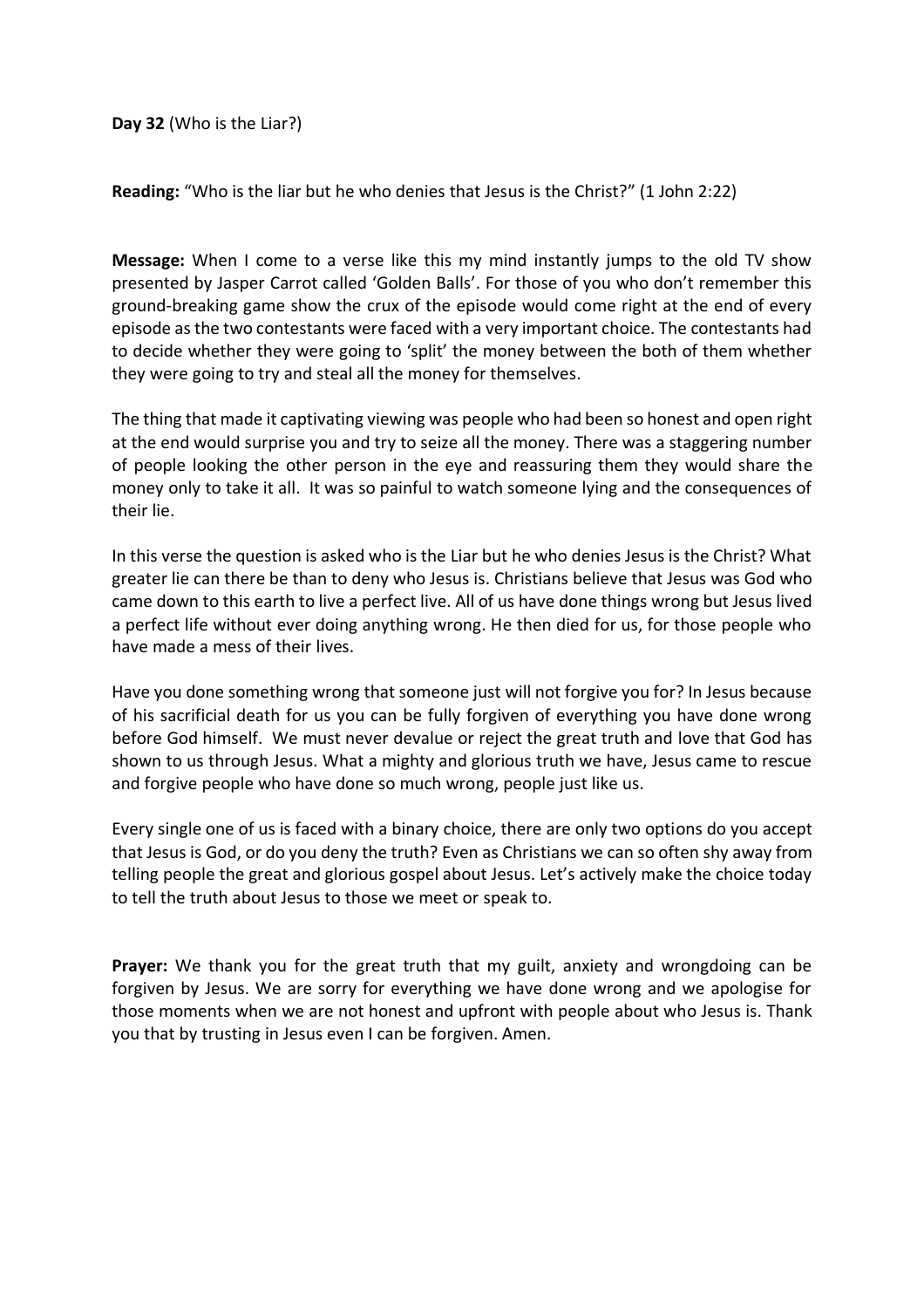**Day 32** (Who is the Liar?)

**Reading:** "Who is the liar but he who denies that Jesus is the Christ?" (1 John 2:22)

**Message:** When I come to a verse like this my mind instantly jumps to the old TV show presented by Jasper Carrot called 'Golden Balls'. For those of you who don't remember this ground-breaking game show the crux of the episode would come right at the end of every episode as the two contestants were faced with a very important choice. The contestants had to decide whether they were going to 'split' the money between the both of them whether they were going to try and steal all the money for themselves.

The thing that made it captivating viewing was people who had been so honest and open right at the end would surprise you and try to seize all the money. There was a staggering number of people looking the other person in the eye and reassuring them they would share the money only to take it all. It was so painful to watch someone lying and the consequences of their lie.

In this verse the question is asked who is the Liar but he who denies Jesus is the Christ? What greater lie can there be than to deny who Jesus is. Christians believe that Jesus was God who came down to this earth to live a perfect live. All of us have done things wrong but Jesus lived a perfect life without ever doing anything wrong. He then died for us, for those people who have made a mess of their lives.

Have you done something wrong that someone just will not forgive you for? In Jesus because of his sacrificial death for us you can be fully forgiven of everything you have done wrong before God himself. We must never devalue or reject the great truth and love that God has shown to us through Jesus. What a mighty and glorious truth we have, Jesus came to rescue and forgive people who have done so much wrong, people just like us.

Every single one of us is faced with a binary choice, there are only two options do you accept that Jesus is God, or do you deny the truth? Even as Christians we can so often shy away from telling people the great and glorious gospel about Jesus. Let's actively make the choice today to tell the truth about Jesus to those we meet or speak to.

**Prayer:** We thank you for the great truth that my guilt, anxiety and wrongdoing can be forgiven by Jesus. We are sorry for everything we have done wrong and we apologise for those moments when we are not honest and upfront with people about who Jesus is. Thank you that by trusting in Jesus even I can be forgiven. Amen.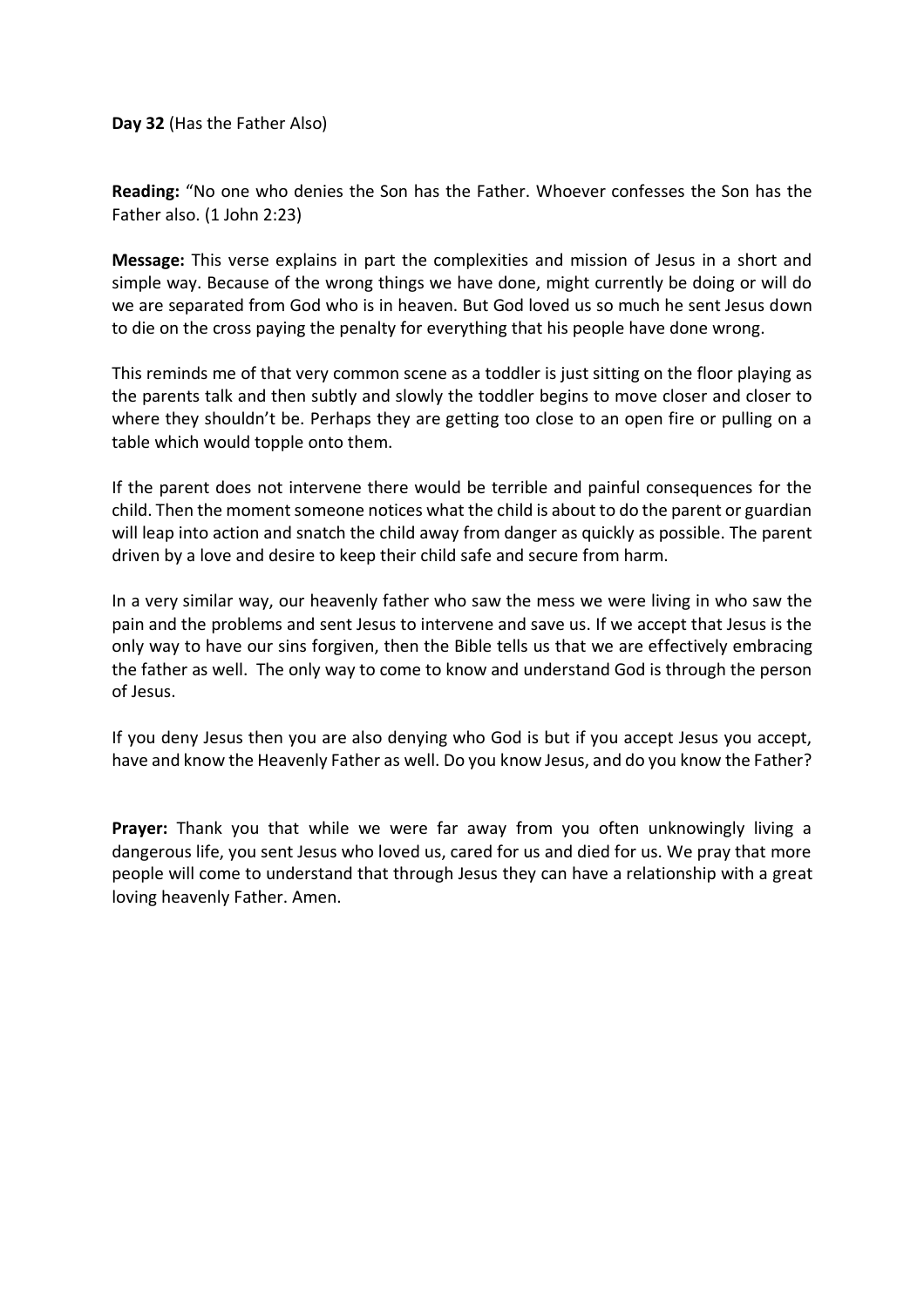**Day 32** (Has the Father Also)

**Reading:** "No one who denies the Son has the Father. Whoever confesses the Son has the Father also. (1 John 2:23)

**Message:** This verse explains in part the complexities and mission of Jesus in a short and simple way. Because of the wrong things we have done, might currently be doing or will do we are separated from God who is in heaven. But God loved us so much he sent Jesus down to die on the cross paying the penalty for everything that his people have done wrong.

This reminds me of that very common scene as a toddler is just sitting on the floor playing as the parents talk and then subtly and slowly the toddler begins to move closer and closer to where they shouldn't be. Perhaps they are getting too close to an open fire or pulling on a table which would topple onto them.

If the parent does not intervene there would be terrible and painful consequences for the child. Then the moment someone notices what the child is about to do the parent or guardian will leap into action and snatch the child away from danger as quickly as possible. The parent driven by a love and desire to keep their child safe and secure from harm.

In a very similar way, our heavenly father who saw the mess we were living in who saw the pain and the problems and sent Jesus to intervene and save us. If we accept that Jesus is the only way to have our sins forgiven, then the Bible tells us that we are effectively embracing the father as well. The only way to come to know and understand God is through the person of Jesus.

If you deny Jesus then you are also denying who God is but if you accept Jesus you accept, have and know the Heavenly Father as well. Do you know Jesus, and do you know the Father?

**Prayer:** Thank you that while we were far away from you often unknowingly living a dangerous life, you sent Jesus who loved us, cared for us and died for us. We pray that more people will come to understand that through Jesus they can have a relationship with a great loving heavenly Father. Amen.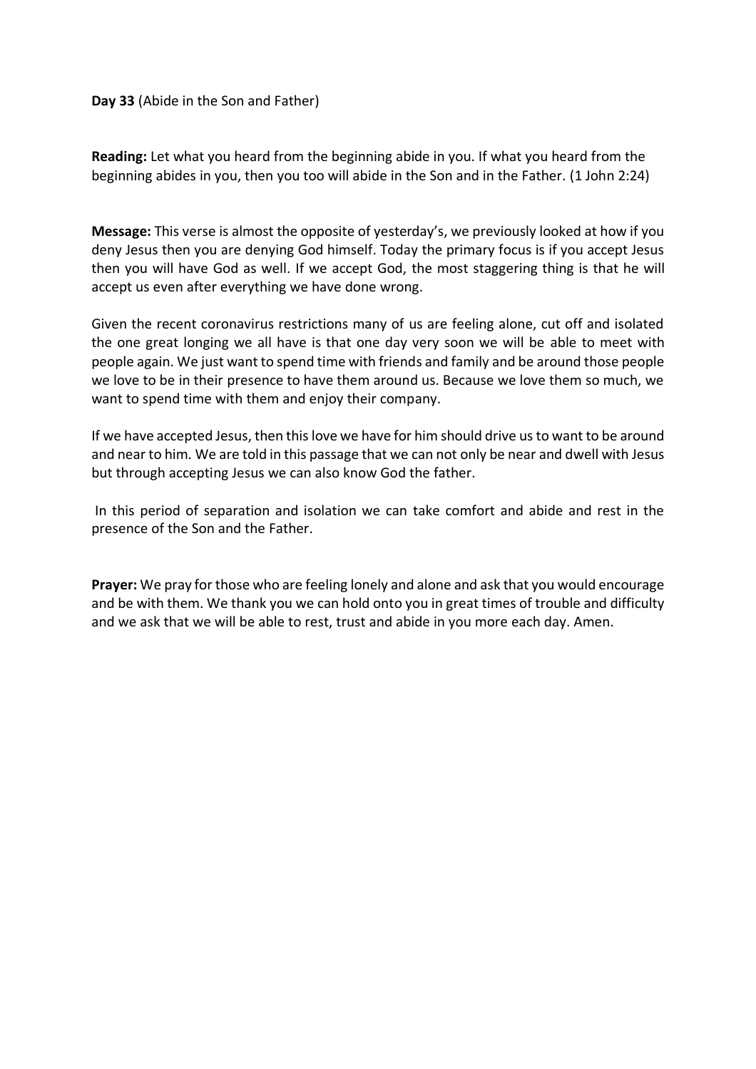**Day 33** (Abide in the Son and Father)

**Reading:** Let what you heard from the beginning abide in you. If what you heard from the beginning abides in you, then you too will abide in the Son and in the Father. (1 John 2:24)

**Message:** This verse is almost the opposite of yesterday's, we previously looked at how if you deny Jesus then you are denying God himself. Today the primary focus is if you accept Jesus then you will have God as well. If we accept God, the most staggering thing is that he will accept us even after everything we have done wrong.

Given the recent coronavirus restrictions many of us are feeling alone, cut off and isolated the one great longing we all have is that one day very soon we will be able to meet with people again. We just want to spend time with friends and family and be around those people we love to be in their presence to have them around us. Because we love them so much, we want to spend time with them and enjoy their company.

If we have accepted Jesus, then this love we have for him should drive us to want to be around and near to him. We are told in this passage that we can not only be near and dwell with Jesus but through accepting Jesus we can also know God the father.

In this period of separation and isolation we can take comfort and abide and rest in the presence of the Son and the Father.

**Prayer:** We pray for those who are feeling lonely and alone and ask that you would encourage and be with them. We thank you we can hold onto you in great times of trouble and difficulty and we ask that we will be able to rest, trust and abide in you more each day. Amen.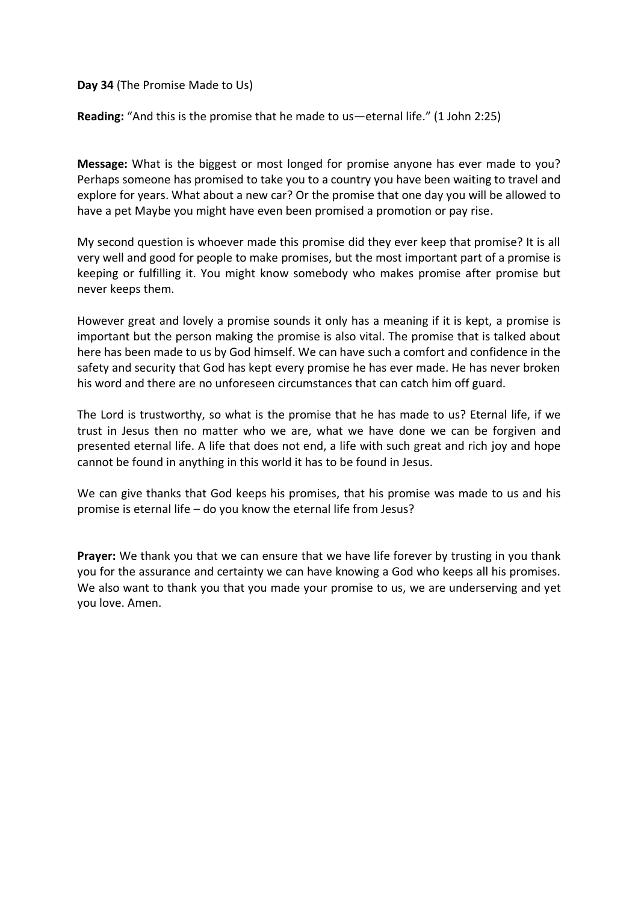**Day 34** (The Promise Made to Us)

**Reading:** "And this is the promise that he made to us—eternal life." (1 John 2:25)

**Message:** What is the biggest or most longed for promise anyone has ever made to you? Perhaps someone has promised to take you to a country you have been waiting to travel and explore for years. What about a new car? Or the promise that one day you will be allowed to have a pet Maybe you might have even been promised a promotion or pay rise.

My second question is whoever made this promise did they ever keep that promise? It is all very well and good for people to make promises, but the most important part of a promise is keeping or fulfilling it. You might know somebody who makes promise after promise but never keeps them.

However great and lovely a promise sounds it only has a meaning if it is kept, a promise is important but the person making the promise is also vital. The promise that is talked about here has been made to us by God himself. We can have such a comfort and confidence in the safety and security that God has kept every promise he has ever made. He has never broken his word and there are no unforeseen circumstances that can catch him off guard.

The Lord is trustworthy, so what is the promise that he has made to us? Eternal life, if we trust in Jesus then no matter who we are, what we have done we can be forgiven and presented eternal life. A life that does not end, a life with such great and rich joy and hope cannot be found in anything in this world it has to be found in Jesus.

We can give thanks that God keeps his promises, that his promise was made to us and his promise is eternal life – do you know the eternal life from Jesus?

**Prayer:** We thank you that we can ensure that we have life forever by trusting in you thank you for the assurance and certainty we can have knowing a God who keeps all his promises. We also want to thank you that you made your promise to us, we are underserving and yet you love. Amen.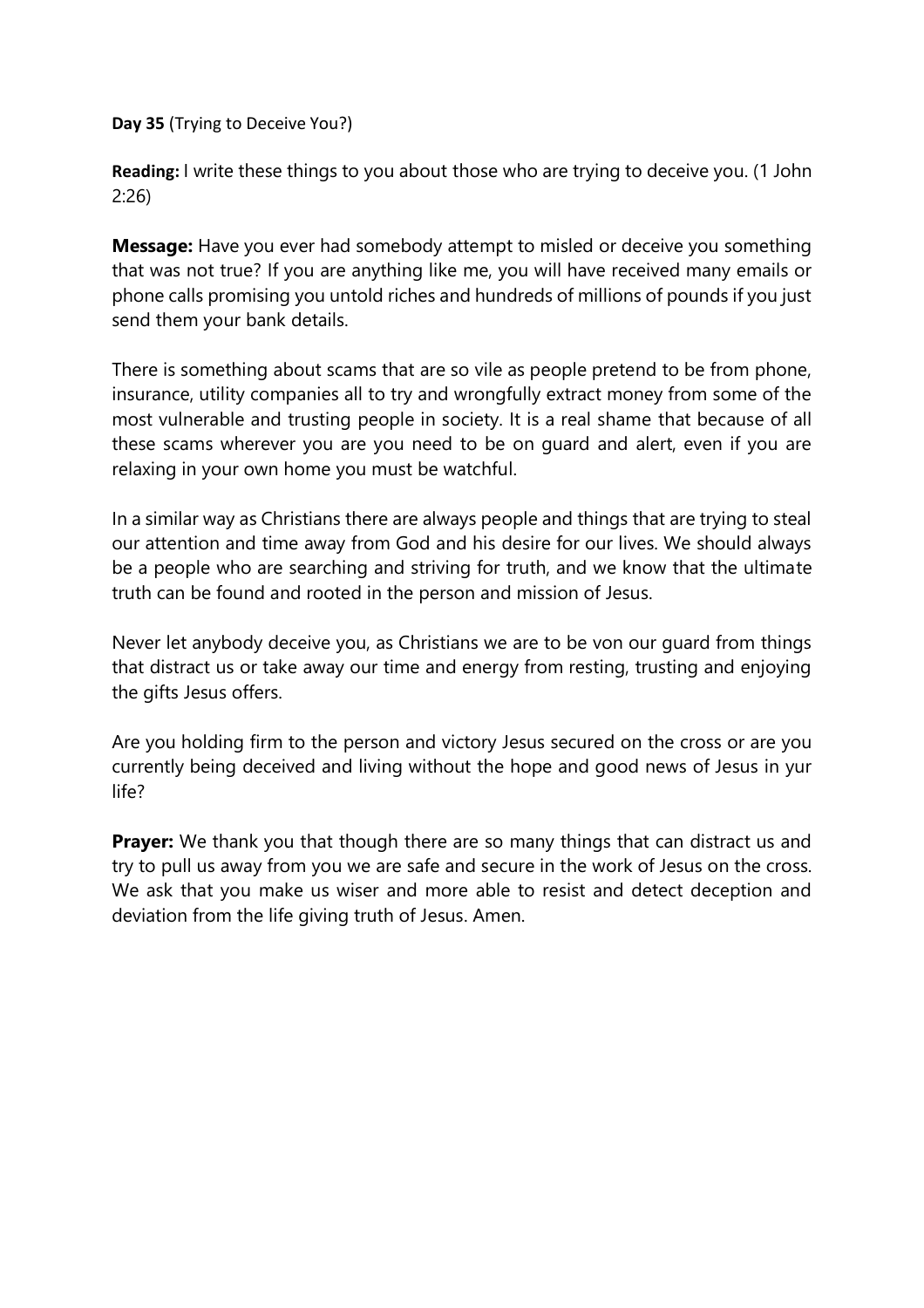**Day 35** (Trying to Deceive You?)

**Reading:** I write these things to you about those who are trying to deceive you. (1 John 2:26)

**Message:** Have you ever had somebody attempt to misled or deceive you something that was not true? If you are anything like me, you will have received many emails or phone calls promising you untold riches and hundreds of millions of pounds if you just send them your bank details.

There is something about scams that are so vile as people pretend to be from phone, insurance, utility companies all to try and wrongfully extract money from some of the most vulnerable and trusting people in society. It is a real shame that because of all these scams wherever you are you need to be on guard and alert, even if you are relaxing in your own home you must be watchful.

In a similar way as Christians there are always people and things that are trying to steal our attention and time away from God and his desire for our lives. We should always be a people who are searching and striving for truth, and we know that the ultimate truth can be found and rooted in the person and mission of Jesus.

Never let anybody deceive you, as Christians we are to be von our guard from things that distract us or take away our time and energy from resting, trusting and enjoying the gifts Jesus offers.

Are you holding firm to the person and victory Jesus secured on the cross or are you currently being deceived and living without the hope and good news of Jesus in yur life?

**Prayer:** We thank you that though there are so many things that can distract us and try to pull us away from you we are safe and secure in the work of Jesus on the cross. We ask that you make us wiser and more able to resist and detect deception and deviation from the life giving truth of Jesus. Amen.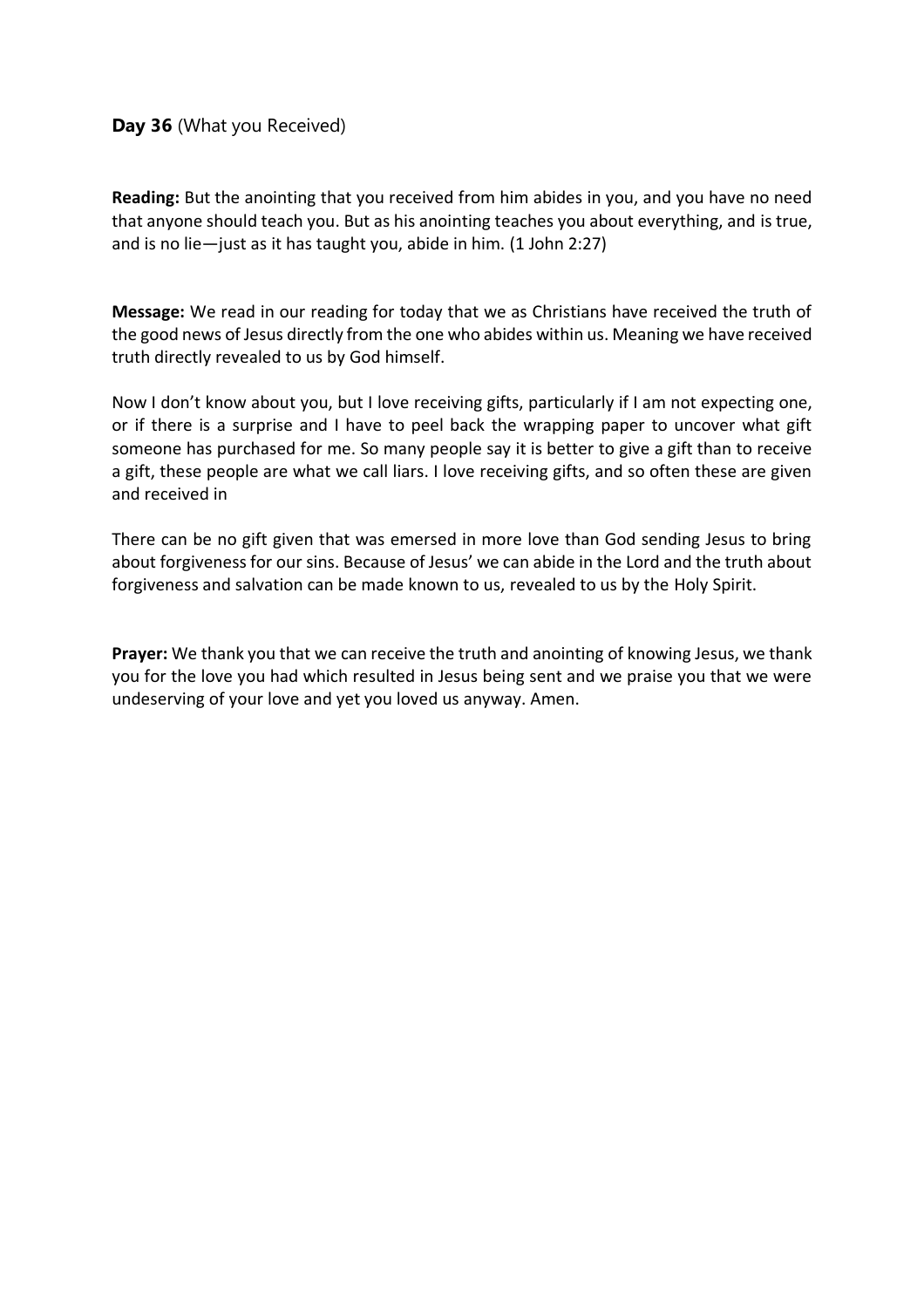**Day 36** (What you Received)

**Reading:** But the anointing that you received from him abides in you, and you have no need that anyone should teach you. But as his anointing teaches you about everything, and is true, and is no lie—just as it has taught you, abide in him. (1 John 2:27)

**Message:** We read in our reading for today that we as Christians have received the truth of the good news of Jesus directly from the one who abides within us. Meaning we have received truth directly revealed to us by God himself.

Now I don't know about you, but I love receiving gifts, particularly if I am not expecting one, or if there is a surprise and I have to peel back the wrapping paper to uncover what gift someone has purchased for me. So many people say it is better to give a gift than to receive a gift, these people are what we call liars. I love receiving gifts, and so often these are given and received in

There can be no gift given that was emersed in more love than God sending Jesus to bring about forgiveness for our sins. Because of Jesus' we can abide in the Lord and the truth about forgiveness and salvation can be made known to us, revealed to us by the Holy Spirit.

**Prayer:** We thank you that we can receive the truth and anointing of knowing Jesus, we thank you for the love you had which resulted in Jesus being sent and we praise you that we were undeserving of your love and yet you loved us anyway. Amen.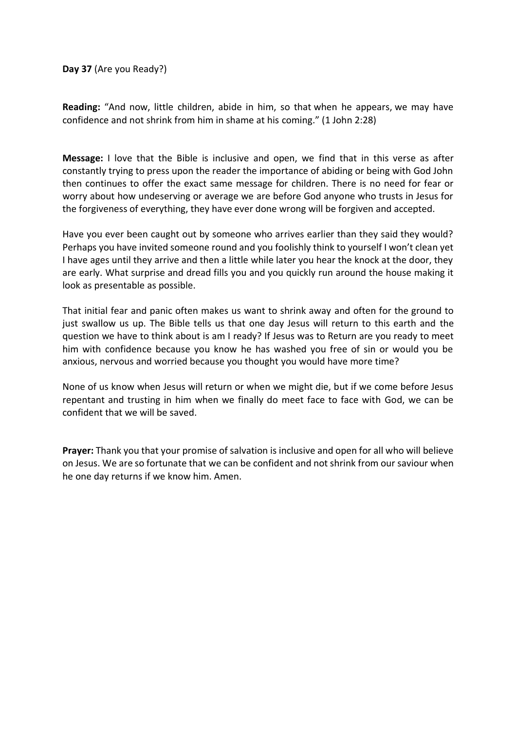**Day 37** (Are you Ready?)

**Reading:** "And now, little children, abide in him, so that when he appears, we may have confidence and not shrink from him in shame at his coming." (1 John 2:28)

**Message:** I love that the Bible is inclusive and open, we find that in this verse as after constantly trying to press upon the reader the importance of abiding or being with God John then continues to offer the exact same message for children. There is no need for fear or worry about how undeserving or average we are before God anyone who trusts in Jesus for the forgiveness of everything, they have ever done wrong will be forgiven and accepted.

Have you ever been caught out by someone who arrives earlier than they said they would? Perhaps you have invited someone round and you foolishly think to yourself I won't clean yet I have ages until they arrive and then a little while later you hear the knock at the door, they are early. What surprise and dread fills you and you quickly run around the house making it look as presentable as possible.

That initial fear and panic often makes us want to shrink away and often for the ground to just swallow us up. The Bible tells us that one day Jesus will return to this earth and the question we have to think about is am I ready? If Jesus was to Return are you ready to meet him with confidence because you know he has washed you free of sin or would you be anxious, nervous and worried because you thought you would have more time?

None of us know when Jesus will return or when we might die, but if we come before Jesus repentant and trusting in him when we finally do meet face to face with God, we can be confident that we will be saved.

**Prayer:** Thank you that your promise of salvation is inclusive and open for all who will believe on Jesus. We are so fortunate that we can be confident and not shrink from our saviour when he one day returns if we know him. Amen.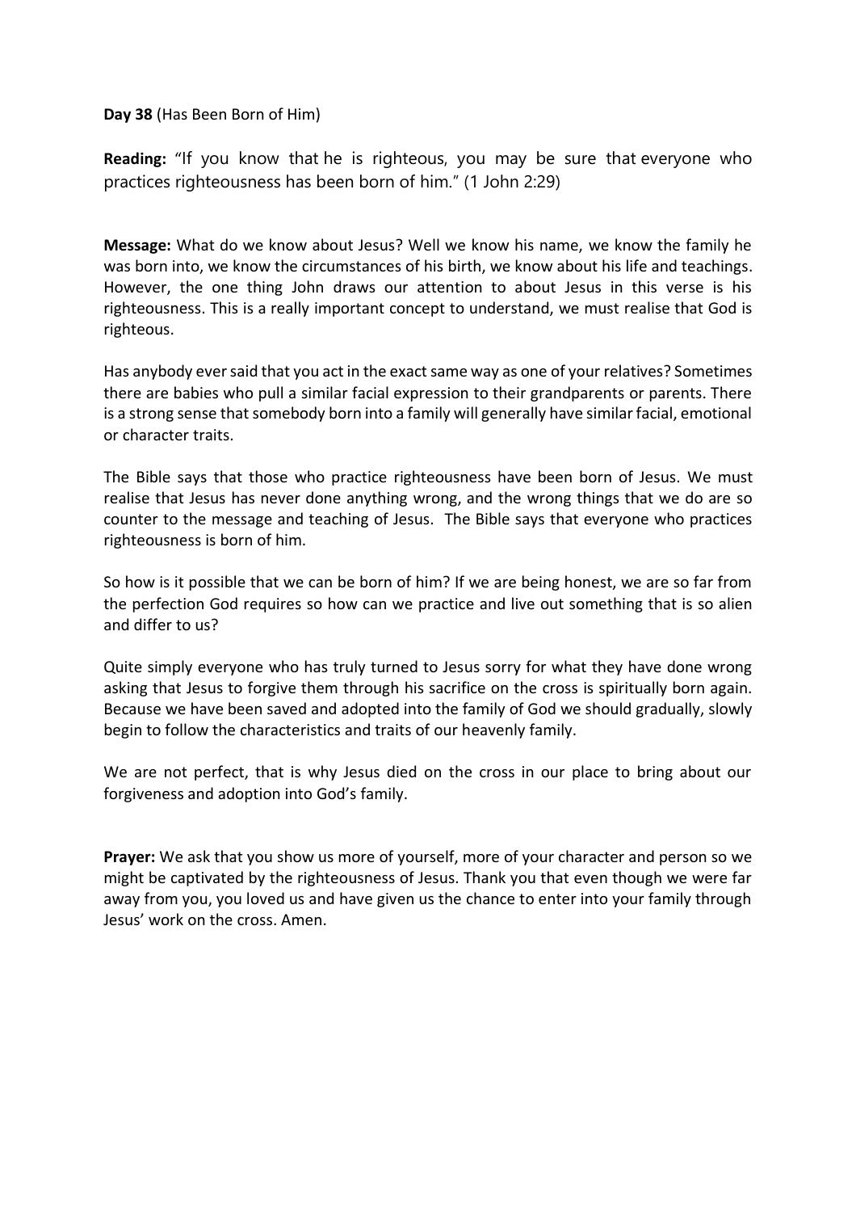**Day 38** (Has Been Born of Him)

**Reading:** "If you know that he is righteous, you may be sure that everyone who practices righteousness has been born of him." (1 John 2:29)

**Message:** What do we know about Jesus? Well we know his name, we know the family he was born into, we know the circumstances of his birth, we know about his life and teachings. However, the one thing John draws our attention to about Jesus in this verse is his righteousness. This is a really important concept to understand, we must realise that God is righteous.

Has anybody ever said that you act in the exact same way as one of your relatives? Sometimes there are babies who pull a similar facial expression to their grandparents or parents. There is a strong sense that somebody born into a family will generally have similar facial, emotional or character traits.

The Bible says that those who practice righteousness have been born of Jesus. We must realise that Jesus has never done anything wrong, and the wrong things that we do are so counter to the message and teaching of Jesus. The Bible says that everyone who practices righteousness is born of him.

So how is it possible that we can be born of him? If we are being honest, we are so far from the perfection God requires so how can we practice and live out something that is so alien and differ to us?

Quite simply everyone who has truly turned to Jesus sorry for what they have done wrong asking that Jesus to forgive them through his sacrifice on the cross is spiritually born again. Because we have been saved and adopted into the family of God we should gradually, slowly begin to follow the characteristics and traits of our heavenly family.

We are not perfect, that is why Jesus died on the cross in our place to bring about our forgiveness and adoption into God's family.

**Prayer:** We ask that you show us more of yourself, more of your character and person so we might be captivated by the righteousness of Jesus. Thank you that even though we were far away from you, you loved us and have given us the chance to enter into your family through Jesus' work on the cross. Amen.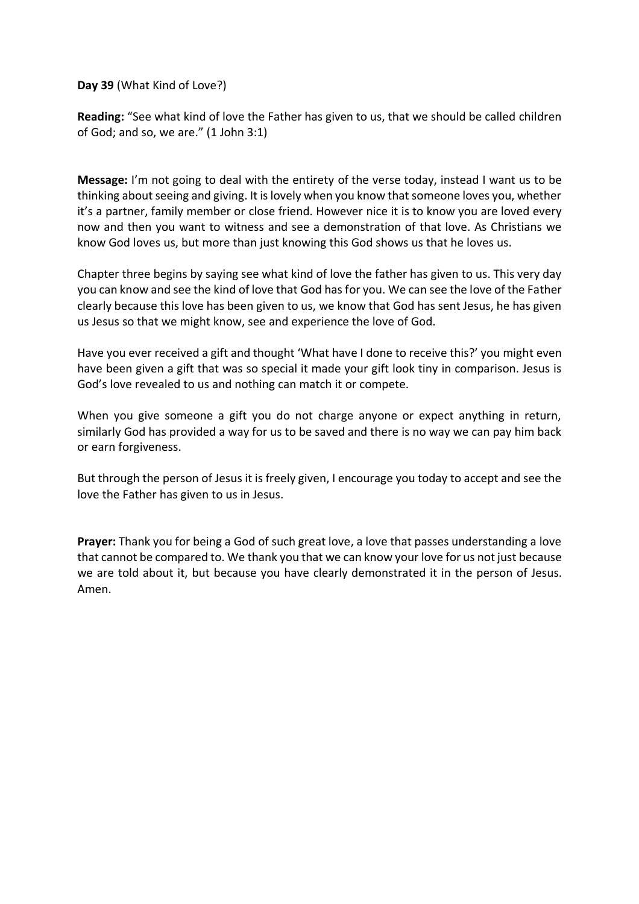**Day 39** (What Kind of Love?)

**Reading:** "See what kind of love the Father has given to us, that we should be called children of God; and so, we are." (1 John 3:1)

**Message:** I'm not going to deal with the entirety of the verse today, instead I want us to be thinking about seeing and giving. It is lovely when you know that someone loves you, whether it's a partner, family member or close friend. However nice it is to know you are loved every now and then you want to witness and see a demonstration of that love. As Christians we know God loves us, but more than just knowing this God shows us that he loves us.

Chapter three begins by saying see what kind of love the father has given to us. This very day you can know and see the kind of love that God has for you. We can see the love of the Father clearly because this love has been given to us, we know that God has sent Jesus, he has given us Jesus so that we might know, see and experience the love of God.

Have you ever received a gift and thought 'What have I done to receive this?' you might even have been given a gift that was so special it made your gift look tiny in comparison. Jesus is God's love revealed to us and nothing can match it or compete.

When you give someone a gift you do not charge anyone or expect anything in return, similarly God has provided a way for us to be saved and there is no way we can pay him back or earn forgiveness.

But through the person of Jesus it is freely given, I encourage you today to accept and see the love the Father has given to us in Jesus.

**Prayer:** Thank you for being a God of such great love, a love that passes understanding a love that cannot be compared to. We thank you that we can know your love for us not just because we are told about it, but because you have clearly demonstrated it in the person of Jesus. Amen.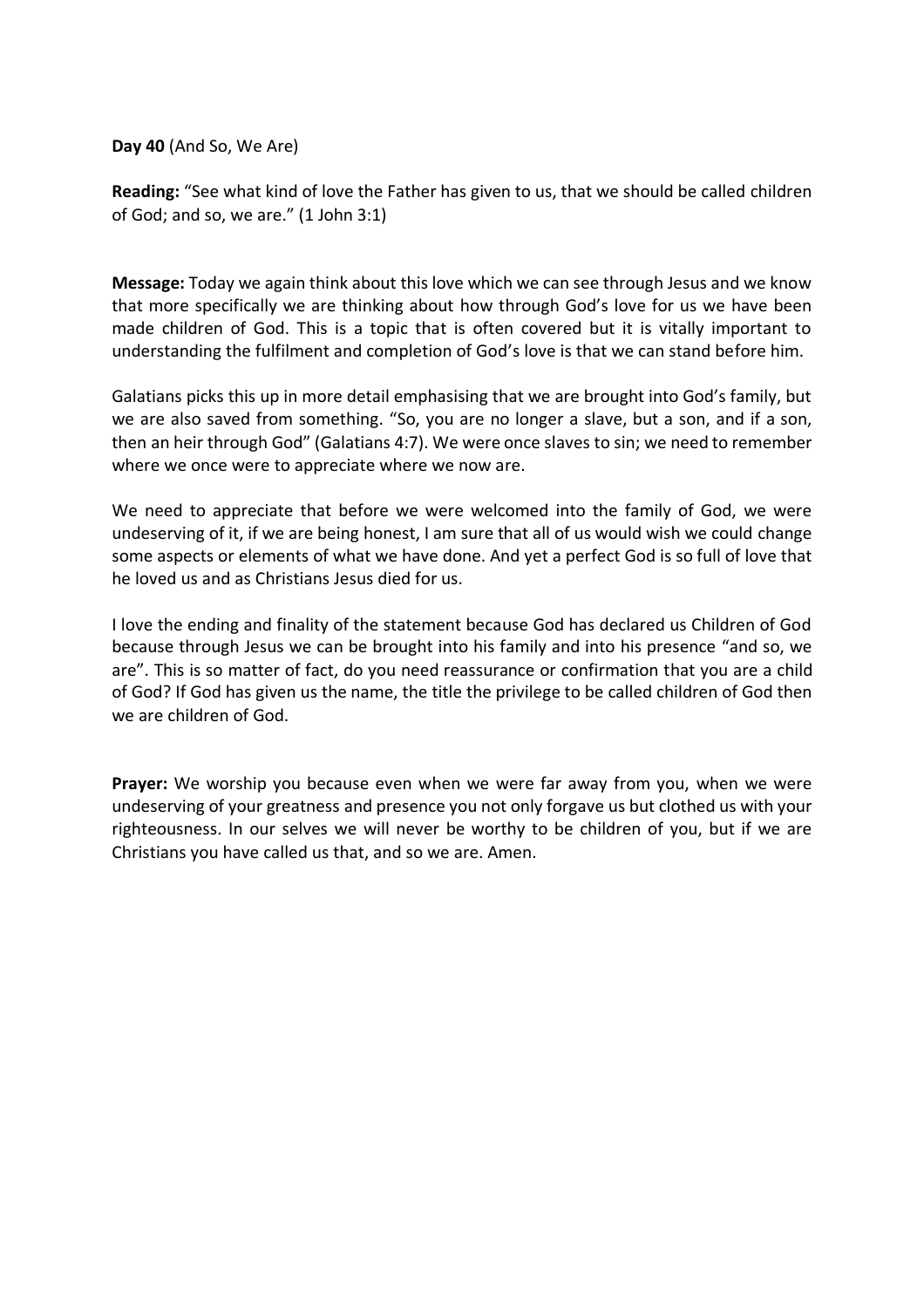**Day 40** (And So, We Are)

**Reading:** "See what kind of love the Father has given to us, that we should be called children of God; and so, we are." (1 John 3:1)

**Message:** Today we again think about this love which we can see through Jesus and we know that more specifically we are thinking about how through God's love for us we have been made children of God. This is a topic that is often covered but it is vitally important to understanding the fulfilment and completion of God's love is that we can stand before him.

Galatians picks this up in more detail emphasising that we are brought into God's family, but we are also saved from something. "So, you are no longer a slave, but a son, and if a son, then an heir through God" (Galatians 4:7). We were once slaves to sin; we need to remember where we once were to appreciate where we now are.

We need to appreciate that before we were welcomed into the family of God, we were undeserving of it, if we are being honest, I am sure that all of us would wish we could change some aspects or elements of what we have done. And yet a perfect God is so full of love that he loved us and as Christians Jesus died for us.

I love the ending and finality of the statement because God has declared us Children of God because through Jesus we can be brought into his family and into his presence "and so, we are". This is so matter of fact, do you need reassurance or confirmation that you are a child of God? If God has given us the name, the title the privilege to be called children of God then we are children of God.

**Prayer:** We worship you because even when we were far away from you, when we were undeserving of your greatness and presence you not only forgave us but clothed us with your righteousness. In our selves we will never be worthy to be children of you, but if we are Christians you have called us that, and so we are. Amen.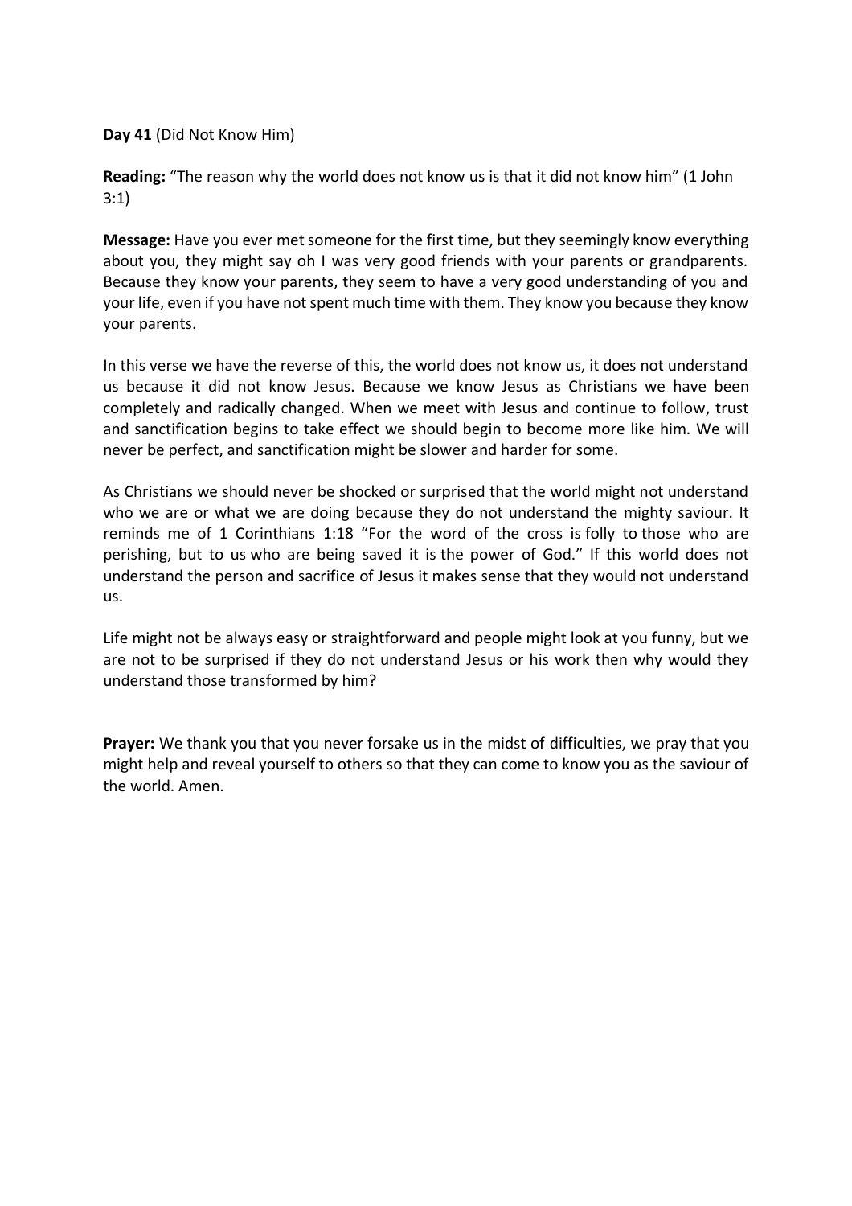**Day 41** (Did Not Know Him)

**Reading:** "The reason why the world does not know us is that it did not know him" (1 John 3:1)

**Message:** Have you ever met someone for the first time, but they seemingly know everything about you, they might say oh I was very good friends with your parents or grandparents. Because they know your parents, they seem to have a very good understanding of you and your life, even if you have not spent much time with them. They know you because they know your parents.

In this verse we have the reverse of this, the world does not know us, it does not understand us because it did not know Jesus. Because we know Jesus as Christians we have been completely and radically changed. When we meet with Jesus and continue to follow, trust and sanctification begins to take effect we should begin to become more like him. We will never be perfect, and sanctification might be slower and harder for some.

As Christians we should never be shocked or surprised that the world might not understand who we are or what we are doing because they do not understand the mighty saviour. It reminds me of 1 Corinthians 1:18 "For the word of the cross is folly to those who are perishing, but to us who are being saved it is the power of God." If this world does not understand the person and sacrifice of Jesus it makes sense that they would not understand us.

Life might not be always easy or straightforward and people might look at you funny, but we are not to be surprised if they do not understand Jesus or his work then why would they understand those transformed by him?

**Prayer:** We thank you that you never forsake us in the midst of difficulties, we pray that you might help and reveal yourself to others so that they can come to know you as the saviour of the world. Amen.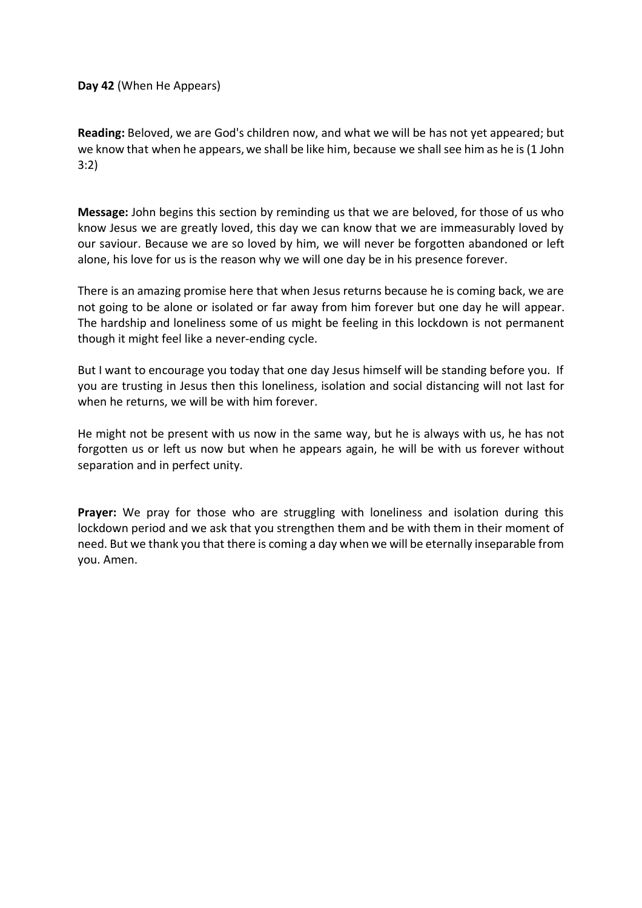**Day 42** (When He Appears)

**Reading:** Beloved, we are God's children now, and what we will be has not yet appeared; but we know that when he appears, we shall be like him, because we shall see him as he is (1 John 3:2)

**Message:** John begins this section by reminding us that we are beloved, for those of us who know Jesus we are greatly loved, this day we can know that we are immeasurably loved by our saviour. Because we are so loved by him, we will never be forgotten abandoned or left alone, his love for us is the reason why we will one day be in his presence forever.

There is an amazing promise here that when Jesus returns because he is coming back, we are not going to be alone or isolated or far away from him forever but one day he will appear. The hardship and loneliness some of us might be feeling in this lockdown is not permanent though it might feel like a never-ending cycle.

But I want to encourage you today that one day Jesus himself will be standing before you. If you are trusting in Jesus then this loneliness, isolation and social distancing will not last for when he returns, we will be with him forever.

He might not be present with us now in the same way, but he is always with us, he has not forgotten us or left us now but when he appears again, he will be with us forever without separation and in perfect unity.

**Prayer:** We pray for those who are struggling with loneliness and isolation during this lockdown period and we ask that you strengthen them and be with them in their moment of need. But we thank you that there is coming a day when we will be eternally inseparable from you. Amen.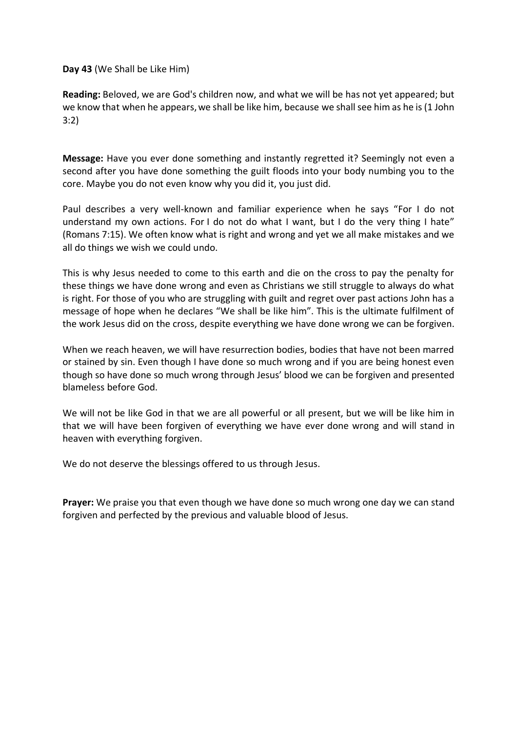**Day 43** (We Shall be Like Him)

**Reading:** Beloved, we are God's children now, and what we will be has not yet appeared; but we know that when he appears, we shall be like him, because we shall see him as he is (1 John 3:2)

**Message:** Have you ever done something and instantly regretted it? Seemingly not even a second after you have done something the guilt floods into your body numbing you to the core. Maybe you do not even know why you did it, you just did.

Paul describes a very well-known and familiar experience when he says "For I do not understand my own actions. For I do not do what I want, but I do the very thing I hate" (Romans 7:15). We often know what is right and wrong and yet we all make mistakes and we all do things we wish we could undo.

This is why Jesus needed to come to this earth and die on the cross to pay the penalty for these things we have done wrong and even as Christians we still struggle to always do what is right. For those of you who are struggling with guilt and regret over past actions John has a message of hope when he declares "We shall be like him". This is the ultimate fulfilment of the work Jesus did on the cross, despite everything we have done wrong we can be forgiven.

When we reach heaven, we will have resurrection bodies, bodies that have not been marred or stained by sin. Even though I have done so much wrong and if you are being honest even though so have done so much wrong through Jesus' blood we can be forgiven and presented blameless before God.

We will not be like God in that we are all powerful or all present, but we will be like him in that we will have been forgiven of everything we have ever done wrong and will stand in heaven with everything forgiven.

We do not deserve the blessings offered to us through Jesus.

**Prayer:** We praise you that even though we have done so much wrong one day we can stand forgiven and perfected by the previous and valuable blood of Jesus.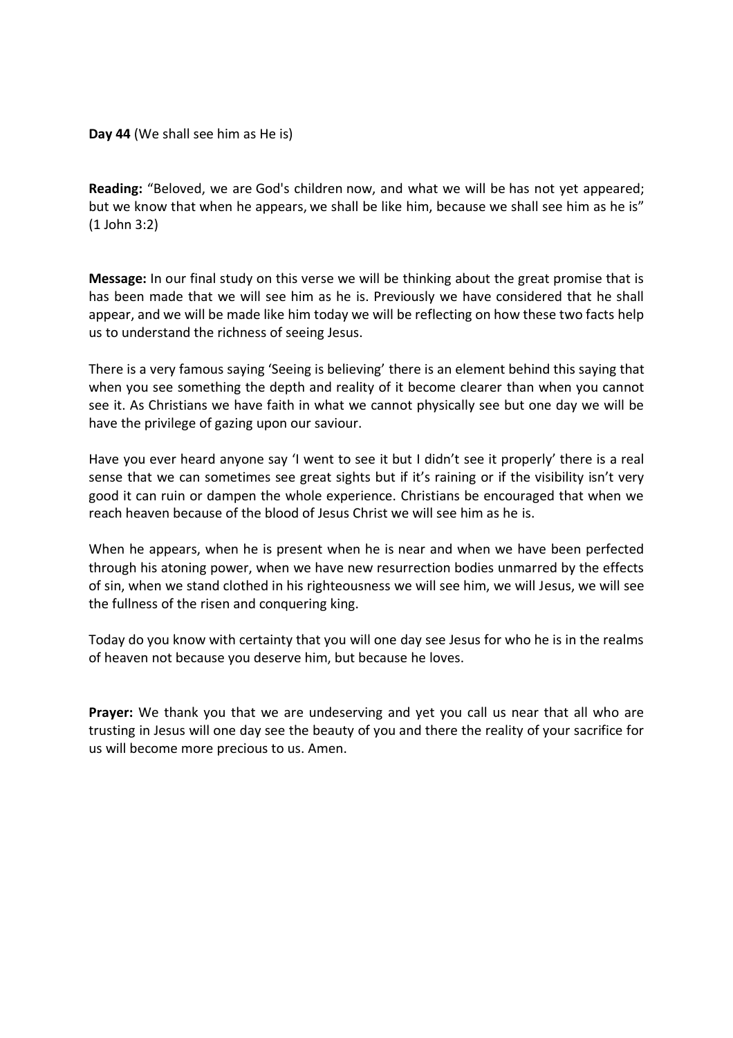**Day 44** (We shall see him as He is)

**Reading:** "Beloved, we are God's children now, and what we will be has not yet appeared; but we know that when he appears, we shall be like him, because we shall see him as he is" (1 John 3:2)

**Message:** In our final study on this verse we will be thinking about the great promise that is has been made that we will see him as he is. Previously we have considered that he shall appear, and we will be made like him today we will be reflecting on how these two facts help us to understand the richness of seeing Jesus.

There is a very famous saying 'Seeing is believing' there is an element behind this saying that when you see something the depth and reality of it become clearer than when you cannot see it. As Christians we have faith in what we cannot physically see but one day we will be have the privilege of gazing upon our saviour.

Have you ever heard anyone say 'I went to see it but I didn't see it properly' there is a real sense that we can sometimes see great sights but if it's raining or if the visibility isn't very good it can ruin or dampen the whole experience. Christians be encouraged that when we reach heaven because of the blood of Jesus Christ we will see him as he is.

When he appears, when he is present when he is near and when we have been perfected through his atoning power, when we have new resurrection bodies unmarred by the effects of sin, when we stand clothed in his righteousness we will see him, we will Jesus, we will see the fullness of the risen and conquering king.

Today do you know with certainty that you will one day see Jesus for who he is in the realms of heaven not because you deserve him, but because he loves.

**Prayer:** We thank you that we are undeserving and yet you call us near that all who are trusting in Jesus will one day see the beauty of you and there the reality of your sacrifice for us will become more precious to us. Amen.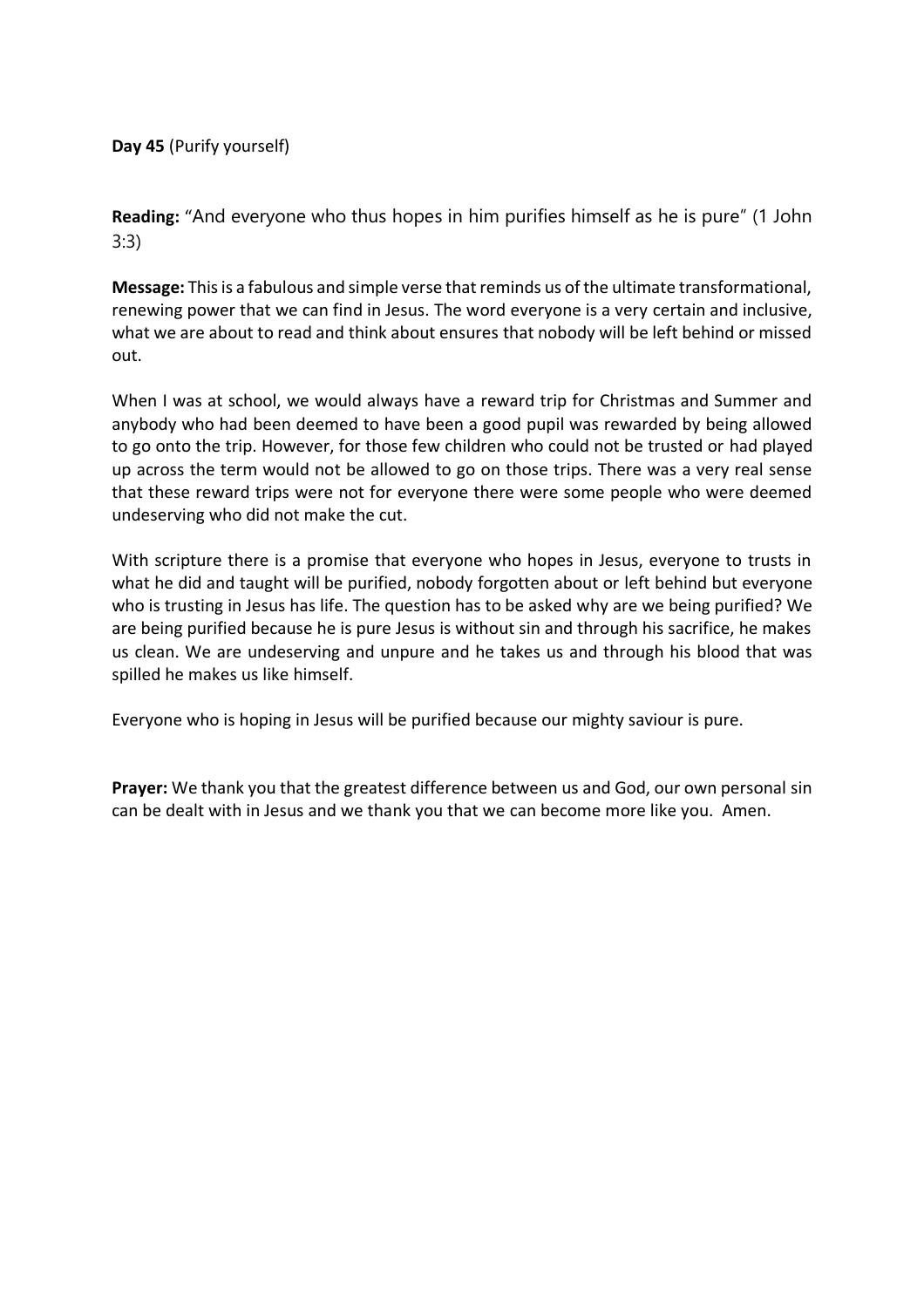**Day 45** (Purify yourself)

**Reading:** "And everyone who thus hopes in him purifies himself as he is pure" (1 John 3:3)

**Message:** This is a fabulous and simple verse that reminds us of the ultimate transformational, renewing power that we can find in Jesus. The word everyone is a very certain and inclusive, what we are about to read and think about ensures that nobody will be left behind or missed out.

When I was at school, we would always have a reward trip for Christmas and Summer and anybody who had been deemed to have been a good pupil was rewarded by being allowed to go onto the trip. However, for those few children who could not be trusted or had played up across the term would not be allowed to go on those trips. There was a very real sense that these reward trips were not for everyone there were some people who were deemed undeserving who did not make the cut.

With scripture there is a promise that everyone who hopes in Jesus, everyone to trusts in what he did and taught will be purified, nobody forgotten about or left behind but everyone who is trusting in Jesus has life. The question has to be asked why are we being purified? We are being purified because he is pure Jesus is without sin and through his sacrifice, he makes us clean. We are undeserving and unpure and he takes us and through his blood that was spilled he makes us like himself.

Everyone who is hoping in Jesus will be purified because our mighty saviour is pure.

**Prayer:** We thank you that the greatest difference between us and God, our own personal sin can be dealt with in Jesus and we thank you that we can become more like you. Amen.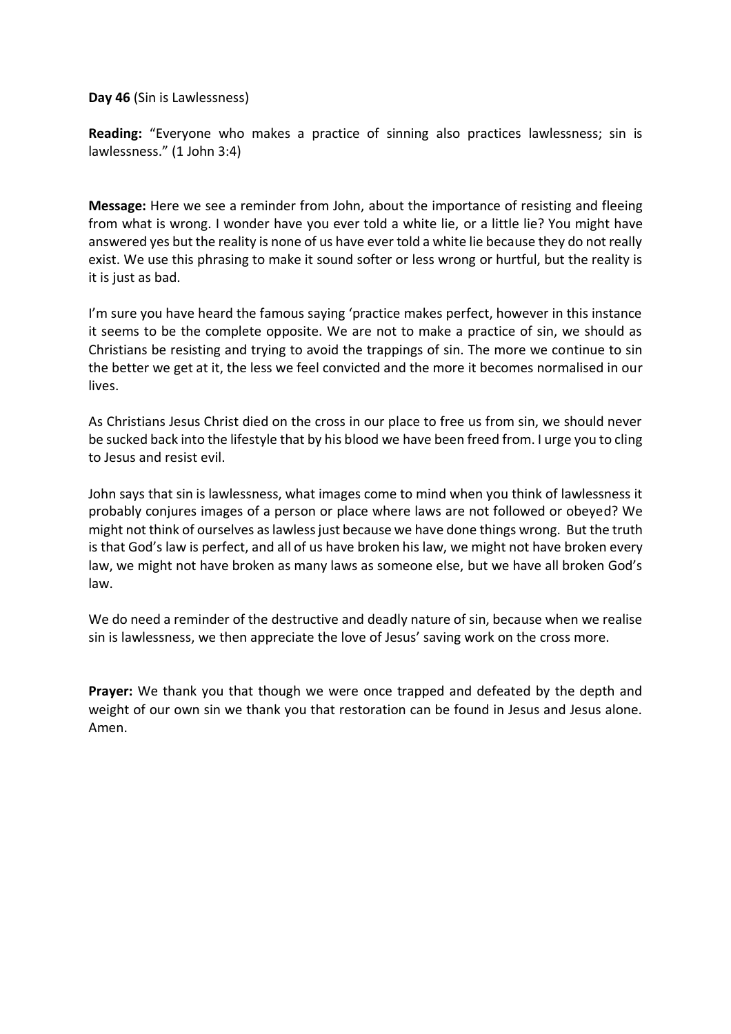**Day 46** (Sin is Lawlessness)

**Reading:** "Everyone who makes a practice of sinning also practices lawlessness; sin is lawlessness." (1 John 3:4)

**Message:** Here we see a reminder from John, about the importance of resisting and fleeing from what is wrong. I wonder have you ever told a white lie, or a little lie? You might have answered yes but the reality is none of us have ever told a white lie because they do not really exist. We use this phrasing to make it sound softer or less wrong or hurtful, but the reality is it is just as bad.

I'm sure you have heard the famous saying 'practice makes perfect, however in this instance it seems to be the complete opposite. We are not to make a practice of sin, we should as Christians be resisting and trying to avoid the trappings of sin. The more we continue to sin the better we get at it, the less we feel convicted and the more it becomes normalised in our lives.

As Christians Jesus Christ died on the cross in our place to free us from sin, we should never be sucked back into the lifestyle that by his blood we have been freed from. I urge you to cling to Jesus and resist evil.

John says that sin is lawlessness, what images come to mind when you think of lawlessness it probably conjures images of a person or place where laws are not followed or obeyed? We might not think of ourselves as lawless just because we have done things wrong. But the truth is that God's law is perfect, and all of us have broken his law, we might not have broken every law, we might not have broken as many laws as someone else, but we have all broken God's law.

We do need a reminder of the destructive and deadly nature of sin, because when we realise sin is lawlessness, we then appreciate the love of Jesus' saving work on the cross more.

**Prayer:** We thank you that though we were once trapped and defeated by the depth and weight of our own sin we thank you that restoration can be found in Jesus and Jesus alone. Amen.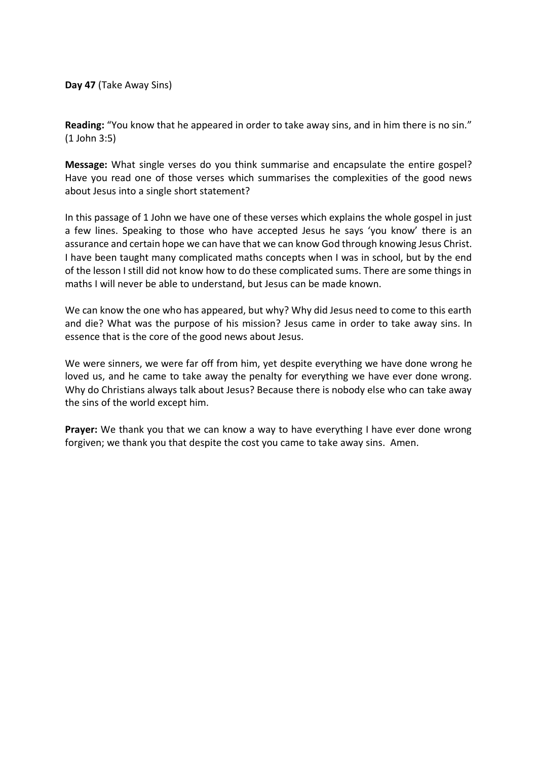**Day 47** (Take Away Sins)

**Reading:** "You know that he appeared in order to take away sins, and in him there is no sin." (1 John 3:5)

**Message:** What single verses do you think summarise and encapsulate the entire gospel? Have you read one of those verses which summarises the complexities of the good news about Jesus into a single short statement?

In this passage of 1 John we have one of these verses which explains the whole gospel in just a few lines. Speaking to those who have accepted Jesus he says 'you know' there is an assurance and certain hope we can have that we can know God through knowing Jesus Christ. I have been taught many complicated maths concepts when I was in school, but by the end of the lesson I still did not know how to do these complicated sums. There are some things in maths I will never be able to understand, but Jesus can be made known.

We can know the one who has appeared, but why? Why did Jesus need to come to this earth and die? What was the purpose of his mission? Jesus came in order to take away sins. In essence that is the core of the good news about Jesus.

We were sinners, we were far off from him, yet despite everything we have done wrong he loved us, and he came to take away the penalty for everything we have ever done wrong. Why do Christians always talk about Jesus? Because there is nobody else who can take away the sins of the world except him.

**Prayer:** We thank you that we can know a way to have everything I have ever done wrong forgiven; we thank you that despite the cost you came to take away sins. Amen.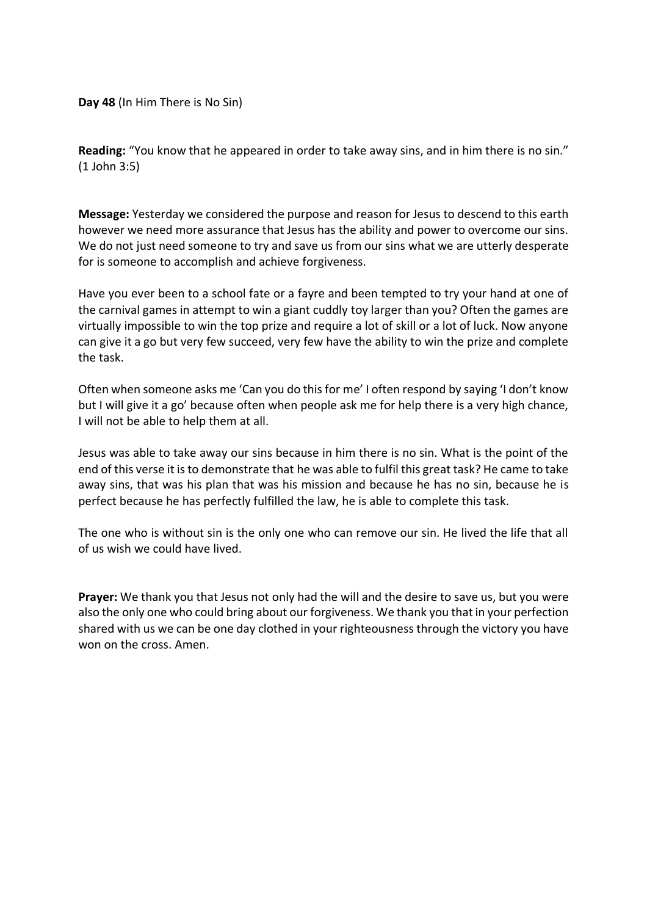**Day 48** (In Him There is No Sin)

**Reading:** "You know that he appeared in order to take away sins, and in him there is no sin." (1 John 3:5)

**Message:** Yesterday we considered the purpose and reason for Jesus to descend to this earth however we need more assurance that Jesus has the ability and power to overcome our sins. We do not just need someone to try and save us from our sins what we are utterly desperate for is someone to accomplish and achieve forgiveness.

Have you ever been to a school fate or a fayre and been tempted to try your hand at one of the carnival games in attempt to win a giant cuddly toy larger than you? Often the games are virtually impossible to win the top prize and require a lot of skill or a lot of luck. Now anyone can give it a go but very few succeed, very few have the ability to win the prize and complete the task.

Often when someone asks me 'Can you do this for me' I often respond by saying 'I don't know but I will give it a go' because often when people ask me for help there is a very high chance, I will not be able to help them at all.

Jesus was able to take away our sins because in him there is no sin. What is the point of the end of this verse it is to demonstrate that he was able to fulfil this great task? He came to take away sins, that was his plan that was his mission and because he has no sin, because he is perfect because he has perfectly fulfilled the law, he is able to complete this task.

The one who is without sin is the only one who can remove our sin. He lived the life that all of us wish we could have lived.

**Prayer:** We thank you that Jesus not only had the will and the desire to save us, but you were also the only one who could bring about our forgiveness. We thank you that in your perfection shared with us we can be one day clothed in your righteousness through the victory you have won on the cross. Amen.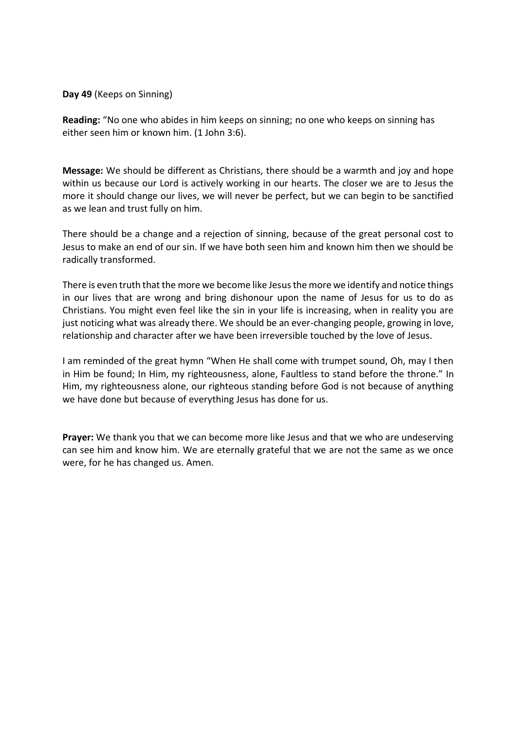**Day 49** (Keeps on Sinning)

**Reading:** "No one who abides in him keeps on sinning; no one who keeps on sinning has either seen him or known him. (1 John 3:6).

**Message:** We should be different as Christians, there should be a warmth and joy and hope within us because our Lord is actively working in our hearts. The closer we are to Jesus the more it should change our lives, we will never be perfect, but we can begin to be sanctified as we lean and trust fully on him.

There should be a change and a rejection of sinning, because of the great personal cost to Jesus to make an end of our sin. If we have both seen him and known him then we should be radically transformed.

There is even truth that the more we become like Jesus the more we identify and notice things in our lives that are wrong and bring dishonour upon the name of Jesus for us to do as Christians. You might even feel like the sin in your life is increasing, when in reality you are just noticing what was already there. We should be an ever-changing people, growing in love, relationship and character after we have been irreversible touched by the love of Jesus.

I am reminded of the great hymn "When He shall come with trumpet sound, Oh, may I then in Him be found; In Him, my righteousness, alone, Faultless to stand before the throne." In Him, my righteousness alone, our righteous standing before God is not because of anything we have done but because of everything Jesus has done for us.

**Prayer:** We thank you that we can become more like Jesus and that we who are undeserving can see him and know him. We are eternally grateful that we are not the same as we once were, for he has changed us. Amen.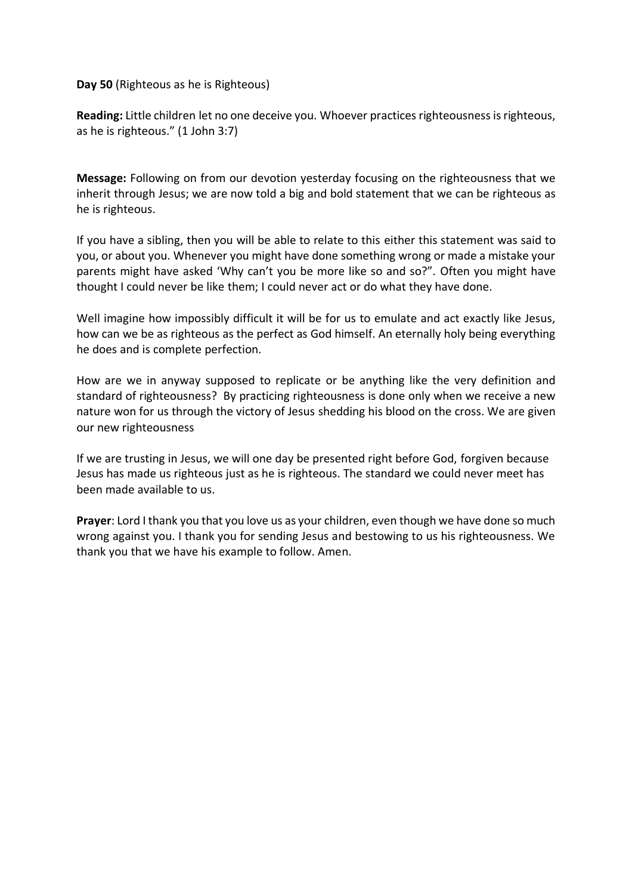**Day 50** (Righteous as he is Righteous)

**Reading:** Little children let no one deceive you. Whoever practices righteousness is righteous, as he is righteous." (1 John 3:7)

**Message:** Following on from our devotion yesterday focusing on the righteousness that we inherit through Jesus; we are now told a big and bold statement that we can be righteous as he is righteous.

If you have a sibling, then you will be able to relate to this either this statement was said to you, or about you. Whenever you might have done something wrong or made a mistake your parents might have asked 'Why can't you be more like so and so?". Often you might have thought I could never be like them; I could never act or do what they have done.

Well imagine how impossibly difficult it will be for us to emulate and act exactly like Jesus, how can we be as righteous as the perfect as God himself. An eternally holy being everything he does and is complete perfection.

How are we in anyway supposed to replicate or be anything like the very definition and standard of righteousness? By practicing righteousness is done only when we receive a new nature won for us through the victory of Jesus shedding his blood on the cross. We are given our new righteousness

If we are trusting in Jesus, we will one day be presented right before God, forgiven because Jesus has made us righteous just as he is righteous. The standard we could never meet has been made available to us.

**Prayer**: Lord I thank you that you love us as your children, even though we have done so much wrong against you. I thank you for sending Jesus and bestowing to us his righteousness. We thank you that we have his example to follow. Amen.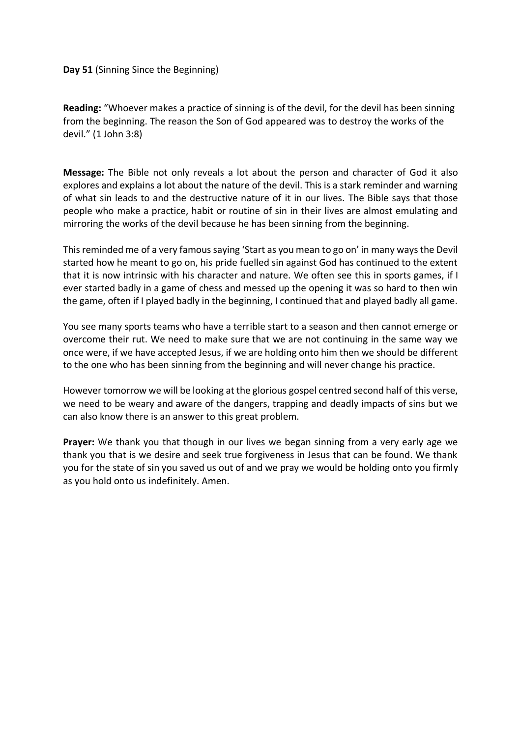**Day 51** (Sinning Since the Beginning)

**Reading:** "Whoever makes a practice of sinning is of the devil, for the devil has been sinning from the beginning. The reason the Son of God appeared was to destroy the works of the devil." (1 John 3:8)

**Message:** The Bible not only reveals a lot about the person and character of God it also explores and explains a lot about the nature of the devil. This is a stark reminder and warning of what sin leads to and the destructive nature of it in our lives. The Bible says that those people who make a practice, habit or routine of sin in their lives are almost emulating and mirroring the works of the devil because he has been sinning from the beginning.

This reminded me of a very famous saying 'Start as you mean to go on' in many ways the Devil started how he meant to go on, his pride fuelled sin against God has continued to the extent that it is now intrinsic with his character and nature. We often see this in sports games, if I ever started badly in a game of chess and messed up the opening it was so hard to then win the game, often if I played badly in the beginning, I continued that and played badly all game.

You see many sports teams who have a terrible start to a season and then cannot emerge or overcome their rut. We need to make sure that we are not continuing in the same way we once were, if we have accepted Jesus, if we are holding onto him then we should be different to the one who has been sinning from the beginning and will never change his practice.

However tomorrow we will be looking at the glorious gospel centred second half of this verse, we need to be weary and aware of the dangers, trapping and deadly impacts of sins but we can also know there is an answer to this great problem.

**Prayer:** We thank you that though in our lives we began sinning from a very early age we thank you that is we desire and seek true forgiveness in Jesus that can be found. We thank you for the state of sin you saved us out of and we pray we would be holding onto you firmly as you hold onto us indefinitely. Amen.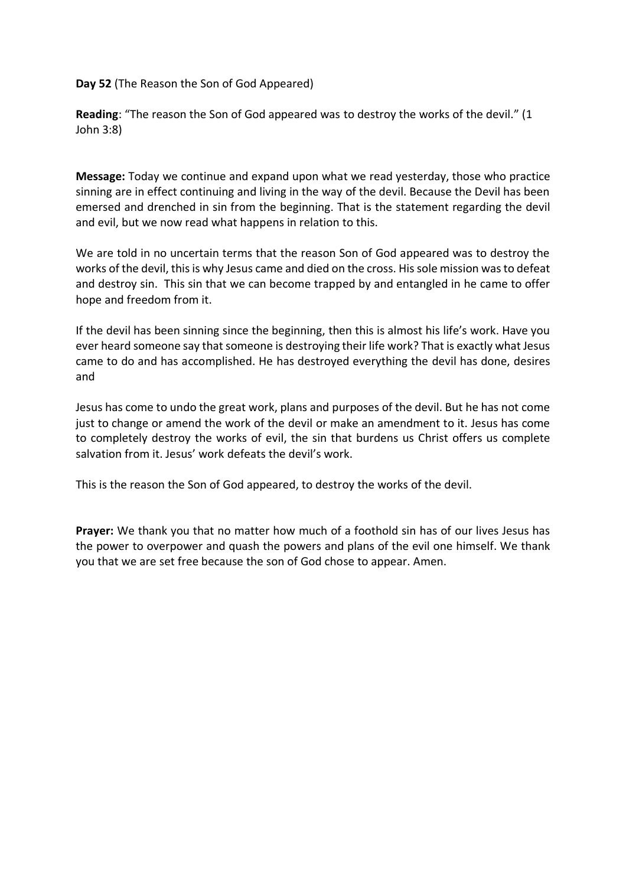**Day 52** (The Reason the Son of God Appeared)

**Reading**: "The reason the Son of God appeared was to destroy the works of the devil." (1 John 3:8)

**Message:** Today we continue and expand upon what we read yesterday, those who practice sinning are in effect continuing and living in the way of the devil. Because the Devil has been emersed and drenched in sin from the beginning. That is the statement regarding the devil and evil, but we now read what happens in relation to this.

We are told in no uncertain terms that the reason Son of God appeared was to destroy the works of the devil, this is why Jesus came and died on the cross. His sole mission was to defeat and destroy sin. This sin that we can become trapped by and entangled in he came to offer hope and freedom from it.

If the devil has been sinning since the beginning, then this is almost his life's work. Have you ever heard someone say that someone is destroying their life work? That is exactly what Jesus came to do and has accomplished. He has destroyed everything the devil has done, desires and

Jesus has come to undo the great work, plans and purposes of the devil. But he has not come just to change or amend the work of the devil or make an amendment to it. Jesus has come to completely destroy the works of evil, the sin that burdens us Christ offers us complete salvation from it. Jesus' work defeats the devil's work.

This is the reason the Son of God appeared, to destroy the works of the devil.

**Prayer:** We thank you that no matter how much of a foothold sin has of our lives Jesus has the power to overpower and quash the powers and plans of the evil one himself. We thank you that we are set free because the son of God chose to appear. Amen.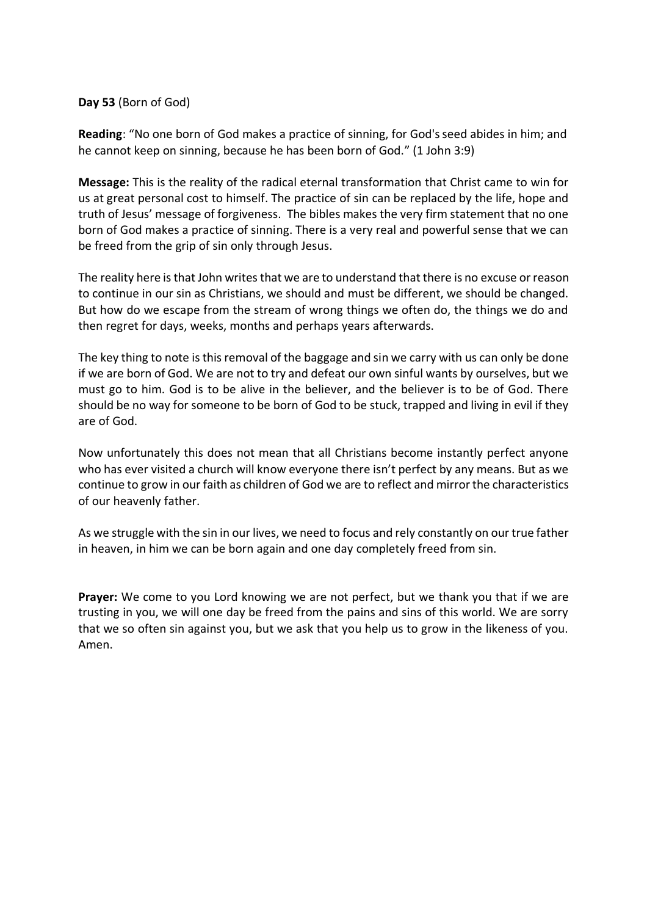**Day 53** (Born of God)

**Reading**: "No one born of God makes a practice of sinning, for God's seed abides in him; and he cannot keep on sinning, because he has been born of God." (1 John 3:9)

**Message:** This is the reality of the radical eternal transformation that Christ came to win for us at great personal cost to himself. The practice of sin can be replaced by the life, hope and truth of Jesus' message of forgiveness. The bibles makes the very firm statement that no one born of God makes a practice of sinning. There is a very real and powerful sense that we can be freed from the grip of sin only through Jesus.

The reality here is that John writes that we are to understand that there is no excuse or reason to continue in our sin as Christians, we should and must be different, we should be changed. But how do we escape from the stream of wrong things we often do, the things we do and then regret for days, weeks, months and perhaps years afterwards.

The key thing to note is this removal of the baggage and sin we carry with us can only be done if we are born of God. We are not to try and defeat our own sinful wants by ourselves, but we must go to him. God is to be alive in the believer, and the believer is to be of God. There should be no way for someone to be born of God to be stuck, trapped and living in evil if they are of God.

Now unfortunately this does not mean that all Christians become instantly perfect anyone who has ever visited a church will know everyone there isn't perfect by any means. But as we continue to grow in our faith as children of God we are to reflect and mirror the characteristics of our heavenly father.

As we struggle with the sin in our lives, we need to focus and rely constantly on our true father in heaven, in him we can be born again and one day completely freed from sin.

**Prayer:** We come to you Lord knowing we are not perfect, but we thank you that if we are trusting in you, we will one day be freed from the pains and sins of this world. We are sorry that we so often sin against you, but we ask that you help us to grow in the likeness of you. Amen.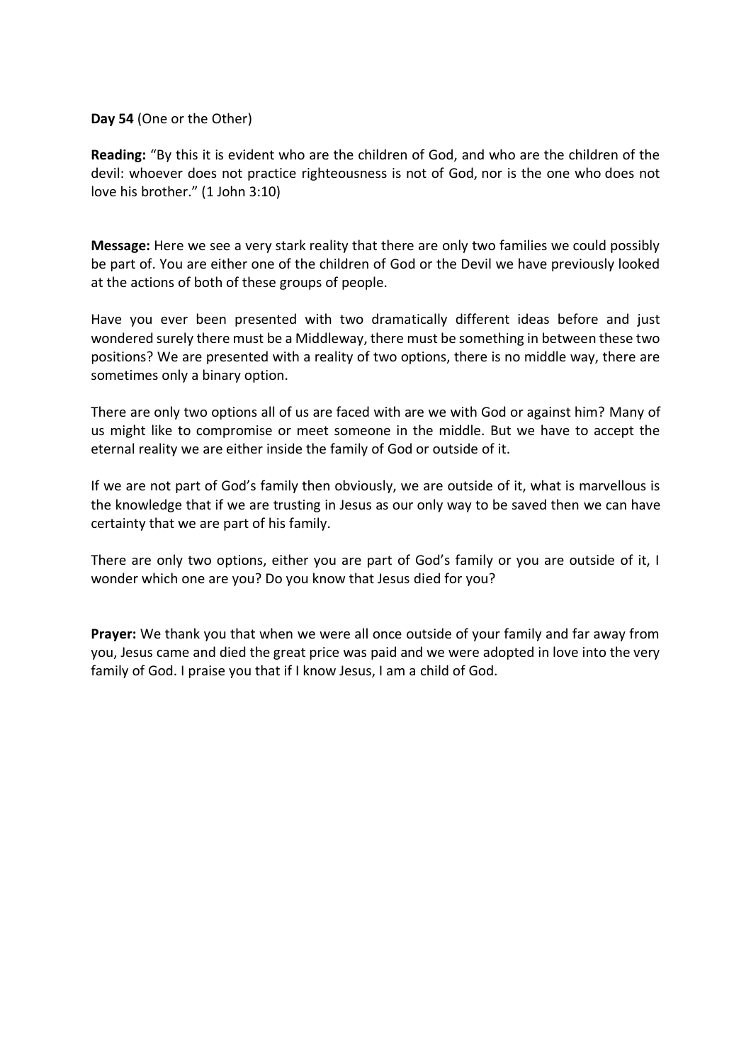**Day 54** (One or the Other)

**Reading:** "By this it is evident who are the children of God, and who are the children of the devil: whoever does not practice righteousness is not of God, nor is the one who does not love his brother." (1 John 3:10)

**Message:** Here we see a very stark reality that there are only two families we could possibly be part of. You are either one of the children of God or the Devil we have previously looked at the actions of both of these groups of people.

Have you ever been presented with two dramatically different ideas before and just wondered surely there must be a Middleway, there must be something in between these two positions? We are presented with a reality of two options, there is no middle way, there are sometimes only a binary option.

There are only two options all of us are faced with are we with God or against him? Many of us might like to compromise or meet someone in the middle. But we have to accept the eternal reality we are either inside the family of God or outside of it.

If we are not part of God's family then obviously, we are outside of it, what is marvellous is the knowledge that if we are trusting in Jesus as our only way to be saved then we can have certainty that we are part of his family.

There are only two options, either you are part of God's family or you are outside of it, I wonder which one are you? Do you know that Jesus died for you?

**Prayer:** We thank you that when we were all once outside of your family and far away from you, Jesus came and died the great price was paid and we were adopted in love into the very family of God. I praise you that if I know Jesus, I am a child of God.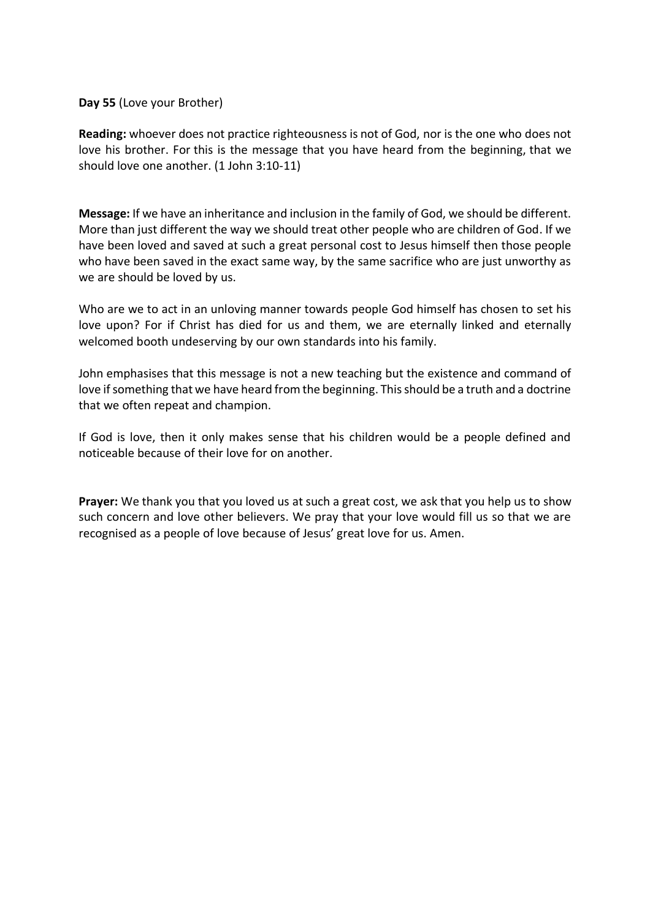**Day 55** (Love your Brother)

**Reading:** whoever does not practice righteousness is not of God, nor is the one who does not love his brother. For this is the message that you have heard from the beginning, that we should love one another. (1 John 3:10-11)

**Message:** If we have an inheritance and inclusion in the family of God, we should be different. More than just different the way we should treat other people who are children of God. If we have been loved and saved at such a great personal cost to Jesus himself then those people who have been saved in the exact same way, by the same sacrifice who are just unworthy as we are should be loved by us.

Who are we to act in an unloving manner towards people God himself has chosen to set his love upon? For if Christ has died for us and them, we are eternally linked and eternally welcomed booth undeserving by our own standards into his family.

John emphasises that this message is not a new teaching but the existence and command of love if something that we have heard from the beginning. This should be a truth and a doctrine that we often repeat and champion.

If God is love, then it only makes sense that his children would be a people defined and noticeable because of their love for on another.

**Prayer:** We thank you that you loved us at such a great cost, we ask that you help us to show such concern and love other believers. We pray that your love would fill us so that we are recognised as a people of love because of Jesus' great love for us. Amen.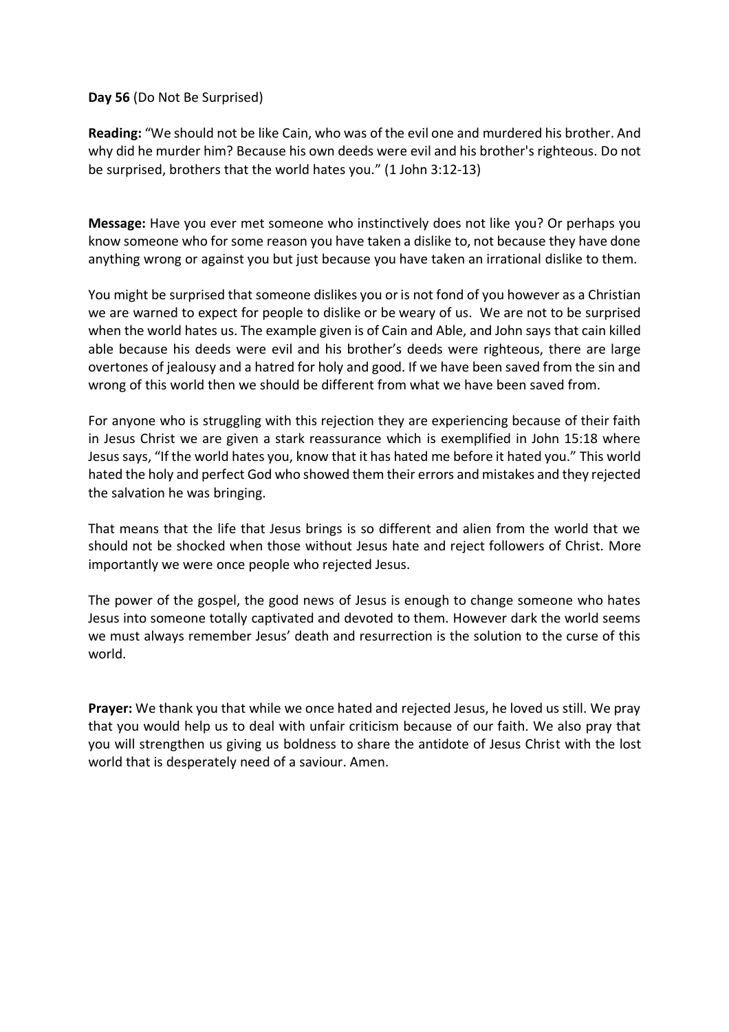**Day 56** (Do Not Be Surprised)

**Reading:** "We should not be like Cain, who was of the evil one and murdered his brother. And why did he murder him? Because his own deeds were evil and his brother's righteous. Do not be surprised, brothers that the world hates you." (1 John 3:12-13)

**Message:** Have you ever met someone who instinctively does not like you? Or perhaps you know someone who for some reason you have taken a dislike to, not because they have done anything wrong or against you but just because you have taken an irrational dislike to them.

You might be surprised that someone dislikes you or is not fond of you however as a Christian we are warned to expect for people to dislike or be weary of us. We are not to be surprised when the world hates us. The example given is of Cain and Able, and John says that cain killed able because his deeds were evil and his brother's deeds were righteous, there are large overtones of jealousy and a hatred for holy and good. If we have been saved from the sin and wrong of this world then we should be different from what we have been saved from.

For anyone who is struggling with this rejection they are experiencing because of their faith in Jesus Christ we are given a stark reassurance which is exemplified in John 15:18 where Jesus says, "If the world hates you, know that it has hated me before it hated you." This world hated the holy and perfect God who showed them their errors and mistakes and they rejected the salvation he was bringing.

That means that the life that Jesus brings is so different and alien from the world that we should not be shocked when those without Jesus hate and reject followers of Christ. More importantly we were once people who rejected Jesus.

The power of the gospel, the good news of Jesus is enough to change someone who hates Jesus into someone totally captivated and devoted to them. However dark the world seems we must always remember Jesus' death and resurrection is the solution to the curse of this world.

**Prayer:** We thank you that while we once hated and rejected Jesus, he loved us still. We pray that you would help us to deal with unfair criticism because of our faith. We also pray that you will strengthen us giving us boldness to share the antidote of Jesus Christ with the lost world that is desperately need of a saviour. Amen.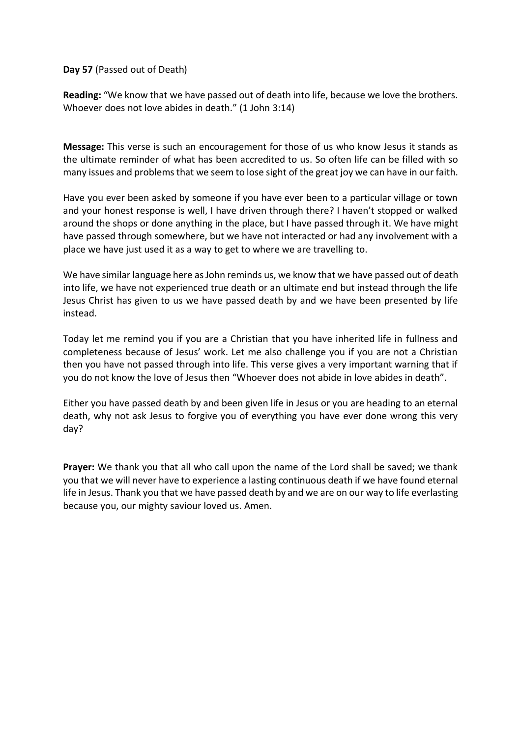**Day 57** (Passed out of Death)

**Reading:** "We know that we have passed out of death into life, because we love the brothers. Whoever does not love abides in death." (1 John 3:14)

**Message:** This verse is such an encouragement for those of us who know Jesus it stands as the ultimate reminder of what has been accredited to us. So often life can be filled with so many issues and problems that we seem to lose sight of the great joy we can have in our faith.

Have you ever been asked by someone if you have ever been to a particular village or town and your honest response is well, I have driven through there? I haven't stopped or walked around the shops or done anything in the place, but I have passed through it. We have might have passed through somewhere, but we have not interacted or had any involvement with a place we have just used it as a way to get to where we are travelling to.

We have similar language here as John reminds us, we know that we have passed out of death into life, we have not experienced true death or an ultimate end but instead through the life Jesus Christ has given to us we have passed death by and we have been presented by life instead.

Today let me remind you if you are a Christian that you have inherited life in fullness and completeness because of Jesus' work. Let me also challenge you if you are not a Christian then you have not passed through into life. This verse gives a very important warning that if you do not know the love of Jesus then "Whoever does not abide in love abides in death".

Either you have passed death by and been given life in Jesus or you are heading to an eternal death, why not ask Jesus to forgive you of everything you have ever done wrong this very day?

**Prayer:** We thank you that all who call upon the name of the Lord shall be saved; we thank you that we will never have to experience a lasting continuous death if we have found eternal life in Jesus. Thank you that we have passed death by and we are on our way to life everlasting because you, our mighty saviour loved us. Amen.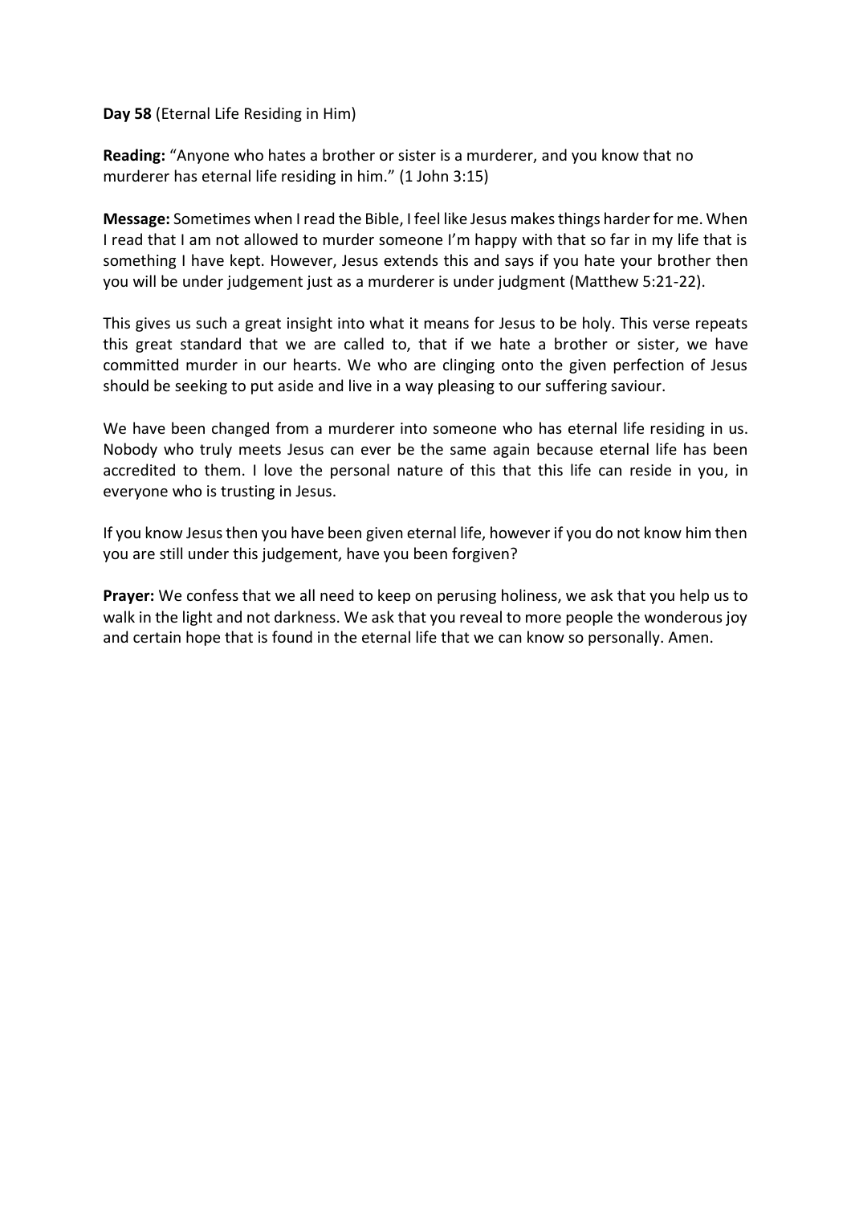**Day 58** (Eternal Life Residing in Him)

**Reading:** "Anyone who hates a brother or sister is a murderer, and you know that no murderer has eternal life residing in him." (1 John 3:15)

**Message:** Sometimes when I read the Bible, I feel like Jesus makes things harder for me. When I read that I am not allowed to murder someone I'm happy with that so far in my life that is something I have kept. However, Jesus extends this and says if you hate your brother then you will be under judgement just as a murderer is under judgment (Matthew 5:21-22).

This gives us such a great insight into what it means for Jesus to be holy. This verse repeats this great standard that we are called to, that if we hate a brother or sister, we have committed murder in our hearts. We who are clinging onto the given perfection of Jesus should be seeking to put aside and live in a way pleasing to our suffering saviour.

We have been changed from a murderer into someone who has eternal life residing in us. Nobody who truly meets Jesus can ever be the same again because eternal life has been accredited to them. I love the personal nature of this that this life can reside in you, in everyone who is trusting in Jesus.

If you know Jesus then you have been given eternal life, however if you do not know him then you are still under this judgement, have you been forgiven?

**Prayer:** We confess that we all need to keep on perusing holiness, we ask that you help us to walk in the light and not darkness. We ask that you reveal to more people the wonderous joy and certain hope that is found in the eternal life that we can know so personally. Amen.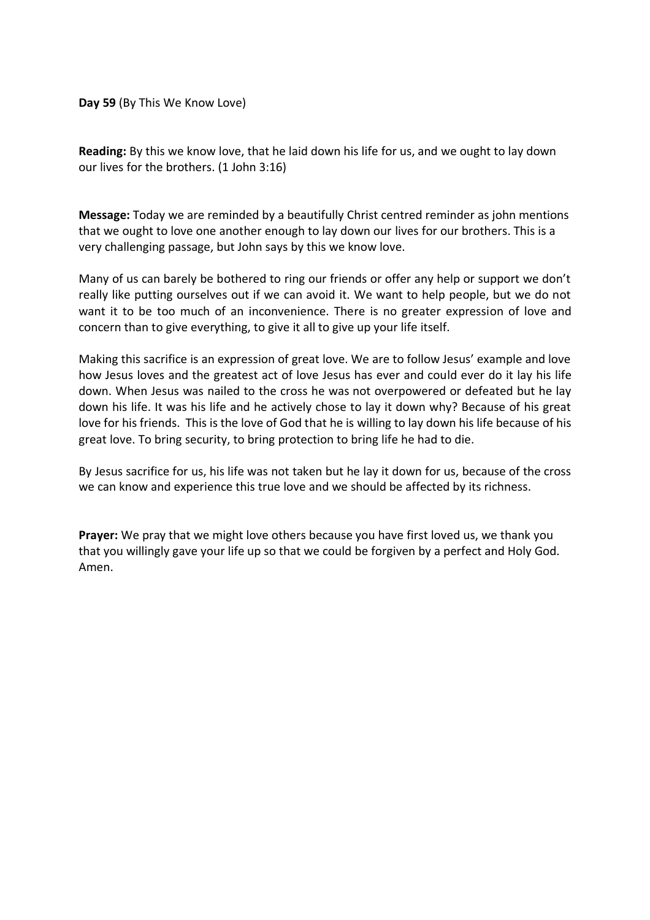**Day 59** (By This We Know Love)

**Reading:** By this we know love, that he laid down his life for us, and we ought to lay down our lives for the brothers. (1 John 3:16)

**Message:** Today we are reminded by a beautifully Christ centred reminder as john mentions that we ought to love one another enough to lay down our lives for our brothers. This is a very challenging passage, but John says by this we know love.

Many of us can barely be bothered to ring our friends or offer any help or support we don't really like putting ourselves out if we can avoid it. We want to help people, but we do not want it to be too much of an inconvenience. There is no greater expression of love and concern than to give everything, to give it all to give up your life itself.

Making this sacrifice is an expression of great love. We are to follow Jesus' example and love how Jesus loves and the greatest act of love Jesus has ever and could ever do it lay his life down. When Jesus was nailed to the cross he was not overpowered or defeated but he lay down his life. It was his life and he actively chose to lay it down why? Because of his great love for his friends. This is the love of God that he is willing to lay down his life because of his great love. To bring security, to bring protection to bring life he had to die.

By Jesus sacrifice for us, his life was not taken but he lay it down for us, because of the cross we can know and experience this true love and we should be affected by its richness.

**Prayer:** We pray that we might love others because you have first loved us, we thank you that you willingly gave your life up so that we could be forgiven by a perfect and Holy God. Amen.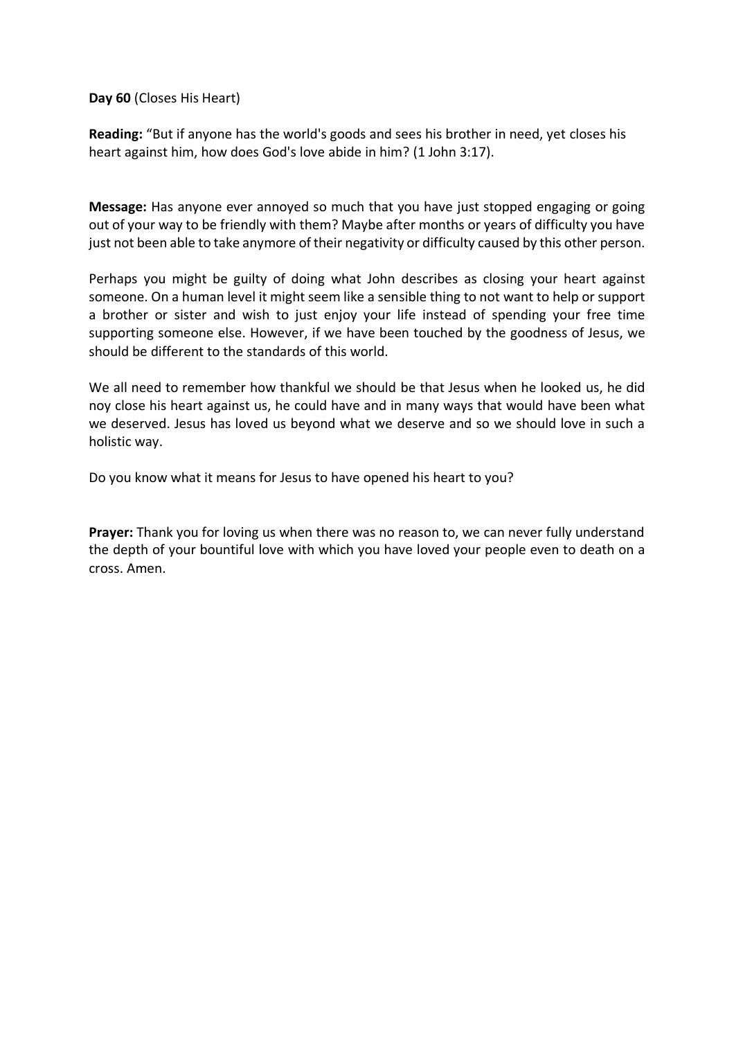**Day 60** (Closes His Heart)

**Reading:** "But if anyone has the world's goods and sees his brother in need, yet closes his heart against him, how does God's love abide in him? (1 John 3:17).

**Message:** Has anyone ever annoyed so much that you have just stopped engaging or going out of your way to be friendly with them? Maybe after months or years of difficulty you have just not been able to take anymore of their negativity or difficulty caused by this other person.

Perhaps you might be guilty of doing what John describes as closing your heart against someone. On a human level it might seem like a sensible thing to not want to help or support a brother or sister and wish to just enjoy your life instead of spending your free time supporting someone else. However, if we have been touched by the goodness of Jesus, we should be different to the standards of this world.

We all need to remember how thankful we should be that Jesus when he looked us, he did noy close his heart against us, he could have and in many ways that would have been what we deserved. Jesus has loved us beyond what we deserve and so we should love in such a holistic way.

Do you know what it means for Jesus to have opened his heart to you?

**Prayer:** Thank you for loving us when there was no reason to, we can never fully understand the depth of your bountiful love with which you have loved your people even to death on a cross. Amen.